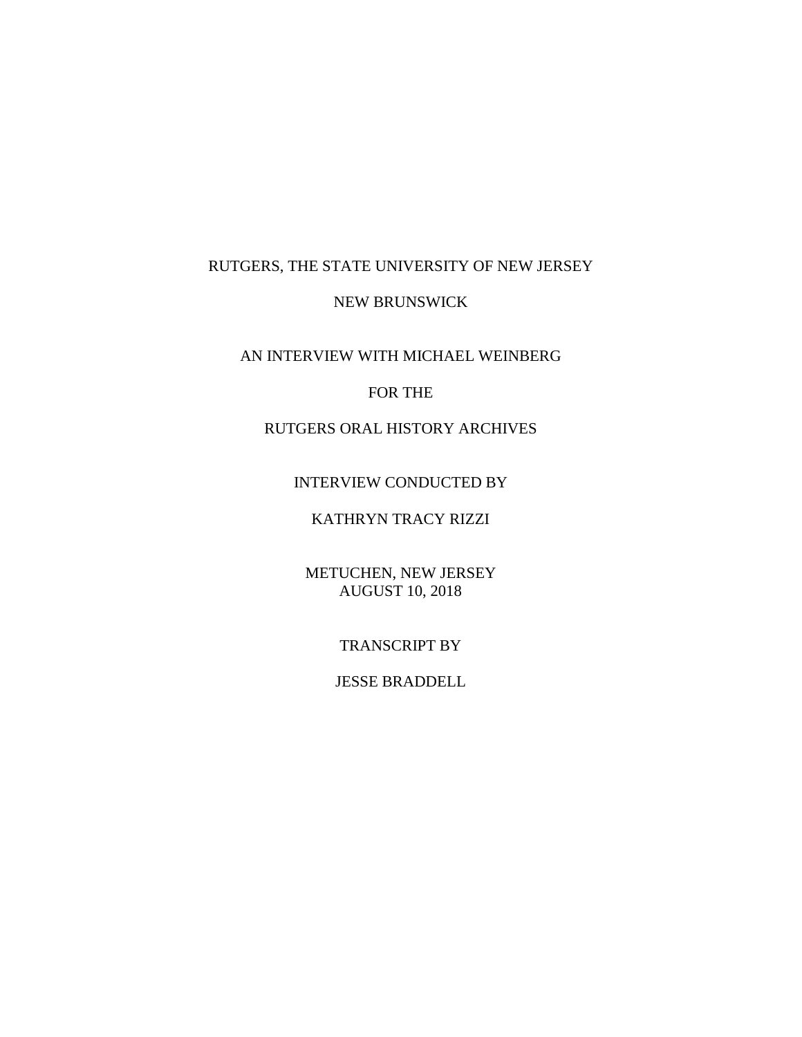RUTGERS, THE STATE UNIVERSITY OF NEW JERSEY

NEW BRUNSWICK

AN INTERVIEW WITH MICHAEL WEINBERG

FOR THE

RUTGERS ORAL HISTORY ARCHIVES

INTERVIEW CONDUCTED BY

KATHRYN TRACY RIZZI

METUCHEN, NEW JERSEY
AUGUST 10, 2018

TRANSCRIPT BY

JESSE BRADDELL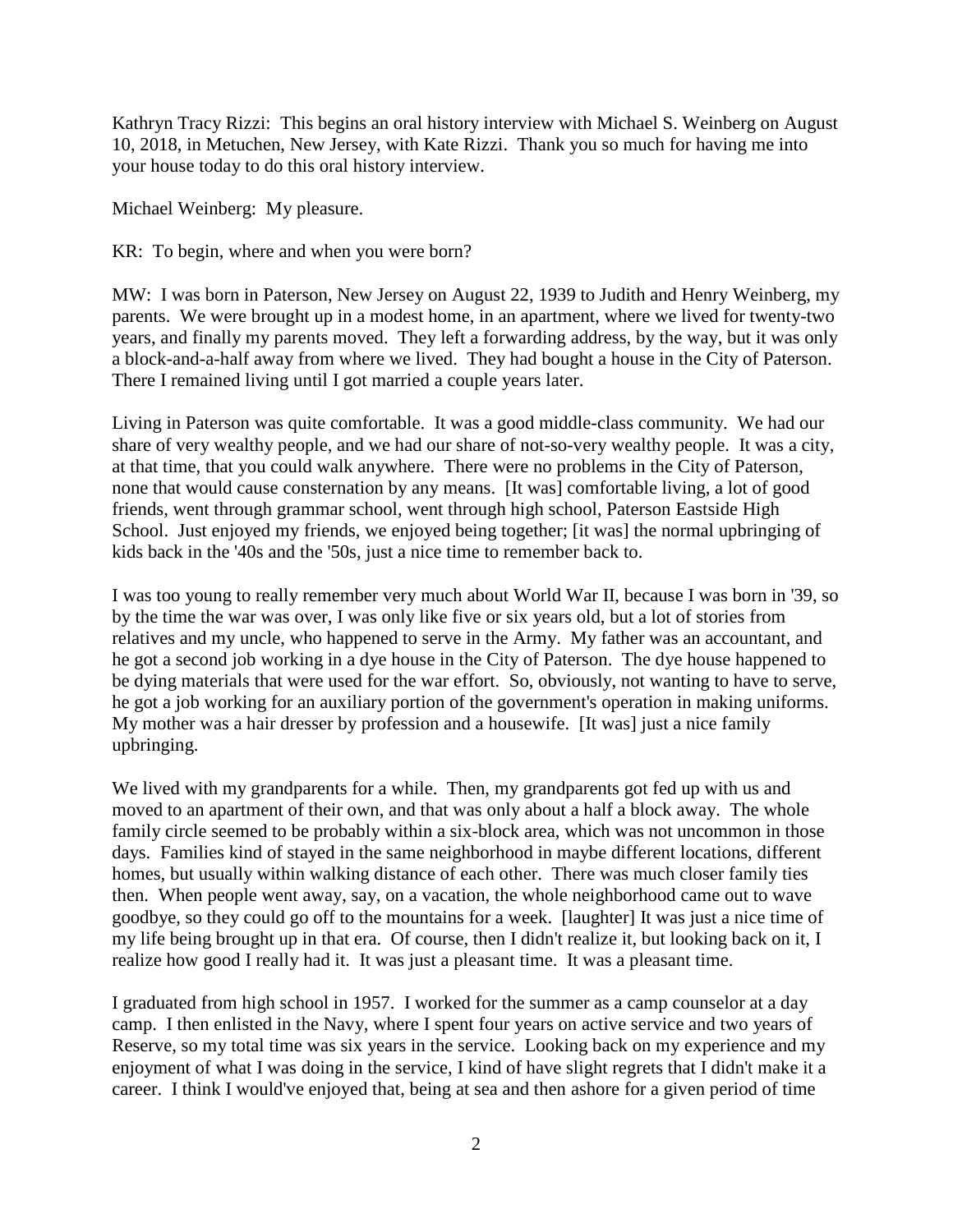Kathryn Tracy Rizzi: This begins an oral history interview with Michael S. Weinberg on August 10, 2018, in Metuchen, New Jersey, with Kate Rizzi. Thank you so much for having me into your house today to do this oral history interview.

Michael Weinberg: My pleasure.

KR: To begin, where and when you were born?

MW: I was born in Paterson, New Jersey on August 22, 1939 to Judith and Henry Weinberg, my parents. We were brought up in a modest home, in an apartment, where we lived for twenty-two years, and finally my parents moved. They left a forwarding address, by the way, but it was only a block-and-a-half away from where we lived. They had bought a house in the City of Paterson. There I remained living until I got married a couple years later.

Living in Paterson was quite comfortable. It was a good middle-class community. We had our share of very wealthy people, and we had our share of not-so-very wealthy people. It was a city, at that time, that you could walk anywhere. There were no problems in the City of Paterson, none that would cause consternation by any means. [It was] comfortable living, a lot of good friends, went through grammar school, went through high school, Paterson Eastside High School. Just enjoyed my friends, we enjoyed being together; [it was] the normal upbringing of kids back in the '40s and the '50s, just a nice time to remember back to.

I was too young to really remember very much about World War II, because I was born in '39, so by the time the war was over, I was only like five or six years old, but a lot of stories from relatives and my uncle, who happened to serve in the Army. My father was an accountant, and he got a second job working in a dye house in the City of Paterson. The dye house happened to be dying materials that were used for the war effort. So, obviously, not wanting to have to serve, he got a job working for an auxiliary portion of the government's operation in making uniforms. My mother was a hair dresser by profession and a housewife. [It was] just a nice family upbringing.

We lived with my grandparents for a while. Then, my grandparents got fed up with us and moved to an apartment of their own, and that was only about a half a block away. The whole family circle seemed to be probably within a six-block area, which was not uncommon in those days. Families kind of stayed in the same neighborhood in maybe different locations, different homes, but usually within walking distance of each other. There was much closer family ties then. When people went away, say, on a vacation, the whole neighborhood came out to wave goodbye, so they could go off to the mountains for a week. [laughter] It was just a nice time of my life being brought up in that era. Of course, then I didn't realize it, but looking back on it, I realize how good I really had it. It was just a pleasant time. It was a pleasant time.

I graduated from high school in 1957. I worked for the summer as a camp counselor at a day camp. I then enlisted in the Navy, where I spent four years on active service and two years of Reserve, so my total time was six years in the service. Looking back on my experience and my enjoyment of what I was doing in the service, I kind of have slight regrets that I didn't make it a career. I think I would've enjoyed that, being at sea and then ashore for a given period of time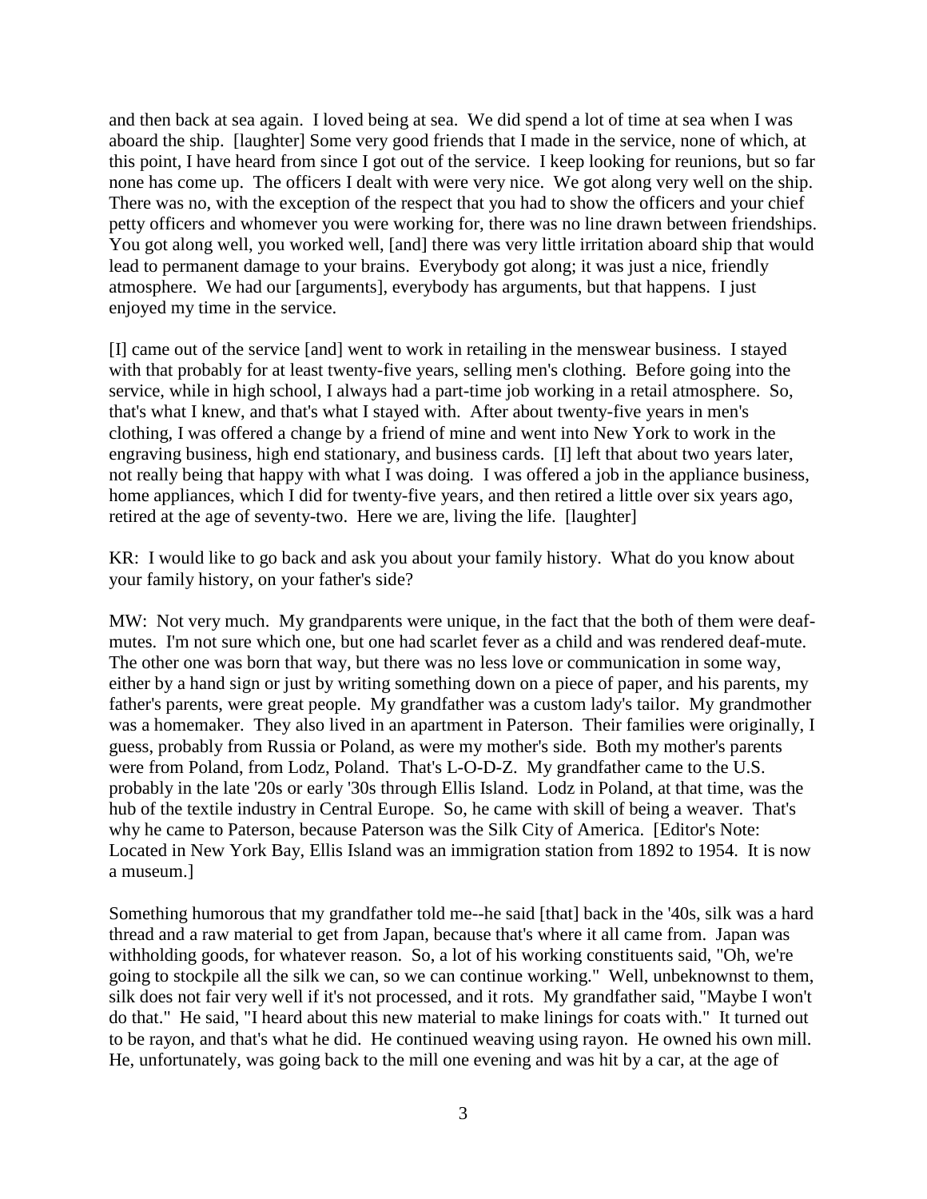and then back at sea again. I loved being at sea. We did spend a lot of time at sea when I was aboard the ship. [laughter] Some very good friends that I made in the service, none of which, at this point, I have heard from since I got out of the service. I keep looking for reunions, but so far none has come up. The officers I dealt with were very nice. We got along very well on the ship. There was no, with the exception of the respect that you had to show the officers and your chief petty officers and whomever you were working for, there was no line drawn between friendships. You got along well, you worked well, [and] there was very little irritation aboard ship that would lead to permanent damage to your brains. Everybody got along; it was just a nice, friendly atmosphere. We had our [arguments], everybody has arguments, but that happens. I just enjoyed my time in the service.

[I] came out of the service [and] went to work in retailing in the menswear business. I stayed with that probably for at least twenty-five years, selling men's clothing. Before going into the service, while in high school, I always had a part-time job working in a retail atmosphere. So, that's what I knew, and that's what I stayed with. After about twenty-five years in men's clothing, I was offered a change by a friend of mine and went into New York to work in the engraving business, high end stationary, and business cards. [I] left that about two years later, not really being that happy with what I was doing. I was offered a job in the appliance business, home appliances, which I did for twenty-five years, and then retired a little over six years ago, retired at the age of seventy-two. Here we are, living the life. [laughter]

KR: I would like to go back and ask you about your family history. What do you know about your family history, on your father's side?

MW: Not very much. My grandparents were unique, in the fact that the both of them were deaf-mutes. I'm not sure which one, but one had scarlet fever as a child and was rendered deaf-mute. The other one was born that way, but there was no less love or communication in some way, either by a hand sign or just by writing something down on a piece of paper, and his parents, my father's parents, were great people. My grandfather was a custom lady's tailor. My grandmother was a homemaker. They also lived in an apartment in Paterson. Their families were originally, I guess, probably from Russia or Poland, as were my mother's side. Both my mother's parents were from Poland, from Lodz, Poland. That's L-O-D-Z. My grandfather came to the U.S. probably in the late '20s or early '30s through Ellis Island. Lodz in Poland, at that time, was the hub of the textile industry in Central Europe. So, he came with skill of being a weaver. That's why he came to Paterson, because Paterson was the Silk City of America. [Editor's Note: Located in New York Bay, Ellis Island was an immigration station from 1892 to 1954. It is now a museum.]

Something humorous that my grandfather told me--he said [that] back in the '40s, silk was a hard thread and a raw material to get from Japan, because that's where it all came from. Japan was withholding goods, for whatever reason. So, a lot of his working constituents said, "Oh, we're going to stockpile all the silk we can, so we can continue working." Well, unbeknownst to them, silk does not fair very well if it's not processed, and it rots. My grandfather said, "Maybe I won't do that." He said, "I heard about this new material to make linings for coats with." It turned out to be rayon, and that's what he did. He continued weaving using rayon. He owned his own mill. He, unfortunately, was going back to the mill one evening and was hit by a car, at the age of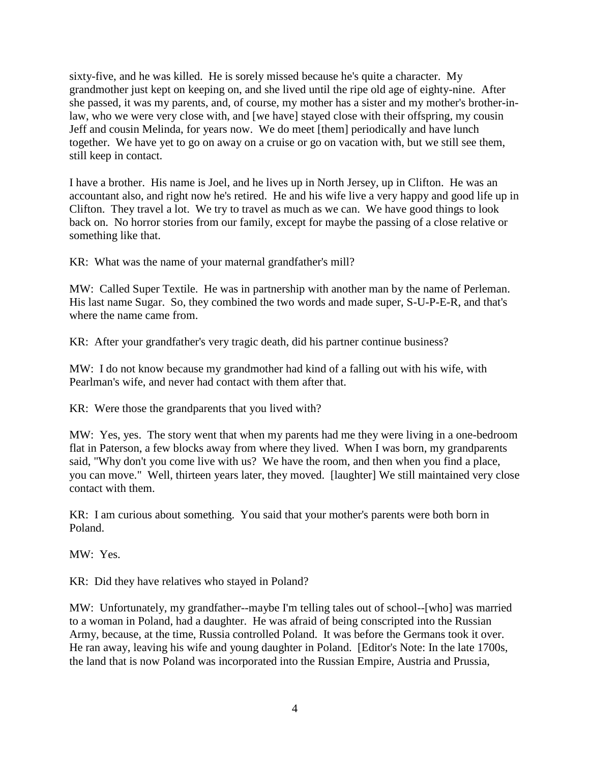sixty-five, and he was killed. He is sorely missed because he's quite a character. My grandmother just kept on keeping on, and she lived until the ripe old age of eighty-nine. After she passed, it was my parents, and, of course, my mother has a sister and my mother's brother-in-law, who we were very close with, and [we have] stayed close with their offspring, my cousin Jeff and cousin Melinda, for years now. We do meet [them] periodically and have lunch together. We have yet to go on away on a cruise or go on vacation with, but we still see them, still keep in contact.

I have a brother. His name is Joel, and he lives up in North Jersey, up in Clifton. He was an accountant also, and right now he's retired. He and his wife live a very happy and good life up in Clifton. They travel a lot. We try to travel as much as we can. We have good things to look back on. No horror stories from our family, except for maybe the passing of a close relative or something like that.

KR: What was the name of your maternal grandfather's mill?

MW: Called Super Textile. He was in partnership with another man by the name of Perleman. His last name Sugar. So, they combined the two words and made super, S-U-P-E-R, and that's where the name came from.

KR: After your grandfather's very tragic death, did his partner continue business?

MW: I do not know because my grandmother had kind of a falling out with his wife, with Pearlman's wife, and never had contact with them after that.

KR: Were those the grandparents that you lived with?

MW: Yes, yes. The story went that when my parents had me they were living in a one-bedroom flat in Paterson, a few blocks away from where they lived. When I was born, my grandparents said, "Why don't you come live with us? We have the room, and then when you find a place, you can move." Well, thirteen years later, they moved. [laughter] We still maintained very close contact with them.

KR: I am curious about something. You said that your mother's parents were both born in Poland.

MW: Yes.

KR: Did they have relatives who stayed in Poland?

MW: Unfortunately, my grandfather--maybe I'm telling tales out of school--[who] was married to a woman in Poland, had a daughter. He was afraid of being conscripted into the Russian Army, because, at the time, Russia controlled Poland. It was before the Germans took it over. He ran away, leaving his wife and young daughter in Poland. [Editor's Note: In the late 1700s, the land that is now Poland was incorporated into the Russian Empire, Austria and Prussia,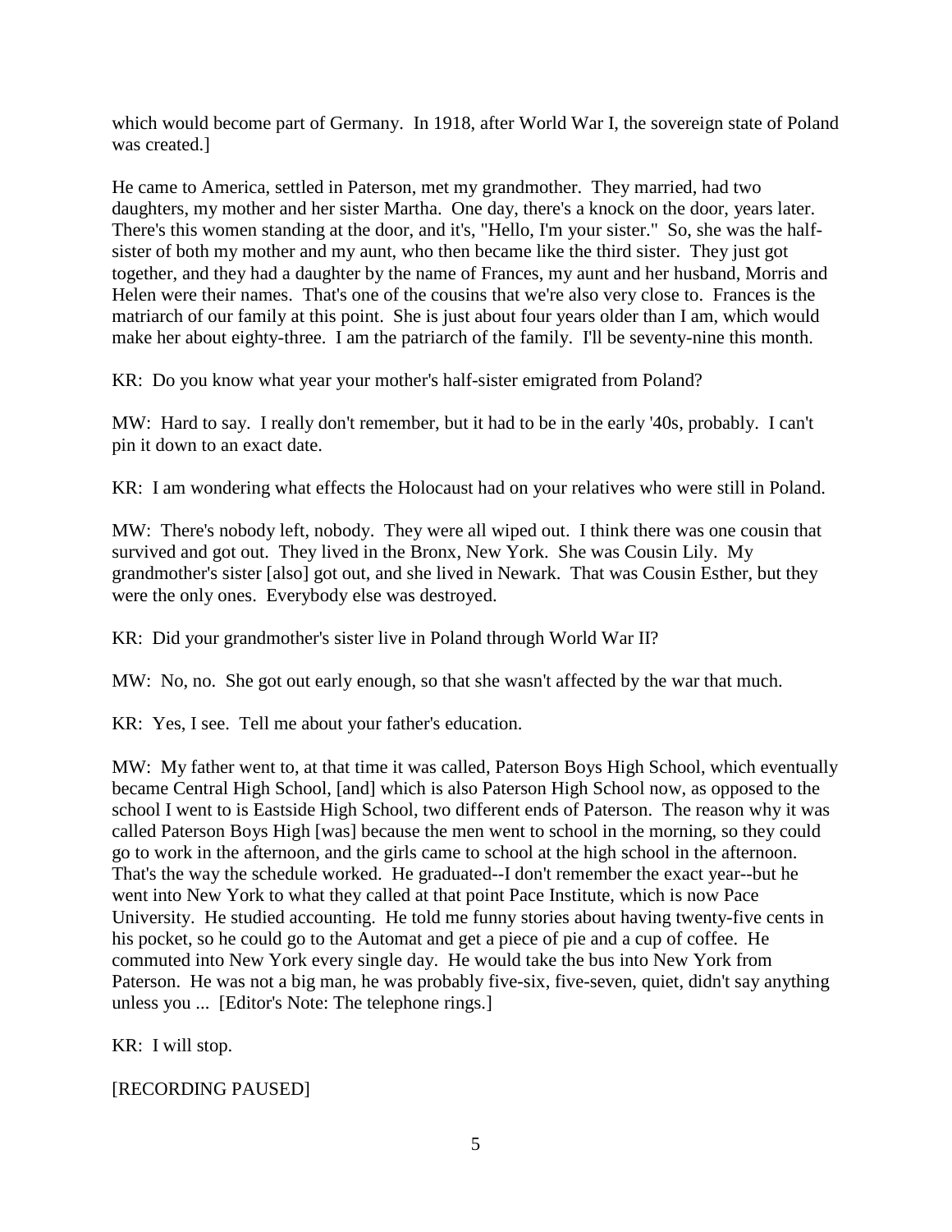which would become part of Germany. In 1918, after World War I, the sovereign state of Poland was created.]

He came to America, settled in Paterson, met my grandmother. They married, had two daughters, my mother and her sister Martha. One day, there's a knock on the door, years later. There's this women standing at the door, and it's, "Hello, I'm your sister." So, she was the half-sister of both my mother and my aunt, who then became like the third sister. They just got together, and they had a daughter by the name of Frances, my aunt and her husband, Morris and Helen were their names. That's one of the cousins that we're also very close to. Frances is the matriarch of our family at this point. She is just about four years older than I am, which would make her about eighty-three. I am the patriarch of the family. I'll be seventy-nine this month.

KR: Do you know what year your mother's half-sister emigrated from Poland?

MW: Hard to say. I really don't remember, but it had to be in the early '40s, probably. I can't pin it down to an exact date.

KR: I am wondering what effects the Holocaust had on your relatives who were still in Poland.

MW: There's nobody left, nobody. They were all wiped out. I think there was one cousin that survived and got out. They lived in the Bronx, New York. She was Cousin Lily. My grandmother's sister [also] got out, and she lived in Newark. That was Cousin Esther, but they were the only ones. Everybody else was destroyed.

KR: Did your grandmother's sister live in Poland through World War II?

MW: No, no. She got out early enough, so that she wasn't affected by the war that much.

KR: Yes, I see. Tell me about your father's education.

MW: My father went to, at that time it was called, Paterson Boys High School, which eventually became Central High School, [and] which is also Paterson High School now, as opposed to the school I went to is Eastside High School, two different ends of Paterson. The reason why it was called Paterson Boys High [was] because the men went to school in the morning, so they could go to work in the afternoon, and the girls came to school at the high school in the afternoon. That's the way the schedule worked. He graduated--I don't remember the exact year--but he went into New York to what they called at that point Pace Institute, which is now Pace University. He studied accounting. He told me funny stories about having twenty-five cents in his pocket, so he could go to the Automat and get a piece of pie and a cup of coffee. He commuted into New York every single day. He would take the bus into New York from Paterson. He was not a big man, he was probably five-six, five-seven, quiet, didn't say anything unless you ... [Editor's Note: The telephone rings.]

KR: I will stop.

[RECORDING PAUSED]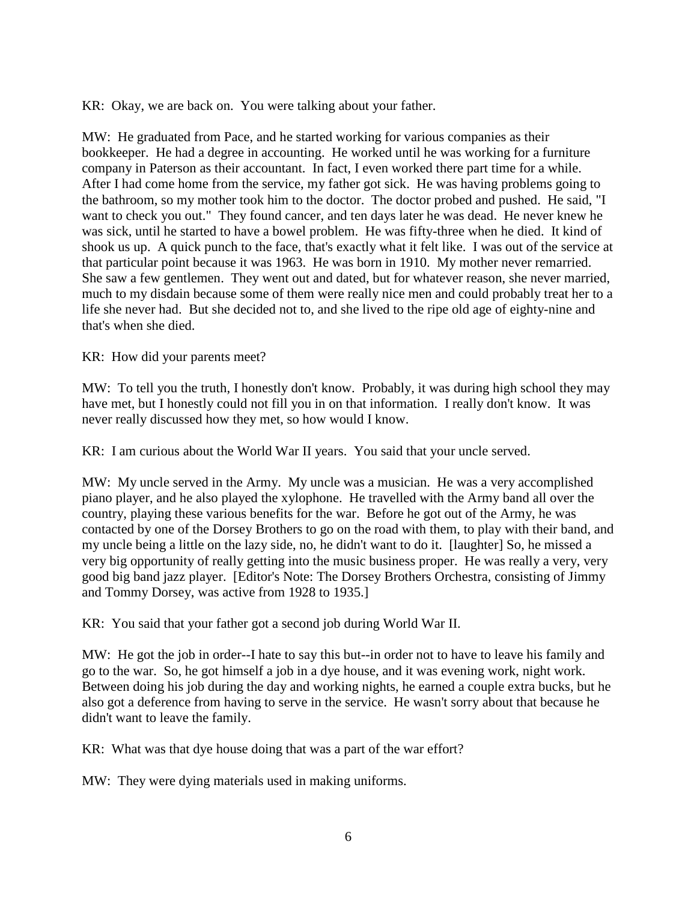KR: Okay, we are back on. You were talking about your father.

MW: He graduated from Pace, and he started working for various companies as their bookkeeper. He had a degree in accounting. He worked until he was working for a furniture company in Paterson as their accountant. In fact, I even worked there part time for a while. After I had come home from the service, my father got sick. He was having problems going to the bathroom, so my mother took him to the doctor. The doctor probed and pushed. He said, "I want to check you out." They found cancer, and ten days later he was dead. He never knew he was sick, until he started to have a bowel problem. He was fifty-three when he died. It kind of shook us up. A quick punch to the face, that's exactly what it felt like. I was out of the service at that particular point because it was 1963. He was born in 1910. My mother never remarried. She saw a few gentlemen. They went out and dated, but for whatever reason, she never married, much to my disdain because some of them were really nice men and could probably treat her to a life she never had. But she decided not to, and she lived to the ripe old age of eighty-nine and that's when she died.

KR: How did your parents meet?

MW: To tell you the truth, I honestly don't know. Probably, it was during high school they may have met, but I honestly could not fill you in on that information. I really don't know. It was never really discussed how they met, so how would I know.

KR: I am curious about the World War II years. You said that your uncle served.

MW: My uncle served in the Army. My uncle was a musician. He was a very accomplished piano player, and he also played the xylophone. He travelled with the Army band all over the country, playing these various benefits for the war. Before he got out of the Army, he was contacted by one of the Dorsey Brothers to go on the road with them, to play with their band, and my uncle being a little on the lazy side, no, he didn't want to do it. [laughter] So, he missed a very big opportunity of really getting into the music business proper. He was really a very, very good big band jazz player. [Editor's Note: The Dorsey Brothers Orchestra, consisting of Jimmy and Tommy Dorsey, was active from 1928 to 1935.]

KR: You said that your father got a second job during World War II.

MW: He got the job in order--I hate to say this but--in order not to have to leave his family and go to the war. So, he got himself a job in a dye house, and it was evening work, night work. Between doing his job during the day and working nights, he earned a couple extra bucks, but he also got a deference from having to serve in the service. He wasn't sorry about that because he didn't want to leave the family.

KR: What was that dye house doing that was a part of the war effort?

MW: They were dying materials used in making uniforms.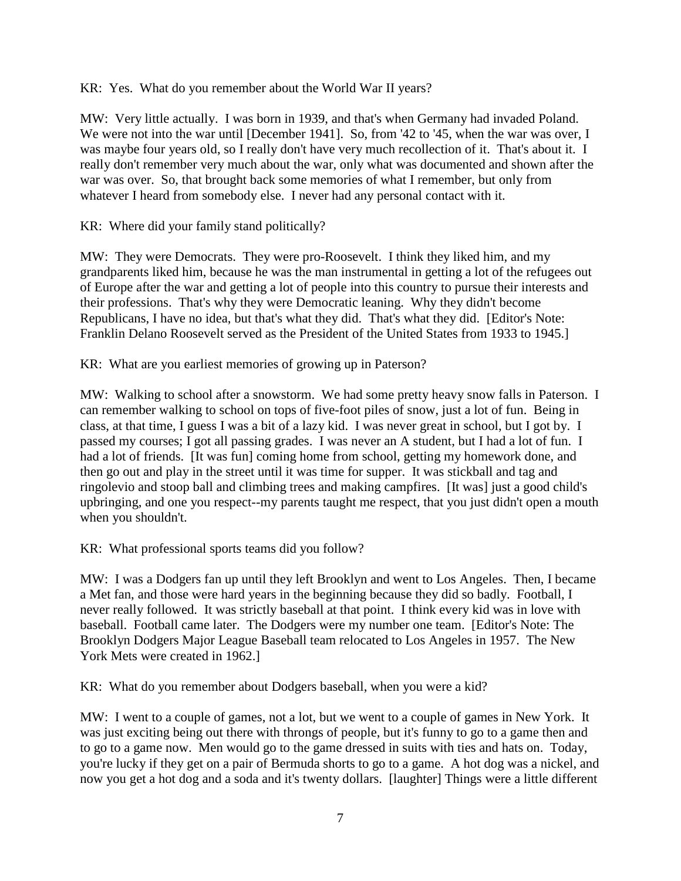KR: Yes. What do you remember about the World War II years?

MW: Very little actually. I was born in 1939, and that's when Germany had invaded Poland. We were not into the war until [December 1941]. So, from '42 to '45, when the war was over, I was maybe four years old, so I really don't have very much recollection of it. That's about it. I really don't remember very much about the war, only what was documented and shown after the war was over. So, that brought back some memories of what I remember, but only from whatever I heard from somebody else. I never had any personal contact with it.

KR: Where did your family stand politically?

MW: They were Democrats. They were pro-Roosevelt. I think they liked him, and my grandparents liked him, because he was the man instrumental in getting a lot of the refugees out of Europe after the war and getting a lot of people into this country to pursue their interests and their professions. That's why they were Democratic leaning. Why they didn't become Republicans, I have no idea, but that's what they did. That's what they did. [Editor's Note: Franklin Delano Roosevelt served as the President of the United States from 1933 to 1945.]

KR: What are you earliest memories of growing up in Paterson?

MW: Walking to school after a snowstorm. We had some pretty heavy snow falls in Paterson. I can remember walking to school on tops of five-foot piles of snow, just a lot of fun. Being in class, at that time, I guess I was a bit of a lazy kid. I was never great in school, but I got by. I passed my courses; I got all passing grades. I was never an A student, but I had a lot of fun. I had a lot of friends. [It was fun] coming home from school, getting my homework done, and then go out and play in the street until it was time for supper. It was stickball and tag and ringolevio and stoop ball and climbing trees and making campfires. [It was] just a good child's upbringing, and one you respect--my parents taught me respect, that you just didn't open a mouth when you shouldn't.

KR: What professional sports teams did you follow?

MW: I was a Dodgers fan up until they left Brooklyn and went to Los Angeles. Then, I became a Met fan, and those were hard years in the beginning because they did so badly. Football, I never really followed. It was strictly baseball at that point. I think every kid was in love with baseball. Football came later. The Dodgers were my number one team. [Editor's Note: The Brooklyn Dodgers Major League Baseball team relocated to Los Angeles in 1957. The New York Mets were created in 1962.]

KR: What do you remember about Dodgers baseball, when you were a kid?

MW: I went to a couple of games, not a lot, but we went to a couple of games in New York. It was just exciting being out there with throngs of people, but it's funny to go to a game then and to go to a game now. Men would go to the game dressed in suits with ties and hats on. Today, you're lucky if they get on a pair of Bermuda shorts to go to a game. A hot dog was a nickel, and now you get a hot dog and a soda and it's twenty dollars. [laughter] Things were a little different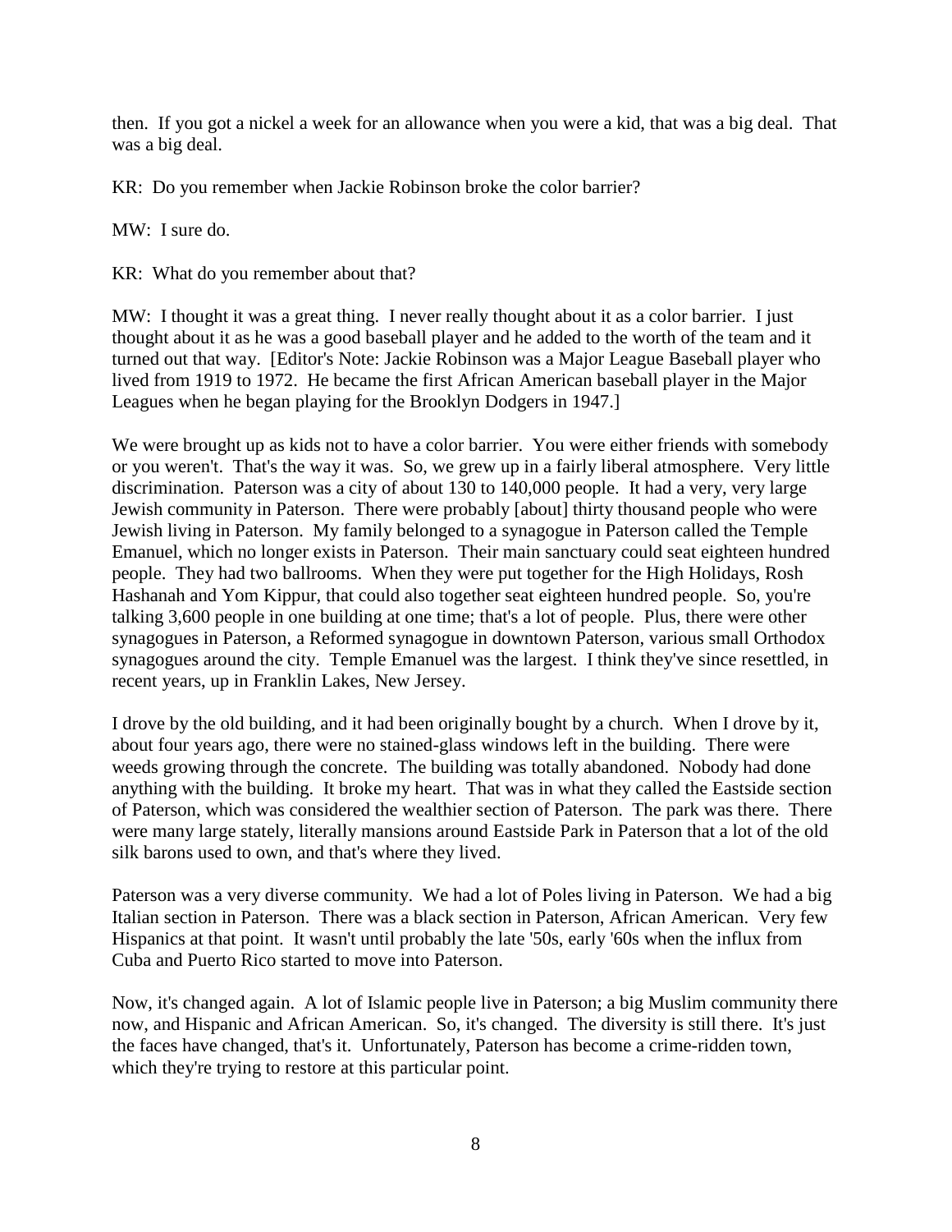then. If you got a nickel a week for an allowance when you were a kid, that was a big deal. That was a big deal.

KR: Do you remember when Jackie Robinson broke the color barrier?

MW: I sure do.

KR: What do you remember about that?

MW: I thought it was a great thing. I never really thought about it as a color barrier. I just thought about it as he was a good baseball player and he added to the worth of the team and it turned out that way. [Editor's Note: Jackie Robinson was a Major League Baseball player who lived from 1919 to 1972. He became the first African American baseball player in the Major Leagues when he began playing for the Brooklyn Dodgers in 1947.]

We were brought up as kids not to have a color barrier. You were either friends with somebody or you weren't. That's the way it was. So, we grew up in a fairly liberal atmosphere. Very little discrimination. Paterson was a city of about 130 to 140,000 people. It had a very, very large Jewish community in Paterson. There were probably [about] thirty thousand people who were Jewish living in Paterson. My family belonged to a synagogue in Paterson called the Temple Emanuel, which no longer exists in Paterson. Their main sanctuary could seat eighteen hundred people. They had two ballrooms. When they were put together for the High Holidays, Rosh Hashanah and Yom Kippur, that could also together seat eighteen hundred people. So, you're talking 3,600 people in one building at one time; that's a lot of people. Plus, there were other synagogues in Paterson, a Reformed synagogue in downtown Paterson, various small Orthodox synagogues around the city. Temple Emanuel was the largest. I think they've since resettled, in recent years, up in Franklin Lakes, New Jersey.

I drove by the old building, and it had been originally bought by a church. When I drove by it, about four years ago, there were no stained-glass windows left in the building. There were weeds growing through the concrete. The building was totally abandoned. Nobody had done anything with the building. It broke my heart. That was in what they called the Eastside section of Paterson, which was considered the wealthier section of Paterson. The park was there. There were many large stately, literally mansions around Eastside Park in Paterson that a lot of the old silk barons used to own, and that's where they lived.

Paterson was a very diverse community. We had a lot of Poles living in Paterson. We had a big Italian section in Paterson. There was a black section in Paterson, African American. Very few Hispanics at that point. It wasn't until probably the late '50s, early '60s when the influx from Cuba and Puerto Rico started to move into Paterson.

Now, it's changed again. A lot of Islamic people live in Paterson; a big Muslim community there now, and Hispanic and African American. So, it's changed. The diversity is still there. It's just the faces have changed, that's it. Unfortunately, Paterson has become a crime-ridden town, which they're trying to restore at this particular point.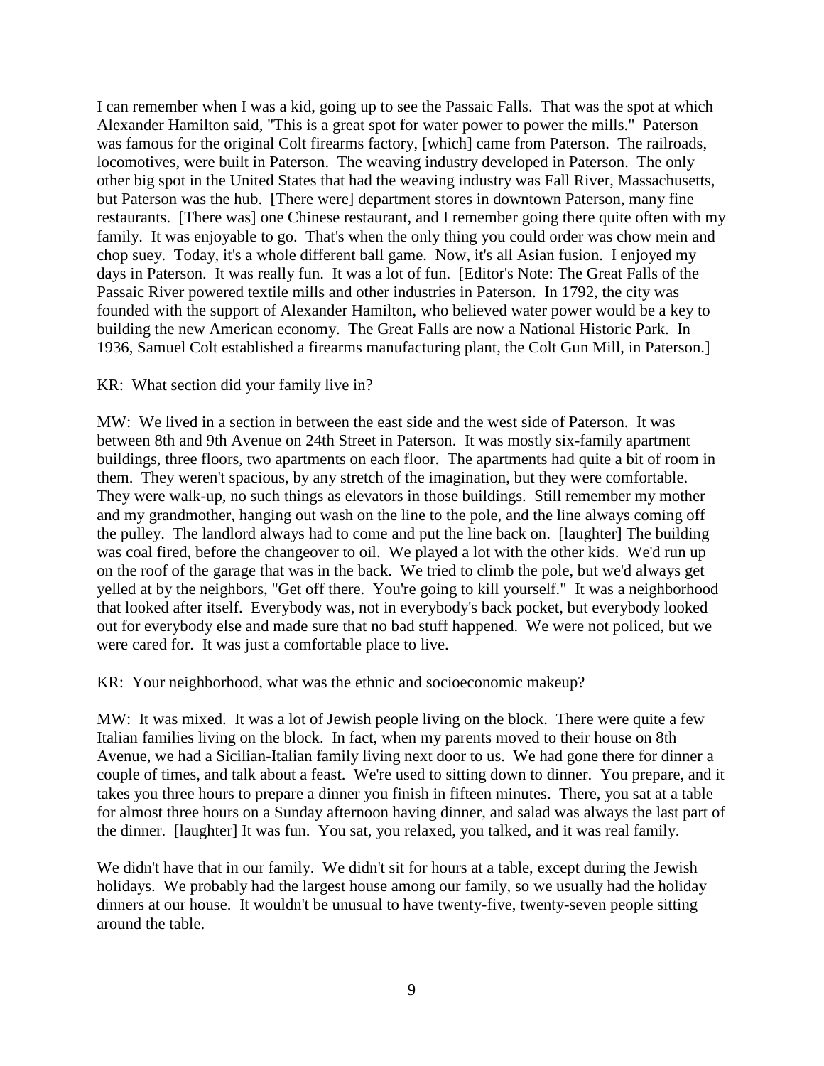I can remember when I was a kid, going up to see the Passaic Falls. That was the spot at which Alexander Hamilton said, "This is a great spot for water power to power the mills." Paterson was famous for the original Colt firearms factory, [which] came from Paterson. The railroads, locomotives, were built in Paterson. The weaving industry developed in Paterson. The only other big spot in the United States that had the weaving industry was Fall River, Massachusetts, but Paterson was the hub. [There were] department stores in downtown Paterson, many fine restaurants. [There was] one Chinese restaurant, and I remember going there quite often with my family. It was enjoyable to go. That's when the only thing you could order was chow mein and chop suey. Today, it's a whole different ball game. Now, it's all Asian fusion. I enjoyed my days in Paterson. It was really fun. It was a lot of fun. [Editor's Note: The Great Falls of the Passaic River powered textile mills and other industries in Paterson. In 1792, the city was founded with the support of Alexander Hamilton, who believed water power would be a key to building the new American economy. The Great Falls are now a National Historic Park. In 1936, Samuel Colt established a firearms manufacturing plant, the Colt Gun Mill, in Paterson.]

KR: What section did your family live in?

MW: We lived in a section in between the east side and the west side of Paterson. It was between 8th and 9th Avenue on 24th Street in Paterson. It was mostly six-family apartment buildings, three floors, two apartments on each floor. The apartments had quite a bit of room in them. They weren't spacious, by any stretch of the imagination, but they were comfortable. They were walk-up, no such things as elevators in those buildings. Still remember my mother and my grandmother, hanging out wash on the line to the pole, and the line always coming off the pulley. The landlord always had to come and put the line back on. [laughter] The building was coal fired, before the changeover to oil. We played a lot with the other kids. We'd run up on the roof of the garage that was in the back. We tried to climb the pole, but we'd always get yelled at by the neighbors, "Get off there. You're going to kill yourself." It was a neighborhood that looked after itself. Everybody was, not in everybody's back pocket, but everybody looked out for everybody else and made sure that no bad stuff happened. We were not policed, but we were cared for. It was just a comfortable place to live.

KR: Your neighborhood, what was the ethnic and socioeconomic makeup?

MW: It was mixed. It was a lot of Jewish people living on the block. There were quite a few Italian families living on the block. In fact, when my parents moved to their house on 8th Avenue, we had a Sicilian-Italian family living next door to us. We had gone there for dinner a couple of times, and talk about a feast. We're used to sitting down to dinner. You prepare, and it takes you three hours to prepare a dinner you finish in fifteen minutes. There, you sat at a table for almost three hours on a Sunday afternoon having dinner, and salad was always the last part of the dinner. [laughter] It was fun. You sat, you relaxed, you talked, and it was real family.

We didn't have that in our family. We didn't sit for hours at a table, except during the Jewish holidays. We probably had the largest house among our family, so we usually had the holiday dinners at our house. It wouldn't be unusual to have twenty-five, twenty-seven people sitting around the table.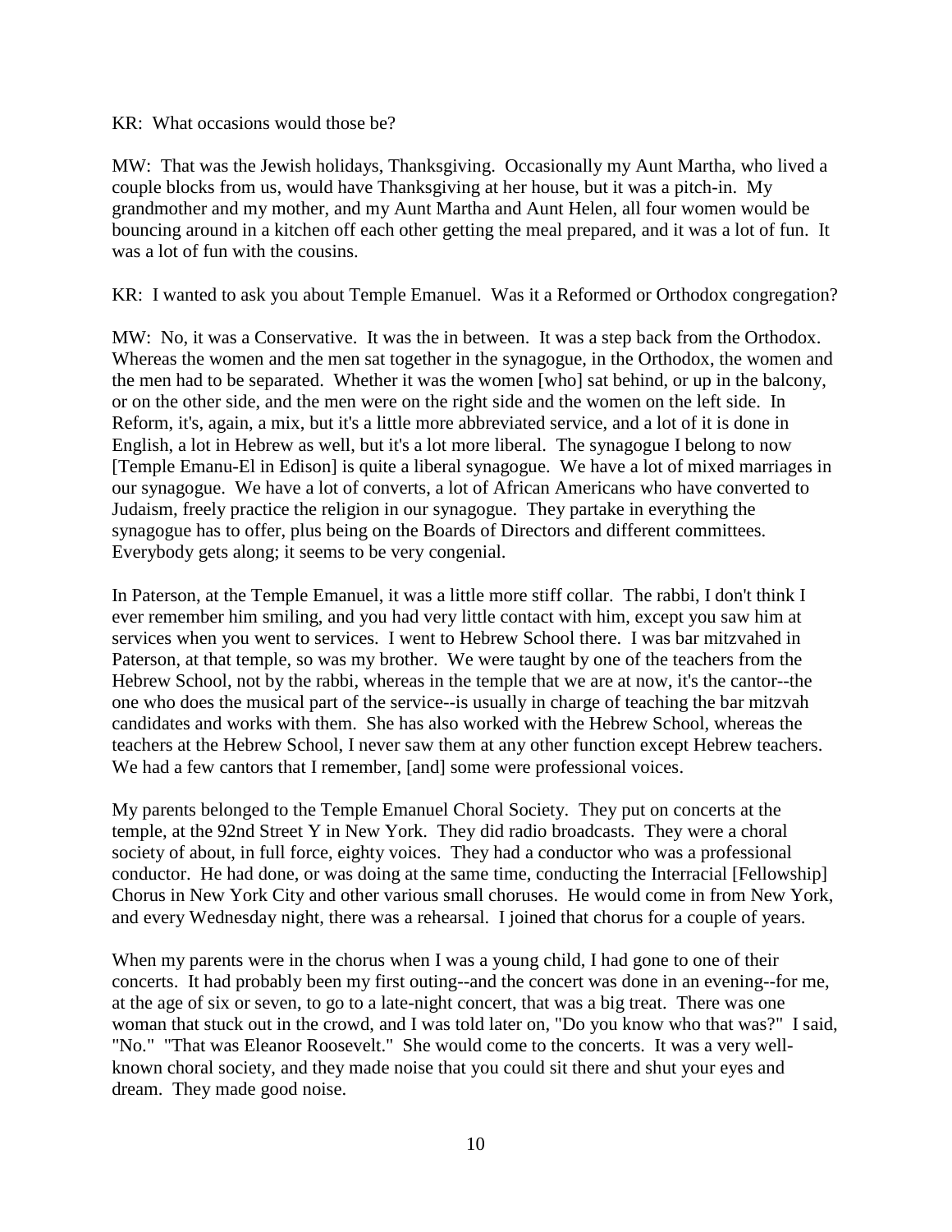KR: What occasions would those be?

MW: That was the Jewish holidays, Thanksgiving. Occasionally my Aunt Martha, who lived a couple blocks from us, would have Thanksgiving at her house, but it was a pitch-in. My grandmother and my mother, and my Aunt Martha and Aunt Helen, all four women would be bouncing around in a kitchen off each other getting the meal prepared, and it was a lot of fun. It was a lot of fun with the cousins.

KR: I wanted to ask you about Temple Emanuel. Was it a Reformed or Orthodox congregation?

MW: No, it was a Conservative. It was the in between. It was a step back from the Orthodox. Whereas the women and the men sat together in the synagogue, in the Orthodox, the women and the men had to be separated. Whether it was the women [who] sat behind, or up in the balcony, or on the other side, and the men were on the right side and the women on the left side. In Reform, it's, again, a mix, but it's a little more abbreviated service, and a lot of it is done in English, a lot in Hebrew as well, but it's a lot more liberal. The synagogue I belong to now [Temple Emanu-El in Edison] is quite a liberal synagogue. We have a lot of mixed marriages in our synagogue. We have a lot of converts, a lot of African Americans who have converted to Judaism, freely practice the religion in our synagogue. They partake in everything the synagogue has to offer, plus being on the Boards of Directors and different committees. Everybody gets along; it seems to be very congenial.

In Paterson, at the Temple Emanuel, it was a little more stiff collar. The rabbi, I don't think I ever remember him smiling, and you had very little contact with him, except you saw him at services when you went to services. I went to Hebrew School there. I was bar mitzvahed in Paterson, at that temple, so was my brother. We were taught by one of the teachers from the Hebrew School, not by the rabbi, whereas in the temple that we are at now, it's the cantor--the one who does the musical part of the service--is usually in charge of teaching the bar mitzvah candidates and works with them. She has also worked with the Hebrew School, whereas the teachers at the Hebrew School, I never saw them at any other function except Hebrew teachers. We had a few cantors that I remember, [and] some were professional voices.

My parents belonged to the Temple Emanuel Choral Society. They put on concerts at the temple, at the 92nd Street Y in New York. They did radio broadcasts. They were a choral society of about, in full force, eighty voices. They had a conductor who was a professional conductor. He had done, or was doing at the same time, conducting the Interracial [Fellowship] Chorus in New York City and other various small choruses. He would come in from New York, and every Wednesday night, there was a rehearsal. I joined that chorus for a couple of years.

When my parents were in the chorus when I was a young child, I had gone to one of their concerts. It had probably been my first outing--and the concert was done in an evening--for me, at the age of six or seven, to go to a late-night concert, that was a big treat. There was one woman that stuck out in the crowd, and I was told later on, "Do you know who that was?" I said, "No." "That was Eleanor Roosevelt." She would come to the concerts. It was a very well-known choral society, and they made noise that you could sit there and shut your eyes and dream. They made good noise.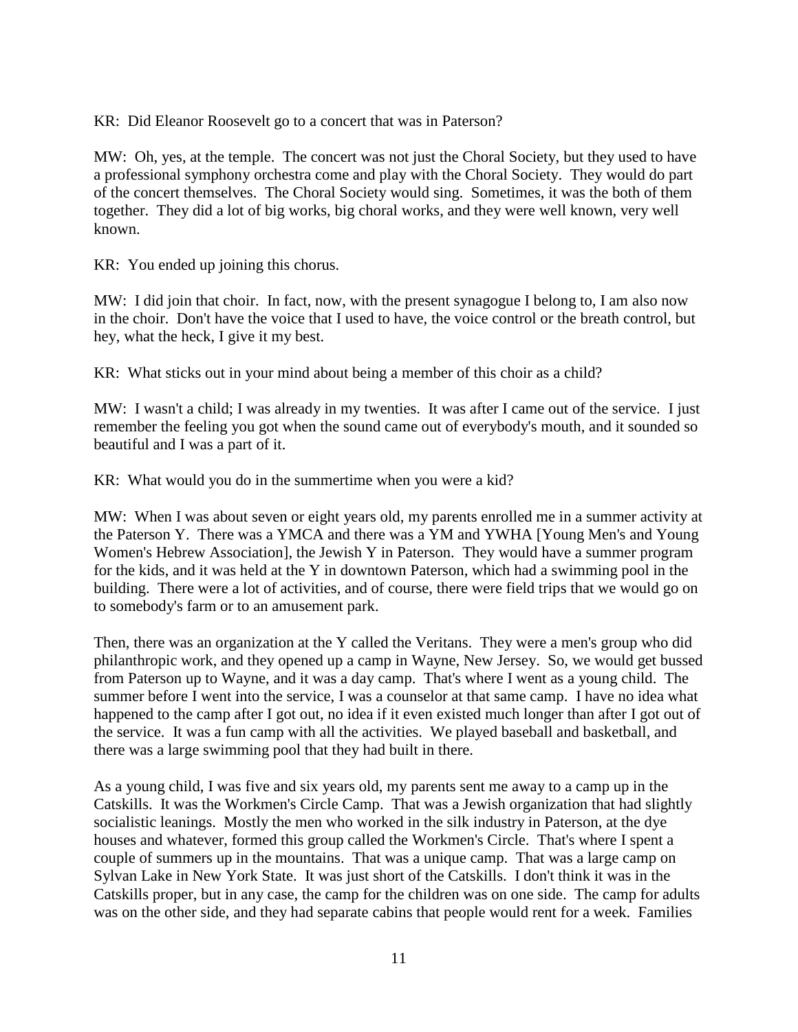KR: Did Eleanor Roosevelt go to a concert that was in Paterson?

MW: Oh, yes, at the temple. The concert was not just the Choral Society, but they used to have a professional symphony orchestra come and play with the Choral Society. They would do part of the concert themselves. The Choral Society would sing. Sometimes, it was the both of them together. They did a lot of big works, big choral works, and they were well known, very well known.

KR: You ended up joining this chorus.

MW: I did join that choir. In fact, now, with the present synagogue I belong to, I am also now in the choir. Don't have the voice that I used to have, the voice control or the breath control, but hey, what the heck, I give it my best.

KR: What sticks out in your mind about being a member of this choir as a child?

MW: I wasn't a child; I was already in my twenties. It was after I came out of the service. I just remember the feeling you got when the sound came out of everybody's mouth, and it sounded so beautiful and I was a part of it.

KR: What would you do in the summertime when you were a kid?

MW: When I was about seven or eight years old, my parents enrolled me in a summer activity at the Paterson Y. There was a YMCA and there was a YM and YWHA [Young Men's and Young Women's Hebrew Association], the Jewish Y in Paterson. They would have a summer program for the kids, and it was held at the Y in downtown Paterson, which had a swimming pool in the building. There were a lot of activities, and of course, there were field trips that we would go on to somebody's farm or to an amusement park.

Then, there was an organization at the Y called the Veritans. They were a men's group who did philanthropic work, and they opened up a camp in Wayne, New Jersey. So, we would get bussed from Paterson up to Wayne, and it was a day camp. That's where I went as a young child. The summer before I went into the service, I was a counselor at that same camp. I have no idea what happened to the camp after I got out, no idea if it even existed much longer than after I got out of the service. It was a fun camp with all the activities. We played baseball and basketball, and there was a large swimming pool that they had built in there.

As a young child, I was five and six years old, my parents sent me away to a camp up in the Catskills. It was the Workmen's Circle Camp. That was a Jewish organization that had slightly socialistic leanings. Mostly the men who worked in the silk industry in Paterson, at the dye houses and whatever, formed this group called the Workmen's Circle. That's where I spent a couple of summers up in the mountains. That was a unique camp. That was a large camp on Sylvan Lake in New York State. It was just short of the Catskills. I don't think it was in the Catskills proper, but in any case, the camp for the children was on one side. The camp for adults was on the other side, and they had separate cabins that people would rent for a week. Families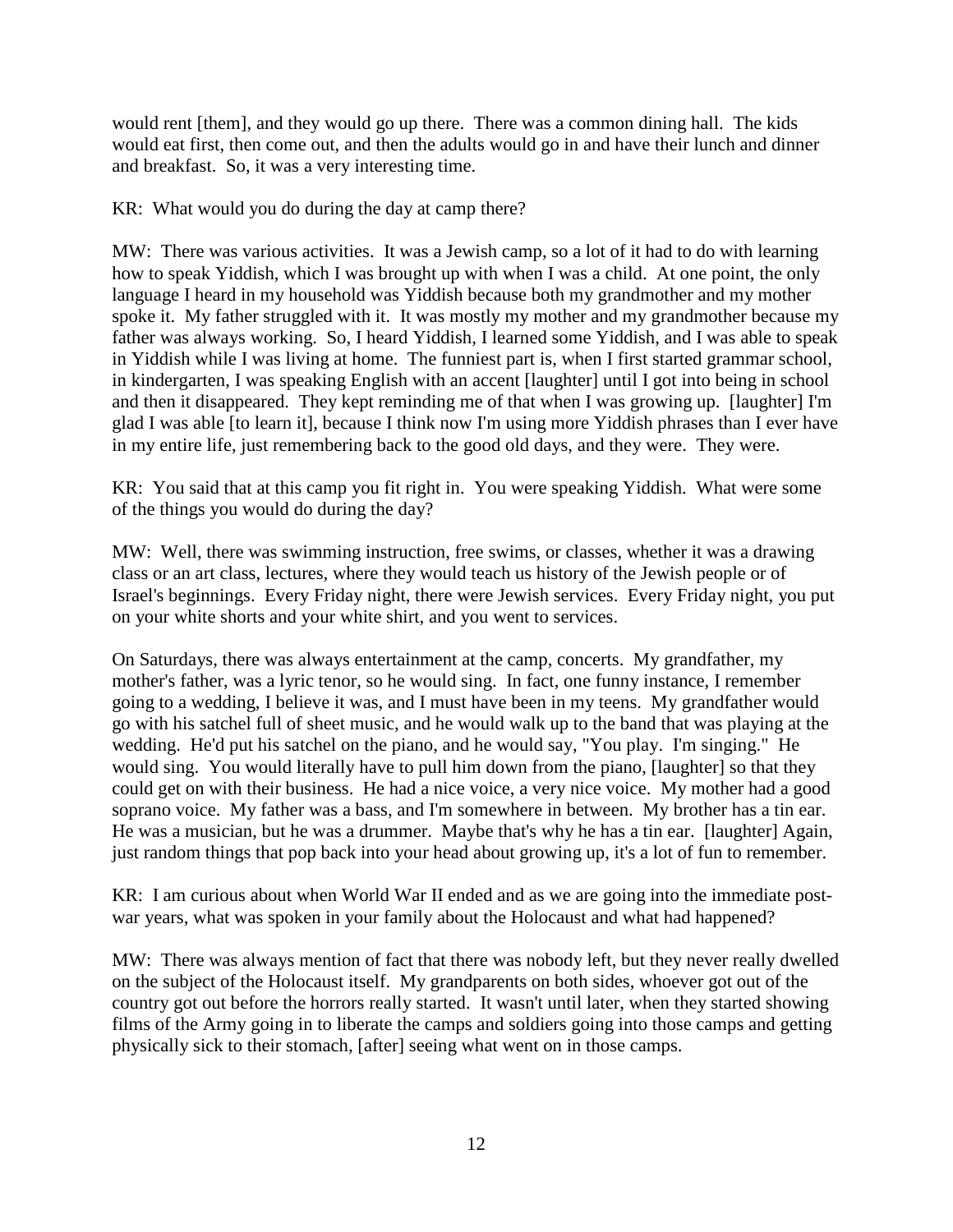would rent [them], and they would go up there. There was a common dining hall. The kids would eat first, then come out, and then the adults would go in and have their lunch and dinner and breakfast. So, it was a very interesting time.

KR: What would you do during the day at camp there?

MW: There was various activities. It was a Jewish camp, so a lot of it had to do with learning how to speak Yiddish, which I was brought up with when I was a child. At one point, the only language I heard in my household was Yiddish because both my grandmother and my mother spoke it. My father struggled with it. It was mostly my mother and my grandmother because my father was always working. So, I heard Yiddish, I learned some Yiddish, and I was able to speak in Yiddish while I was living at home. The funniest part is, when I first started grammar school, in kindergarten, I was speaking English with an accent [laughter] until I got into being in school and then it disappeared. They kept reminding me of that when I was growing up. [laughter] I'm glad I was able [to learn it], because I think now I'm using more Yiddish phrases than I ever have in my entire life, just remembering back to the good old days, and they were. They were.

KR: You said that at this camp you fit right in. You were speaking Yiddish. What were some of the things you would do during the day?

MW: Well, there was swimming instruction, free swims, or classes, whether it was a drawing class or an art class, lectures, where they would teach us history of the Jewish people or of Israel's beginnings. Every Friday night, there were Jewish services. Every Friday night, you put on your white shorts and your white shirt, and you went to services.

On Saturdays, there was always entertainment at the camp, concerts. My grandfather, my mother's father, was a lyric tenor, so he would sing. In fact, one funny instance, I remember going to a wedding, I believe it was, and I must have been in my teens. My grandfather would go with his satchel full of sheet music, and he would walk up to the band that was playing at the wedding. He'd put his satchel on the piano, and he would say, "You play. I'm singing." He would sing. You would literally have to pull him down from the piano, [laughter] so that they could get on with their business. He had a nice voice, a very nice voice. My mother had a good soprano voice. My father was a bass, and I'm somewhere in between. My brother has a tin ear. He was a musician, but he was a drummer. Maybe that's why he has a tin ear. [laughter] Again, just random things that pop back into your head about growing up, it's a lot of fun to remember.

KR: I am curious about when World War II ended and as we are going into the immediate post-war years, what was spoken in your family about the Holocaust and what had happened?

MW: There was always mention of fact that there was nobody left, but they never really dwelled on the subject of the Holocaust itself. My grandparents on both sides, whoever got out of the country got out before the horrors really started. It wasn't until later, when they started showing films of the Army going in to liberate the camps and soldiers going into those camps and getting physically sick to their stomach, [after] seeing what went on in those camps.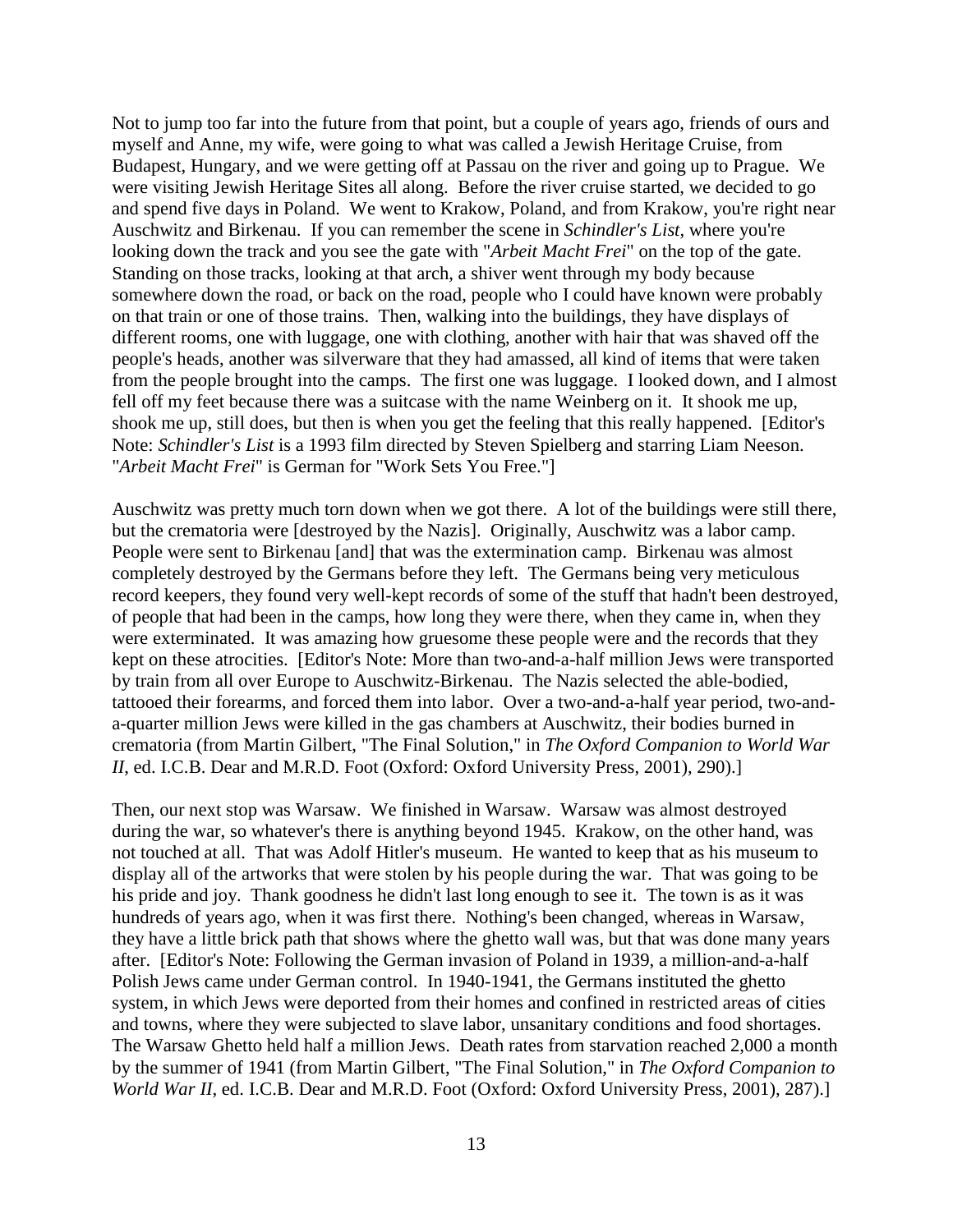Not to jump too far into the future from that point, but a couple of years ago, friends of ours and myself and Anne, my wife, were going to what was called a Jewish Heritage Cruise, from Budapest, Hungary, and we were getting off at Passau on the river and going up to Prague. We were visiting Jewish Heritage Sites all along. Before the river cruise started, we decided to go and spend five days in Poland. We went to Krakow, Poland, and from Krakow, you're right near Auschwitz and Birkenau. If you can remember the scene in *Schindler's List*, where you're looking down the track and you see the gate with "*Arbeit Macht Frei*" on the top of the gate. Standing on those tracks, looking at that arch, a shiver went through my body because somewhere down the road, or back on the road, people who I could have known were probably on that train or one of those trains. Then, walking into the buildings, they have displays of different rooms, one with luggage, one with clothing, another with hair that was shaved off the people's heads, another was silverware that they had amassed, all kind of items that were taken from the people brought into the camps. The first one was luggage. I looked down, and I almost fell off my feet because there was a suitcase with the name Weinberg on it. It shook me up, shook me up, still does, but then is when you get the feeling that this really happened. [Editor's Note: *Schindler's List* is a 1993 film directed by Steven Spielberg and starring Liam Neeson. "*Arbeit Macht Frei*" is German for "Work Sets You Free."]

Auschwitz was pretty much torn down when we got there. A lot of the buildings were still there, but the crematoria were [destroyed by the Nazis]. Originally, Auschwitz was a labor camp. People were sent to Birkenau [and] that was the extermination camp. Birkenau was almost completely destroyed by the Germans before they left. The Germans being very meticulous record keepers, they found very well-kept records of some of the stuff that hadn't been destroyed, of people that had been in the camps, how long they were there, when they came in, when they were exterminated. It was amazing how gruesome these people were and the records that they kept on these atrocities. [Editor's Note: More than two-and-a-half million Jews were transported by train from all over Europe to Auschwitz-Birkenau. The Nazis selected the able-bodied, tattooed their forearms, and forced them into labor. Over a two-and-a-half year period, two-and-a-quarter million Jews were killed in the gas chambers at Auschwitz, their bodies burned in crematoria (from Martin Gilbert, "The Final Solution," in *The Oxford Companion to World War II*, ed. I.C.B. Dear and M.R.D. Foot (Oxford: Oxford University Press, 2001), 290).]

Then, our next stop was Warsaw. We finished in Warsaw. Warsaw was almost destroyed during the war, so whatever's there is anything beyond 1945. Krakow, on the other hand, was not touched at all. That was Adolf Hitler's museum. He wanted to keep that as his museum to display all of the artworks that were stolen by his people during the war. That was going to be his pride and joy. Thank goodness he didn't last long enough to see it. The town is as it was hundreds of years ago, when it was first there. Nothing's been changed, whereas in Warsaw, they have a little brick path that shows where the ghetto wall was, but that was done many years after. [Editor's Note: Following the German invasion of Poland in 1939, a million-and-a-half Polish Jews came under German control. In 1940-1941, the Germans instituted the ghetto system, in which Jews were deported from their homes and confined in restricted areas of cities and towns, where they were subjected to slave labor, unsanitary conditions and food shortages. The Warsaw Ghetto held half a million Jews. Death rates from starvation reached 2,000 a month by the summer of 1941 (from Martin Gilbert, "The Final Solution," in *The Oxford Companion to World War II*, ed. I.C.B. Dear and M.R.D. Foot (Oxford: Oxford University Press, 2001), 287).]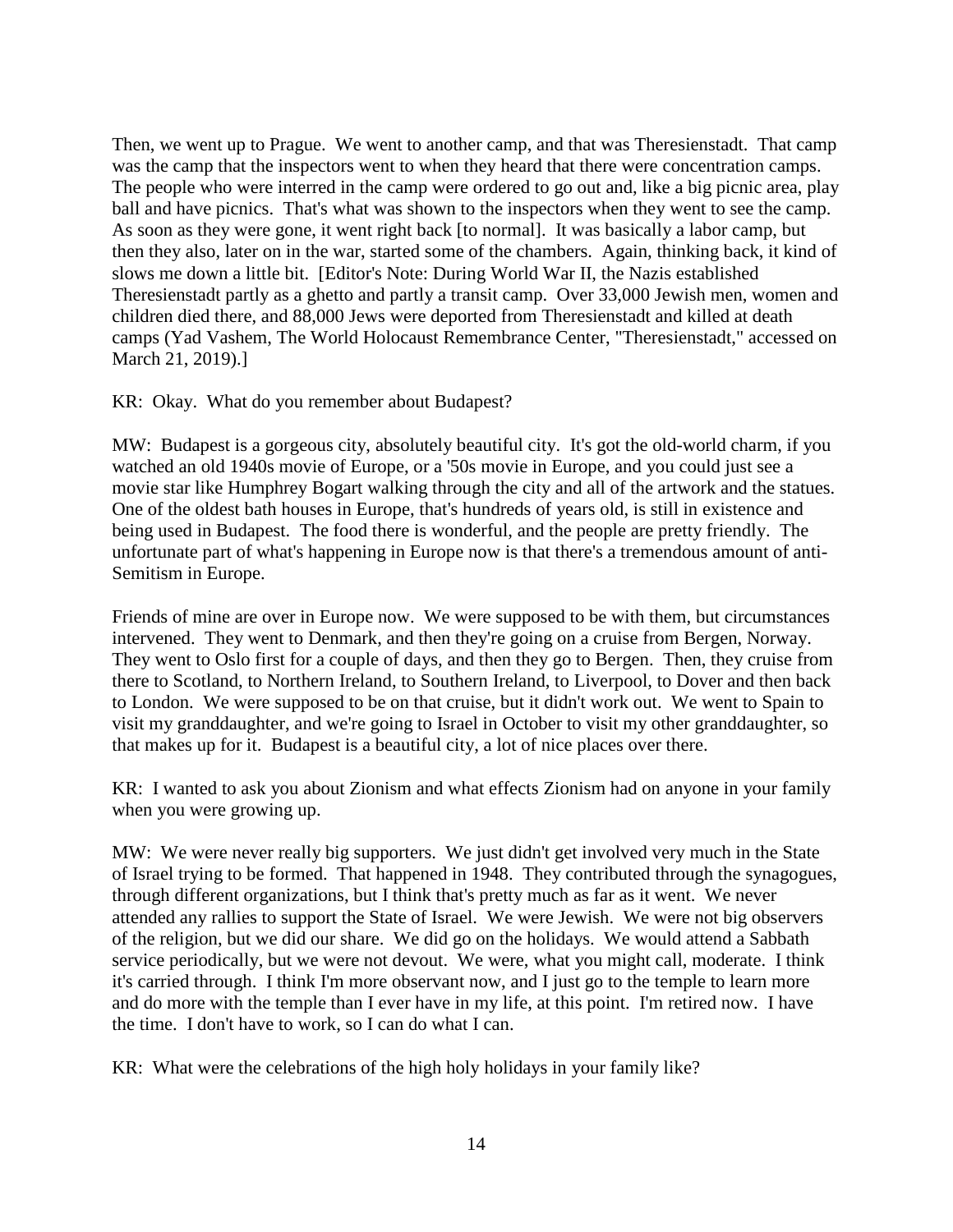Then, we went up to Prague. We went to another camp, and that was Theresienstadt. That camp was the camp that the inspectors went to when they heard that there were concentration camps. The people who were interred in the camp were ordered to go out and, like a big picnic area, play ball and have picnics. That's what was shown to the inspectors when they went to see the camp. As soon as they were gone, it went right back [to normal]. It was basically a labor camp, but then they also, later on in the war, started some of the chambers. Again, thinking back, it kind of slows me down a little bit. [Editor's Note: During World War II, the Nazis established Theresienstadt partly as a ghetto and partly a transit camp. Over 33,000 Jewish men, women and children died there, and 88,000 Jews were deported from Theresienstadt and killed at death camps (Yad Vashem, The World Holocaust Remembrance Center, "Theresienstadt," accessed on March 21, 2019).]

KR: Okay. What do you remember about Budapest?

MW: Budapest is a gorgeous city, absolutely beautiful city. It's got the old-world charm, if you watched an old 1940s movie of Europe, or a '50s movie in Europe, and you could just see a movie star like Humphrey Bogart walking through the city and all of the artwork and the statues. One of the oldest bath houses in Europe, that's hundreds of years old, is still in existence and being used in Budapest. The food there is wonderful, and the people are pretty friendly. The unfortunate part of what's happening in Europe now is that there's a tremendous amount of anti-Semitism in Europe.

Friends of mine are over in Europe now. We were supposed to be with them, but circumstances intervened. They went to Denmark, and then they're going on a cruise from Bergen, Norway. They went to Oslo first for a couple of days, and then they go to Bergen. Then, they cruise from there to Scotland, to Northern Ireland, to Southern Ireland, to Liverpool, to Dover and then back to London. We were supposed to be on that cruise, but it didn't work out. We went to Spain to visit my granddaughter, and we're going to Israel in October to visit my other granddaughter, so that makes up for it. Budapest is a beautiful city, a lot of nice places over there.

KR: I wanted to ask you about Zionism and what effects Zionism had on anyone in your family when you were growing up.

MW: We were never really big supporters. We just didn't get involved very much in the State of Israel trying to be formed. That happened in 1948. They contributed through the synagogues, through different organizations, but I think that's pretty much as far as it went. We never attended any rallies to support the State of Israel. We were Jewish. We were not big observers of the religion, but we did our share. We did go on the holidays. We would attend a Sabbath service periodically, but we were not devout. We were, what you might call, moderate. I think it's carried through. I think I'm more observant now, and I just go to the temple to learn more and do more with the temple than I ever have in my life, at this point. I'm retired now. I have the time. I don't have to work, so I can do what I can.

KR: What were the celebrations of the high holy holidays in your family like?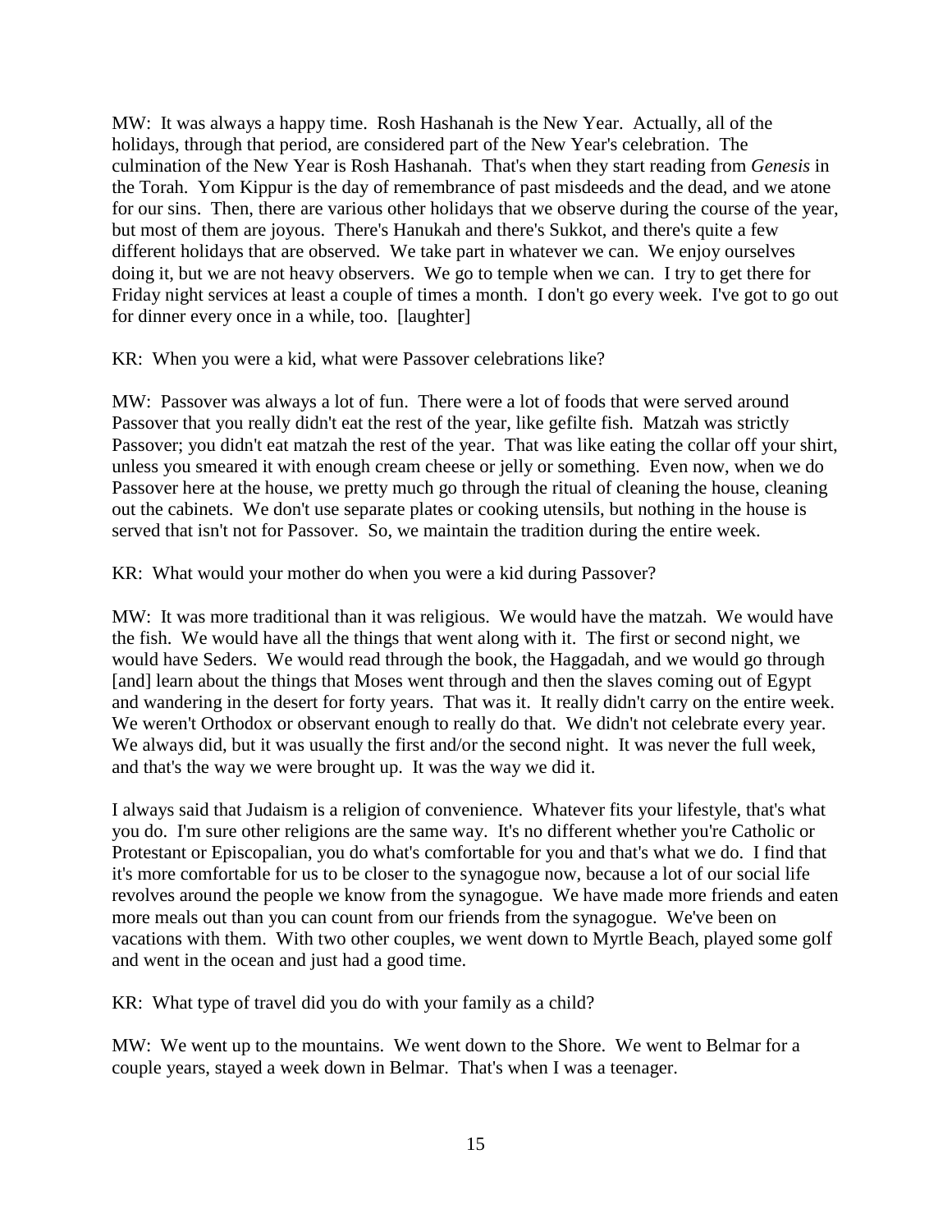MW: It was always a happy time. Rosh Hashanah is the New Year. Actually, all of the holidays, through that period, are considered part of the New Year's celebration. The culmination of the New Year is Rosh Hashanah. That's when they start reading from *Genesis* in the Torah. Yom Kippur is the day of remembrance of past misdeeds and the dead, and we atone for our sins. Then, there are various other holidays that we observe during the course of the year, but most of them are joyous. There's Hanukah and there's Sukkot, and there's quite a few different holidays that are observed. We take part in whatever we can. We enjoy ourselves doing it, but we are not heavy observers. We go to temple when we can. I try to get there for Friday night services at least a couple of times a month. I don't go every week. I've got to go out for dinner every once in a while, too. [laughter]

KR: When you were a kid, what were Passover celebrations like?

MW: Passover was always a lot of fun. There were a lot of foods that were served around Passover that you really didn't eat the rest of the year, like gefilte fish. Matzah was strictly Passover; you didn't eat matzah the rest of the year. That was like eating the collar off your shirt, unless you smeared it with enough cream cheese or jelly or something. Even now, when we do Passover here at the house, we pretty much go through the ritual of cleaning the house, cleaning out the cabinets. We don't use separate plates or cooking utensils, but nothing in the house is served that isn't not for Passover. So, we maintain the tradition during the entire week.

KR: What would your mother do when you were a kid during Passover?

MW: It was more traditional than it was religious. We would have the matzah. We would have the fish. We would have all the things that went along with it. The first or second night, we would have Seders. We would read through the book, the Haggadah, and we would go through [and] learn about the things that Moses went through and then the slaves coming out of Egypt and wandering in the desert for forty years. That was it. It really didn't carry on the entire week. We weren't Orthodox or observant enough to really do that. We didn't not celebrate every year. We always did, but it was usually the first and/or the second night. It was never the full week, and that's the way we were brought up. It was the way we did it.

I always said that Judaism is a religion of convenience. Whatever fits your lifestyle, that's what you do. I'm sure other religions are the same way. It's no different whether you're Catholic or Protestant or Episcopalian, you do what's comfortable for you and that's what we do. I find that it's more comfortable for us to be closer to the synagogue now, because a lot of our social life revolves around the people we know from the synagogue. We have made more friends and eaten more meals out than you can count from our friends from the synagogue. We've been on vacations with them. With two other couples, we went down to Myrtle Beach, played some golf and went in the ocean and just had a good time.

KR: What type of travel did you do with your family as a child?

MW: We went up to the mountains. We went down to the Shore. We went to Belmar for a couple years, stayed a week down in Belmar. That's when I was a teenager.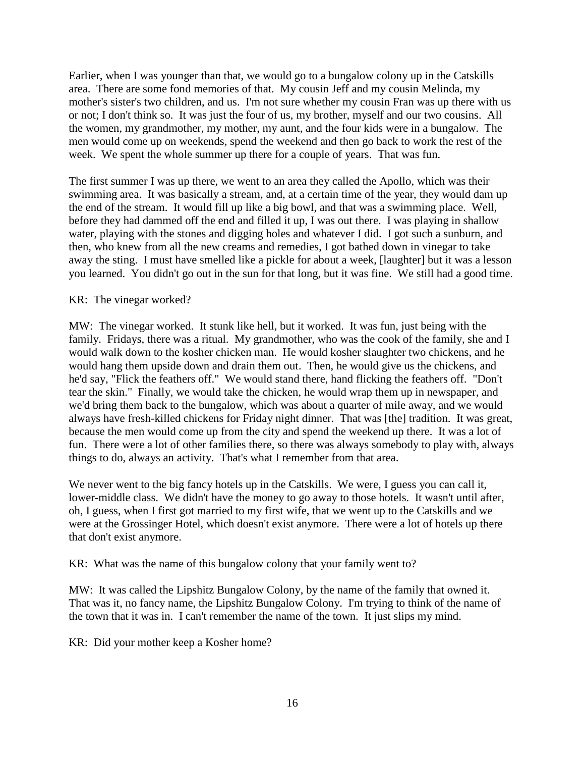Earlier, when I was younger than that, we would go to a bungalow colony up in the Catskills area. There are some fond memories of that. My cousin Jeff and my cousin Melinda, my mother's sister's two children, and us. I'm not sure whether my cousin Fran was up there with us or not; I don't think so. It was just the four of us, my brother, myself and our two cousins. All the women, my grandmother, my mother, my aunt, and the four kids were in a bungalow. The men would come up on weekends, spend the weekend and then go back to work the rest of the week. We spent the whole summer up there for a couple of years. That was fun.

The first summer I was up there, we went to an area they called the Apollo, which was their swimming area. It was basically a stream, and, at a certain time of the year, they would dam up the end of the stream. It would fill up like a big bowl, and that was a swimming place. Well, before they had dammed off the end and filled it up, I was out there. I was playing in shallow water, playing with the stones and digging holes and whatever I did. I got such a sunburn, and then, who knew from all the new creams and remedies, I got bathed down in vinegar to take away the sting. I must have smelled like a pickle for about a week, [laughter] but it was a lesson you learned. You didn't go out in the sun for that long, but it was fine. We still had a good time.

KR: The vinegar worked?

MW: The vinegar worked. It stunk like hell, but it worked. It was fun, just being with the family. Fridays, there was a ritual. My grandmother, who was the cook of the family, she and I would walk down to the kosher chicken man. He would kosher slaughter two chickens, and he would hang them upside down and drain them out. Then, he would give us the chickens, and he'd say, "Flick the feathers off." We would stand there, hand flicking the feathers off. "Don't tear the skin." Finally, we would take the chicken, he would wrap them up in newspaper, and we'd bring them back to the bungalow, which was about a quarter of mile away, and we would always have fresh-killed chickens for Friday night dinner. That was [the] tradition. It was great, because the men would come up from the city and spend the weekend up there. It was a lot of fun. There were a lot of other families there, so there was always somebody to play with, always things to do, always an activity. That's what I remember from that area.

We never went to the big fancy hotels up in the Catskills. We were, I guess you can call it, lower-middle class. We didn't have the money to go away to those hotels. It wasn't until after, oh, I guess, when I first got married to my first wife, that we went up to the Catskills and we were at the Grossinger Hotel, which doesn't exist anymore. There were a lot of hotels up there that don't exist anymore.

KR: What was the name of this bungalow colony that your family went to?

MW: It was called the Lipshitz Bungalow Colony, by the name of the family that owned it. That was it, no fancy name, the Lipshitz Bungalow Colony. I'm trying to think of the name of the town that it was in. I can't remember the name of the town. It just slips my mind.

KR: Did your mother keep a Kosher home?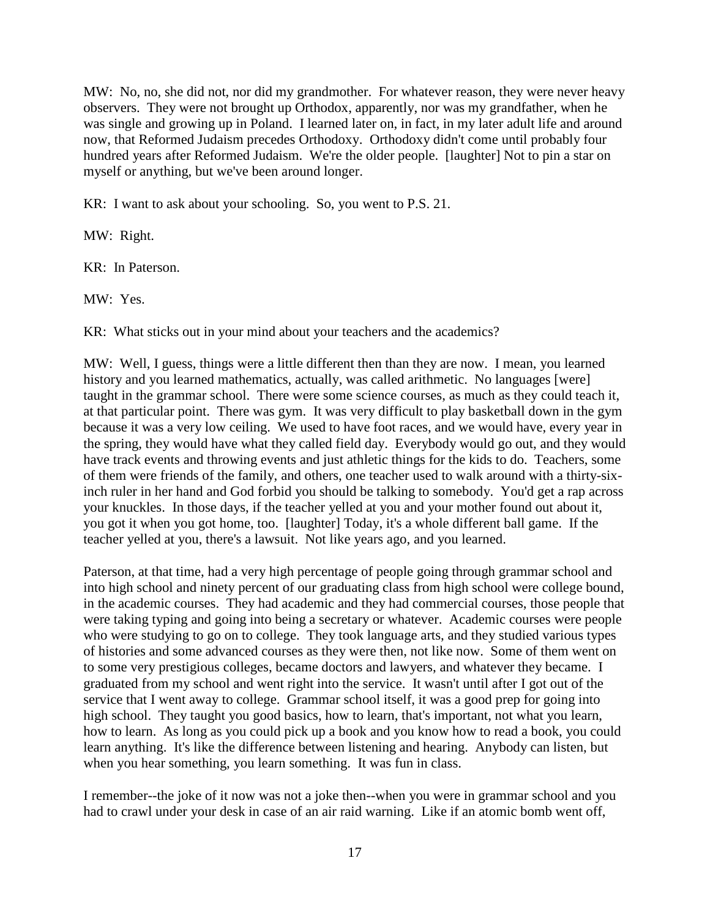MW: No, no, she did not, nor did my grandmother. For whatever reason, they were never heavy observers. They were not brought up Orthodox, apparently, nor was my grandfather, when he was single and growing up in Poland. I learned later on, in fact, in my later adult life and around now, that Reformed Judaism precedes Orthodoxy. Orthodoxy didn't come until probably four hundred years after Reformed Judaism. We're the older people. [laughter] Not to pin a star on myself or anything, but we've been around longer.

KR: I want to ask about your schooling. So, you went to P.S. 21.

MW: Right.

KR: In Paterson.

MW: Yes.

KR: What sticks out in your mind about your teachers and the academics?

MW: Well, I guess, things were a little different then than they are now. I mean, you learned history and you learned mathematics, actually, was called arithmetic. No languages [were] taught in the grammar school. There were some science courses, as much as they could teach it, at that particular point. There was gym. It was very difficult to play basketball down in the gym because it was a very low ceiling. We used to have foot races, and we would have, every year in the spring, they would have what they called field day. Everybody would go out, and they would have track events and throwing events and just athletic things for the kids to do. Teachers, some of them were friends of the family, and others, one teacher used to walk around with a thirty-six-inch ruler in her hand and God forbid you should be talking to somebody. You'd get a rap across your knuckles. In those days, if the teacher yelled at you and your mother found out about it, you got it when you got home, too. [laughter] Today, it's a whole different ball game. If the teacher yelled at you, there's a lawsuit. Not like years ago, and you learned.

Paterson, at that time, had a very high percentage of people going through grammar school and into high school and ninety percent of our graduating class from high school were college bound, in the academic courses. They had academic and they had commercial courses, those people that were taking typing and going into being a secretary or whatever. Academic courses were people who were studying to go on to college. They took language arts, and they studied various types of histories and some advanced courses as they were then, not like now. Some of them went on to some very prestigious colleges, became doctors and lawyers, and whatever they became. I graduated from my school and went right into the service. It wasn't until after I got out of the service that I went away to college. Grammar school itself, it was a good prep for going into high school. They taught you good basics, how to learn, that's important, not what you learn, how to learn. As long as you could pick up a book and you know how to read a book, you could learn anything. It's like the difference between listening and hearing. Anybody can listen, but when you hear something, you learn something. It was fun in class.

I remember--the joke of it now was not a joke then--when you were in grammar school and you had to crawl under your desk in case of an air raid warning. Like if an atomic bomb went off,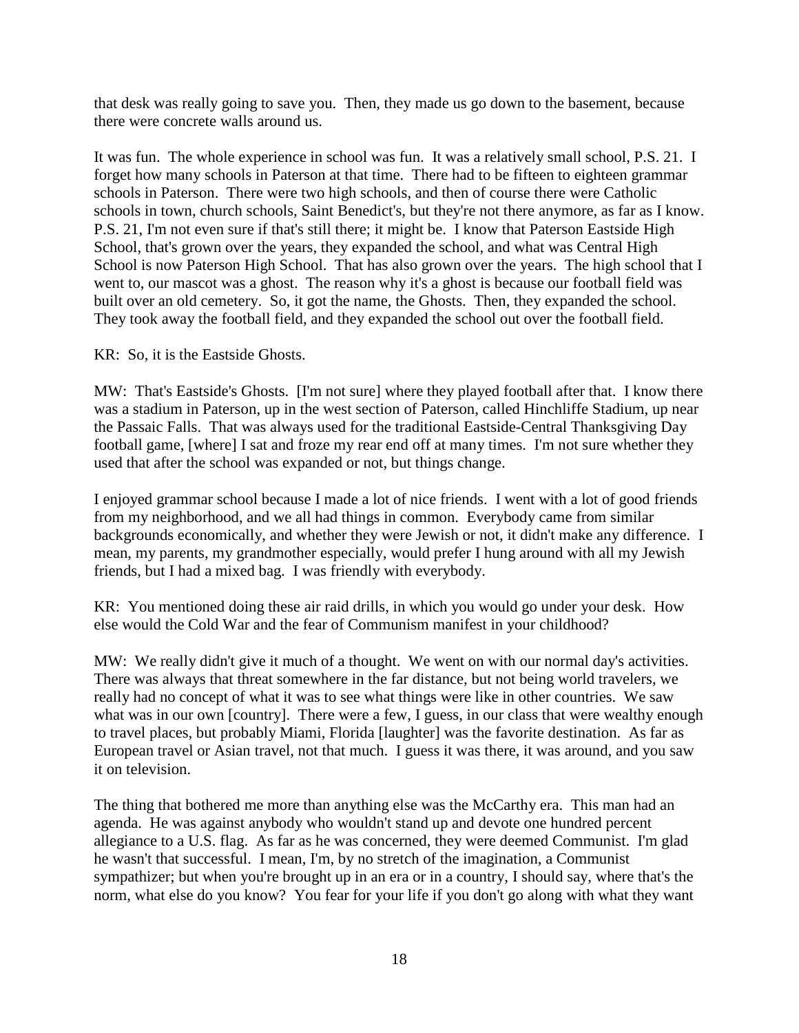that desk was really going to save you. Then, they made us go down to the basement, because there were concrete walls around us.

It was fun. The whole experience in school was fun. It was a relatively small school, P.S. 21. I forget how many schools in Paterson at that time. There had to be fifteen to eighteen grammar schools in Paterson. There were two high schools, and then of course there were Catholic schools in town, church schools, Saint Benedict's, but they're not there anymore, as far as I know. P.S. 21, I'm not even sure if that's still there; it might be. I know that Paterson Eastside High School, that's grown over the years, they expanded the school, and what was Central High School is now Paterson High School. That has also grown over the years. The high school that I went to, our mascot was a ghost. The reason why it's a ghost is because our football field was built over an old cemetery. So, it got the name, the Ghosts. Then, they expanded the school. They took away the football field, and they expanded the school out over the football field.

KR: So, it is the Eastside Ghosts.

MW: That's Eastside's Ghosts. [I'm not sure] where they played football after that. I know there was a stadium in Paterson, up in the west section of Paterson, called Hinchliffe Stadium, up near the Passaic Falls. That was always used for the traditional Eastside-Central Thanksgiving Day football game, [where] I sat and froze my rear end off at many times. I'm not sure whether they used that after the school was expanded or not, but things change.

I enjoyed grammar school because I made a lot of nice friends. I went with a lot of good friends from my neighborhood, and we all had things in common. Everybody came from similar backgrounds economically, and whether they were Jewish or not, it didn't make any difference. I mean, my parents, my grandmother especially, would prefer I hung around with all my Jewish friends, but I had a mixed bag. I was friendly with everybody.

KR: You mentioned doing these air raid drills, in which you would go under your desk. How else would the Cold War and the fear of Communism manifest in your childhood?

MW: We really didn't give it much of a thought. We went on with our normal day's activities. There was always that threat somewhere in the far distance, but not being world travelers, we really had no concept of what it was to see what things were like in other countries. We saw what was in our own [country]. There were a few, I guess, in our class that were wealthy enough to travel places, but probably Miami, Florida [laughter] was the favorite destination. As far as European travel or Asian travel, not that much. I guess it was there, it was around, and you saw it on television.

The thing that bothered me more than anything else was the McCarthy era. This man had an agenda. He was against anybody who wouldn't stand up and devote one hundred percent allegiance to a U.S. flag. As far as he was concerned, they were deemed Communist. I'm glad he wasn't that successful. I mean, I'm, by no stretch of the imagination, a Communist sympathizer; but when you're brought up in an era or in a country, I should say, where that's the norm, what else do you know? You fear for your life if you don't go along with what they want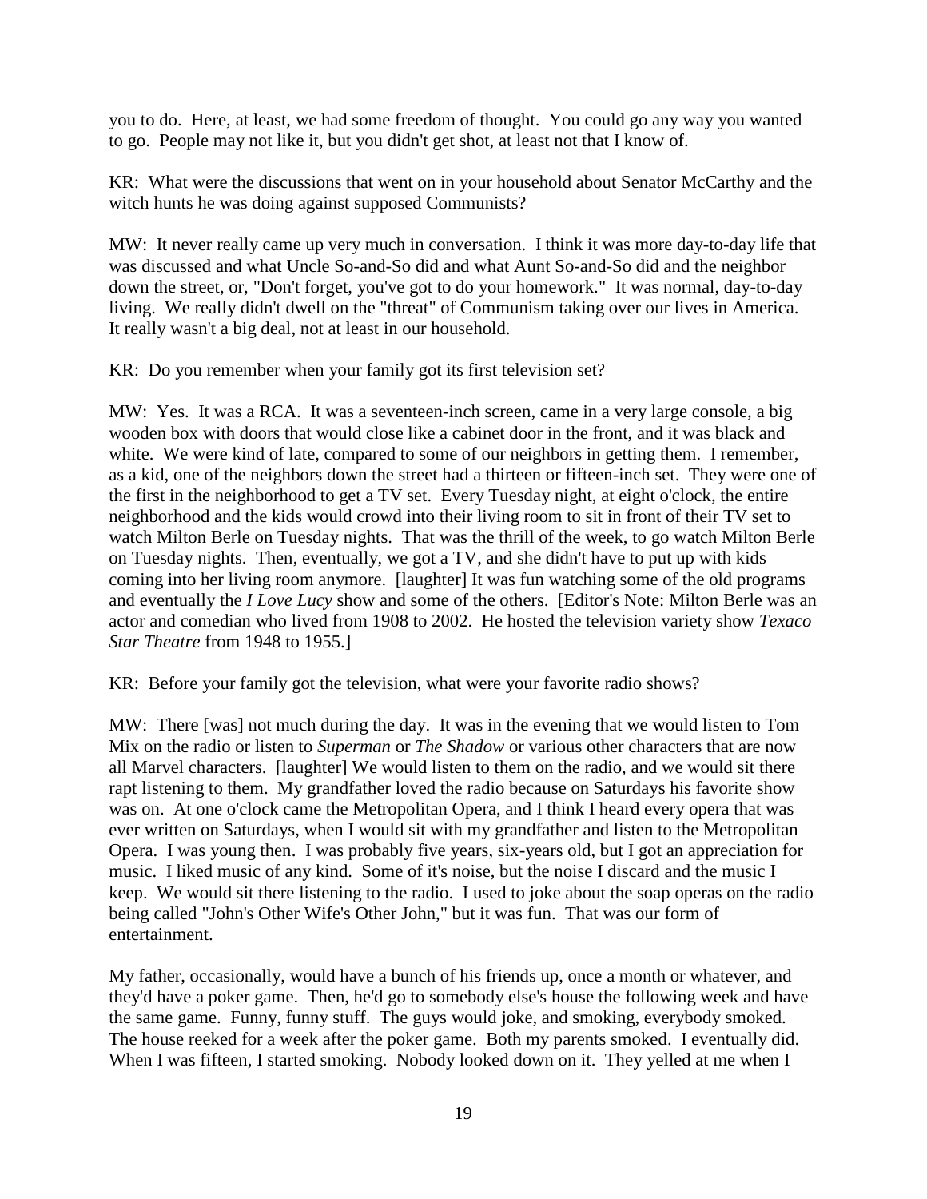you to do. Here, at least, we had some freedom of thought. You could go any way you wanted to go. People may not like it, but you didn't get shot, at least not that I know of.

KR: What were the discussions that went on in your household about Senator McCarthy and the witch hunts he was doing against supposed Communists?

MW: It never really came up very much in conversation. I think it was more day-to-day life that was discussed and what Uncle So-and-So did and what Aunt So-and-So did and the neighbor down the street, or, "Don't forget, you've got to do your homework." It was normal, day-to-day living. We really didn't dwell on the "threat" of Communism taking over our lives in America. It really wasn't a big deal, not at least in our household.

KR: Do you remember when your family got its first television set?

MW: Yes. It was a RCA. It was a seventeen-inch screen, came in a very large console, a big wooden box with doors that would close like a cabinet door in the front, and it was black and white. We were kind of late, compared to some of our neighbors in getting them. I remember, as a kid, one of the neighbors down the street had a thirteen or fifteen-inch set. They were one of the first in the neighborhood to get a TV set. Every Tuesday night, at eight o'clock, the entire neighborhood and the kids would crowd into their living room to sit in front of their TV set to watch Milton Berle on Tuesday nights. That was the thrill of the week, to go watch Milton Berle on Tuesday nights. Then, eventually, we got a TV, and she didn't have to put up with kids coming into her living room anymore. [laughter] It was fun watching some of the old programs and eventually the *I Love Lucy* show and some of the others. [Editor's Note: Milton Berle was an actor and comedian who lived from 1908 to 2002. He hosted the television variety show *Texaco Star Theatre* from 1948 to 1955.]

KR: Before your family got the television, what were your favorite radio shows?

MW: There [was] not much during the day. It was in the evening that we would listen to Tom Mix on the radio or listen to *Superman* or *The Shadow* or various other characters that are now all Marvel characters. [laughter] We would listen to them on the radio, and we would sit there rapt listening to them. My grandfather loved the radio because on Saturdays his favorite show was on. At one o'clock came the Metropolitan Opera, and I think I heard every opera that was ever written on Saturdays, when I would sit with my grandfather and listen to the Metropolitan Opera. I was young then. I was probably five years, six-years old, but I got an appreciation for music. I liked music of any kind. Some of it's noise, but the noise I discard and the music I keep. We would sit there listening to the radio. I used to joke about the soap operas on the radio being called "John's Other Wife's Other John," but it was fun. That was our form of entertainment.

My father, occasionally, would have a bunch of his friends up, once a month or whatever, and they'd have a poker game. Then, he'd go to somebody else's house the following week and have the same game. Funny, funny stuff. The guys would joke, and smoking, everybody smoked. The house reeked for a week after the poker game. Both my parents smoked. I eventually did. When I was fifteen, I started smoking. Nobody looked down on it. They yelled at me when I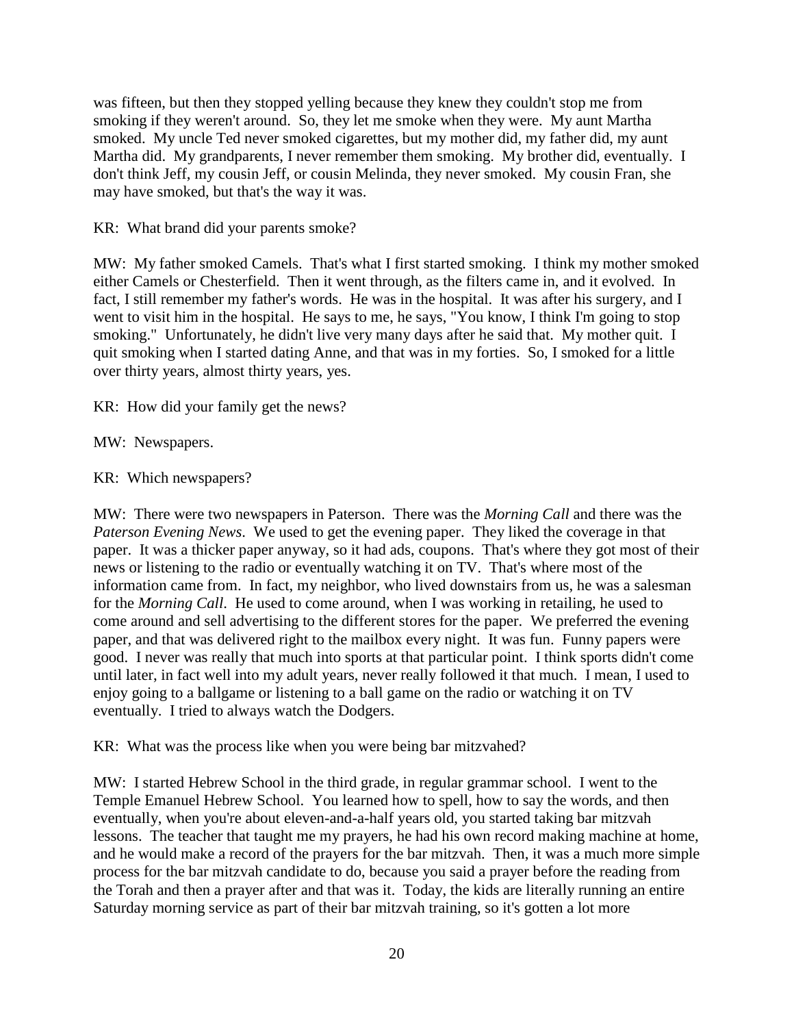was fifteen, but then they stopped yelling because they knew they couldn't stop me from smoking if they weren't around. So, they let me smoke when they were. My aunt Martha smoked. My uncle Ted never smoked cigarettes, but my mother did, my father did, my aunt Martha did. My grandparents, I never remember them smoking. My brother did, eventually. I don't think Jeff, my cousin Jeff, or cousin Melinda, they never smoked. My cousin Fran, she may have smoked, but that's the way it was.

KR: What brand did your parents smoke?

MW: My father smoked Camels. That's what I first started smoking. I think my mother smoked either Camels or Chesterfield. Then it went through, as the filters came in, and it evolved. In fact, I still remember my father's words. He was in the hospital. It was after his surgery, and I went to visit him in the hospital. He says to me, he says, "You know, I think I'm going to stop smoking." Unfortunately, he didn't live very many days after he said that. My mother quit. I quit smoking when I started dating Anne, and that was in my forties. So, I smoked for a little over thirty years, almost thirty years, yes.

KR: How did your family get the news?

MW: Newspapers.

KR: Which newspapers?

MW: There were two newspapers in Paterson. There was the *Morning Call* and there was the *Paterson Evening News*. We used to get the evening paper. They liked the coverage in that paper. It was a thicker paper anyway, so it had ads, coupons. That's where they got most of their news or listening to the radio or eventually watching it on TV. That's where most of the information came from. In fact, my neighbor, who lived downstairs from us, he was a salesman for the *Morning Call*. He used to come around, when I was working in retailing, he used to come around and sell advertising to the different stores for the paper. We preferred the evening paper, and that was delivered right to the mailbox every night. It was fun. Funny papers were good. I never was really that much into sports at that particular point. I think sports didn't come until later, in fact well into my adult years, never really followed it that much. I mean, I used to enjoy going to a ballgame or listening to a ball game on the radio or watching it on TV eventually. I tried to always watch the Dodgers.

KR: What was the process like when you were being bar mitzvahed?

MW: I started Hebrew School in the third grade, in regular grammar school. I went to the Temple Emanuel Hebrew School. You learned how to spell, how to say the words, and then eventually, when you're about eleven-and-a-half years old, you started taking bar mitzvah lessons. The teacher that taught me my prayers, he had his own record making machine at home, and he would make a record of the prayers for the bar mitzvah. Then, it was a much more simple process for the bar mitzvah candidate to do, because you said a prayer before the reading from the Torah and then a prayer after and that was it. Today, the kids are literally running an entire Saturday morning service as part of their bar mitzvah training, so it's gotten a lot more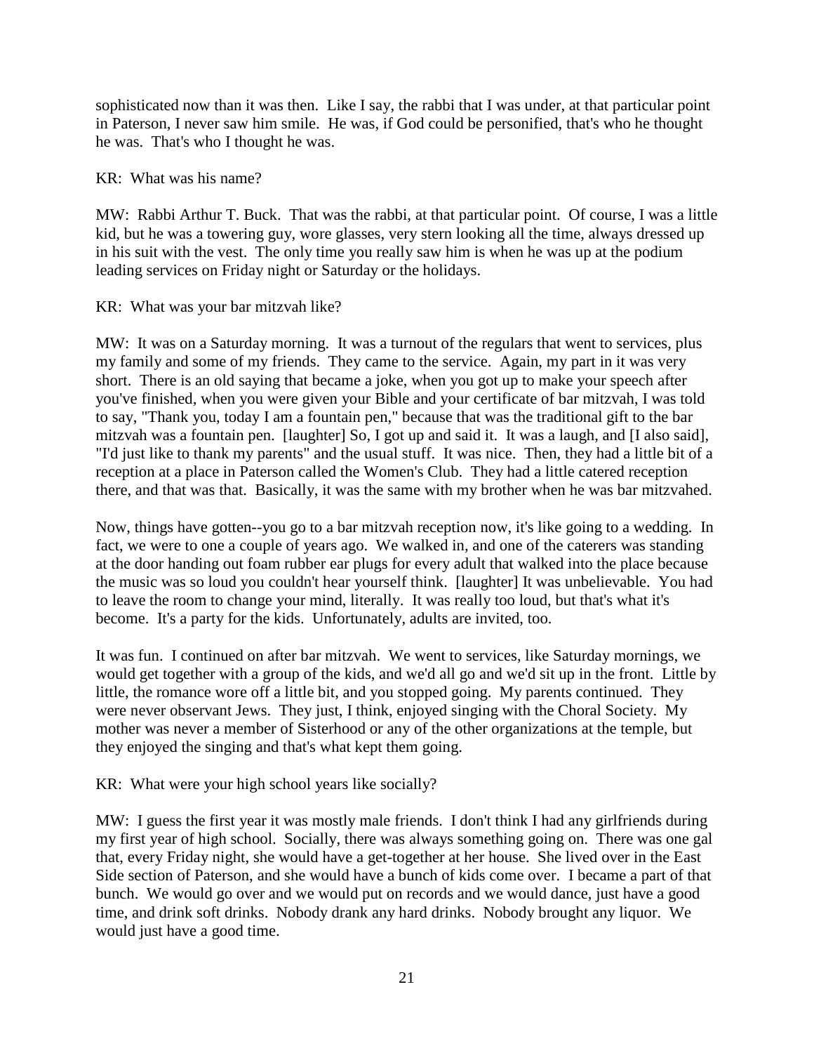sophisticated now than it was then. Like I say, the rabbi that I was under, at that particular point in Paterson, I never saw him smile. He was, if God could be personified, that's who he thought he was. That's who I thought he was.

KR: What was his name?

MW: Rabbi Arthur T. Buck. That was the rabbi, at that particular point. Of course, I was a little kid, but he was a towering guy, wore glasses, very stern looking all the time, always dressed up in his suit with the vest. The only time you really saw him is when he was up at the podium leading services on Friday night or Saturday or the holidays.

KR: What was your bar mitzvah like?

MW: It was on a Saturday morning. It was a turnout of the regulars that went to services, plus my family and some of my friends. They came to the service. Again, my part in it was very short. There is an old saying that became a joke, when you got up to make your speech after you've finished, when you were given your Bible and your certificate of bar mitzvah, I was told to say, "Thank you, today I am a fountain pen," because that was the traditional gift to the bar mitzvah was a fountain pen. [laughter] So, I got up and said it. It was a laugh, and [I also said], "I'd just like to thank my parents" and the usual stuff. It was nice. Then, they had a little bit of a reception at a place in Paterson called the Women's Club. They had a little catered reception there, and that was that. Basically, it was the same with my brother when he was bar mitzvahed.

Now, things have gotten--you go to a bar mitzvah reception now, it's like going to a wedding. In fact, we were to one a couple of years ago. We walked in, and one of the caterers was standing at the door handing out foam rubber ear plugs for every adult that walked into the place because the music was so loud you couldn't hear yourself think. [laughter] It was unbelievable. You had to leave the room to change your mind, literally. It was really too loud, but that's what it's become. It's a party for the kids. Unfortunately, adults are invited, too.

It was fun. I continued on after bar mitzvah. We went to services, like Saturday mornings, we would get together with a group of the kids, and we'd all go and we'd sit up in the front. Little by little, the romance wore off a little bit, and you stopped going. My parents continued. They were never observant Jews. They just, I think, enjoyed singing with the Choral Society. My mother was never a member of Sisterhood or any of the other organizations at the temple, but they enjoyed the singing and that's what kept them going.

KR: What were your high school years like socially?

MW: I guess the first year it was mostly male friends. I don't think I had any girlfriends during my first year of high school. Socially, there was always something going on. There was one gal that, every Friday night, she would have a get-together at her house. She lived over in the East Side section of Paterson, and she would have a bunch of kids come over. I became a part of that bunch. We would go over and we would put on records and we would dance, just have a good time, and drink soft drinks. Nobody drank any hard drinks. Nobody brought any liquor. We would just have a good time.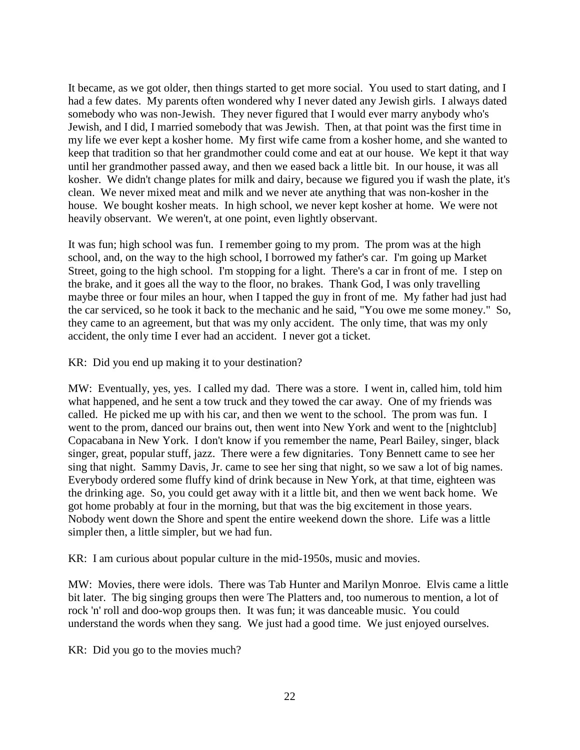It became, as we got older, then things started to get more social. You used to start dating, and I had a few dates. My parents often wondered why I never dated any Jewish girls. I always dated somebody who was non-Jewish. They never figured that I would ever marry anybody who's Jewish, and I did, I married somebody that was Jewish. Then, at that point was the first time in my life we ever kept a kosher home. My first wife came from a kosher home, and she wanted to keep that tradition so that her grandmother could come and eat at our house. We kept it that way until her grandmother passed away, and then we eased back a little bit. In our house, it was all kosher. We didn't change plates for milk and dairy, because we figured you if wash the plate, it's clean. We never mixed meat and milk and we never ate anything that was non-kosher in the house. We bought kosher meats. In high school, we never kept kosher at home. We were not heavily observant. We weren't, at one point, even lightly observant.

It was fun; high school was fun. I remember going to my prom. The prom was at the high school, and, on the way to the high school, I borrowed my father's car. I'm going up Market Street, going to the high school. I'm stopping for a light. There's a car in front of me. I step on the brake, and it goes all the way to the floor, no brakes. Thank God, I was only travelling maybe three or four miles an hour, when I tapped the guy in front of me. My father had just had the car serviced, so he took it back to the mechanic and he said, "You owe me some money." So, they came to an agreement, but that was my only accident. The only time, that was my only accident, the only time I ever had an accident. I never got a ticket.

KR: Did you end up making it to your destination?

MW: Eventually, yes, yes. I called my dad. There was a store. I went in, called him, told him what happened, and he sent a tow truck and they towed the car away. One of my friends was called. He picked me up with his car, and then we went to the school. The prom was fun. I went to the prom, danced our brains out, then went into New York and went to the [nightclub] Copacabana in New York. I don't know if you remember the name, Pearl Bailey, singer, black singer, great, popular stuff, jazz. There were a few dignitaries. Tony Bennett came to see her sing that night. Sammy Davis, Jr. came to see her sing that night, so we saw a lot of big names. Everybody ordered some fluffy kind of drink because in New York, at that time, eighteen was the drinking age. So, you could get away with it a little bit, and then we went back home. We got home probably at four in the morning, but that was the big excitement in those years. Nobody went down the Shore and spent the entire weekend down the shore. Life was a little simpler then, a little simpler, but we had fun.

KR: I am curious about popular culture in the mid-1950s, music and movies.

MW: Movies, there were idols. There was Tab Hunter and Marilyn Monroe. Elvis came a little bit later. The big singing groups then were The Platters and, too numerous to mention, a lot of rock 'n' roll and doo-wop groups then. It was fun; it was danceable music. You could understand the words when they sang. We just had a good time. We just enjoyed ourselves.

KR: Did you go to the movies much?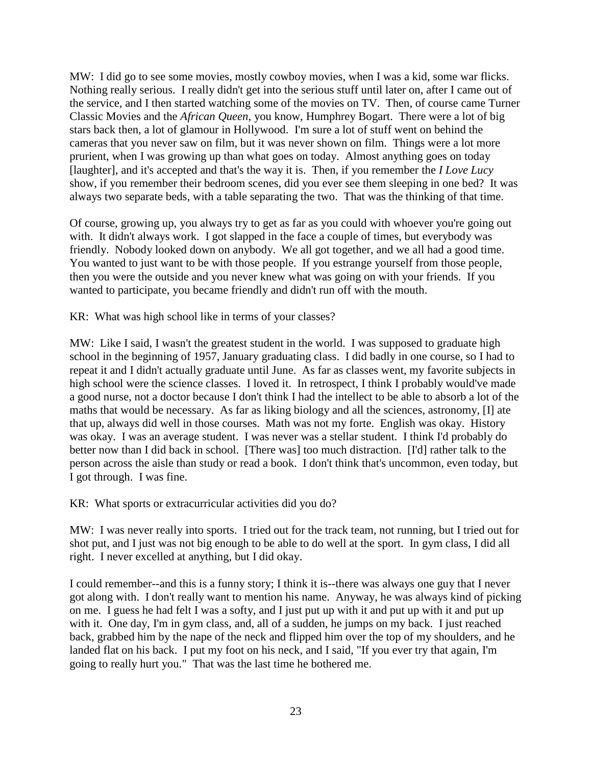MW: I did go to see some movies, mostly cowboy movies, when I was a kid, some war flicks. Nothing really serious. I really didn't get into the serious stuff until later on, after I came out of the service, and I then started watching some of the movies on TV. Then, of course came Turner Classic Movies and the *African Queen*, you know, Humphrey Bogart. There were a lot of big stars back then, a lot of glamour in Hollywood. I'm sure a lot of stuff went on behind the cameras that you never saw on film, but it was never shown on film. Things were a lot more prurient, when I was growing up than what goes on today. Almost anything goes on today [laughter], and it's accepted and that's the way it is. Then, if you remember the *I Love Lucy* show, if you remember their bedroom scenes, did you ever see them sleeping in one bed? It was always two separate beds, with a table separating the two. That was the thinking of that time.

Of course, growing up, you always try to get as far as you could with whoever you're going out with. It didn't always work. I got slapped in the face a couple of times, but everybody was friendly. Nobody looked down on anybody. We all got together, and we all had a good time. You wanted to just want to be with those people. If you estrange yourself from those people, then you were the outside and you never knew what was going on with your friends. If you wanted to participate, you became friendly and didn't run off with the mouth.

KR: What was high school like in terms of your classes?

MW: Like I said, I wasn't the greatest student in the world. I was supposed to graduate high school in the beginning of 1957, January graduating class. I did badly in one course, so I had to repeat it and I didn't actually graduate until June. As far as classes went, my favorite subjects in high school were the science classes. I loved it. In retrospect, I think I probably would've made a good nurse, not a doctor because I don't think I had the intellect to be able to absorb a lot of the maths that would be necessary. As far as liking biology and all the sciences, astronomy, [I] ate that up, always did well in those courses. Math was not my forte. English was okay. History was okay. I was an average student. I was never was a stellar student. I think I'd probably do better now than I did back in school. [There was] too much distraction. [I'd] rather talk to the person across the aisle than study or read a book. I don't think that's uncommon, even today, but I got through. I was fine.

KR: What sports or extracurricular activities did you do?

MW: I was never really into sports. I tried out for the track team, not running, but I tried out for shot put, and I just was not big enough to be able to do well at the sport. In gym class, I did all right. I never excelled at anything, but I did okay.

I could remember--and this is a funny story; I think it is--there was always one guy that I never got along with. I don't really want to mention his name. Anyway, he was always kind of picking on me. I guess he had felt I was a softy, and I just put up with it and put up with it and put up with it. One day, I'm in gym class, and, all of a sudden, he jumps on my back. I just reached back, grabbed him by the nape of the neck and flipped him over the top of my shoulders, and he landed flat on his back. I put my foot on his neck, and I said, "If you ever try that again, I'm going to really hurt you." That was the last time he bothered me.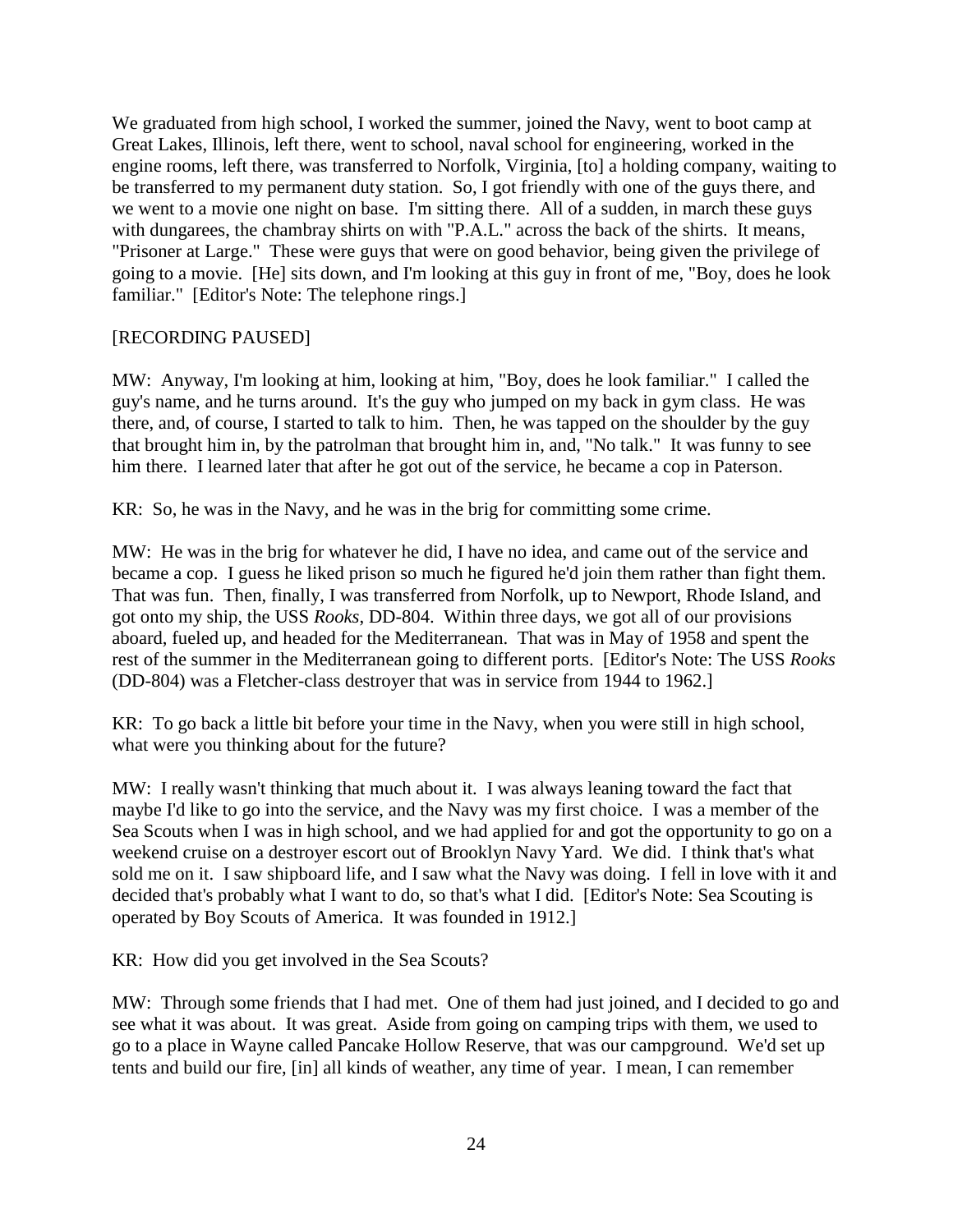We graduated from high school, I worked the summer, joined the Navy, went to boot camp at Great Lakes, Illinois, left there, went to school, naval school for engineering, worked in the engine rooms, left there, was transferred to Norfolk, Virginia, [to] a holding company, waiting to be transferred to my permanent duty station. So, I got friendly with one of the guys there, and we went to a movie one night on base. I'm sitting there. All of a sudden, in march these guys with dungarees, the chambray shirts on with "P.A.L." across the back of the shirts. It means, "Prisoner at Large." These were guys that were on good behavior, being given the privilege of going to a movie. [He] sits down, and I'm looking at this guy in front of me, "Boy, does he look familiar." [Editor's Note: The telephone rings.]

[RECORDING PAUSED]

MW: Anyway, I'm looking at him, looking at him, "Boy, does he look familiar." I called the guy's name, and he turns around. It's the guy who jumped on my back in gym class. He was there, and, of course, I started to talk to him. Then, he was tapped on the shoulder by the guy that brought him in, by the patrolman that brought him in, and, "No talk." It was funny to see him there. I learned later that after he got out of the service, he became a cop in Paterson.

KR: So, he was in the Navy, and he was in the brig for committing some crime.

MW: He was in the brig for whatever he did, I have no idea, and came out of the service and became a cop. I guess he liked prison so much he figured he'd join them rather than fight them. That was fun. Then, finally, I was transferred from Norfolk, up to Newport, Rhode Island, and got onto my ship, the USS *Rooks*, DD-804. Within three days, we got all of our provisions aboard, fueled up, and headed for the Mediterranean. That was in May of 1958 and spent the rest of the summer in the Mediterranean going to different ports. [Editor's Note: The USS *Rooks* (DD-804) was a Fletcher-class destroyer that was in service from 1944 to 1962.]

KR: To go back a little bit before your time in the Navy, when you were still in high school, what were you thinking about for the future?

MW: I really wasn't thinking that much about it. I was always leaning toward the fact that maybe I'd like to go into the service, and the Navy was my first choice. I was a member of the Sea Scouts when I was in high school, and we had applied for and got the opportunity to go on a weekend cruise on a destroyer escort out of Brooklyn Navy Yard. We did. I think that's what sold me on it. I saw shipboard life, and I saw what the Navy was doing. I fell in love with it and decided that's probably what I want to do, so that's what I did. [Editor's Note: Sea Scouting is operated by Boy Scouts of America. It was founded in 1912.]

KR: How did you get involved in the Sea Scouts?

MW: Through some friends that I had met. One of them had just joined, and I decided to go and see what it was about. It was great. Aside from going on camping trips with them, we used to go to a place in Wayne called Pancake Hollow Reserve, that was our campground. We'd set up tents and build our fire, [in] all kinds of weather, any time of year. I mean, I can remember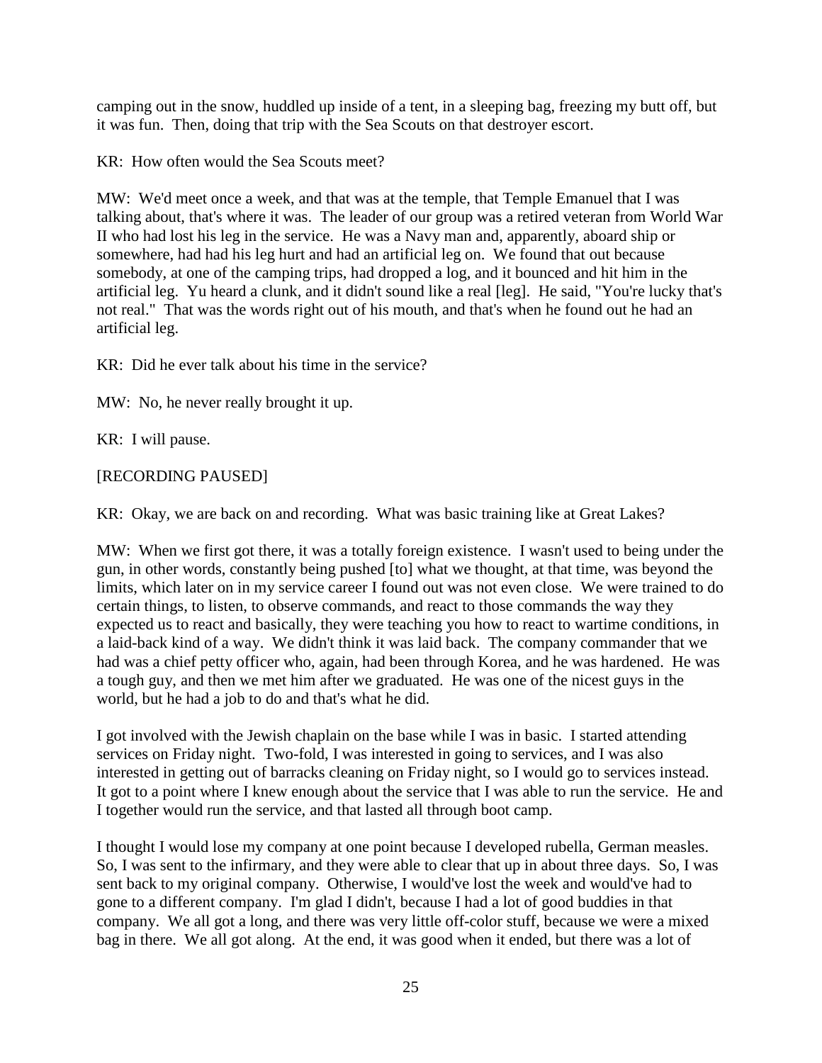camping out in the snow, huddled up inside of a tent, in a sleeping bag, freezing my butt off, but it was fun. Then, doing that trip with the Sea Scouts on that destroyer escort.

KR: How often would the Sea Scouts meet?

MW: We'd meet once a week, and that was at the temple, that Temple Emanuel that I was talking about, that's where it was. The leader of our group was a retired veteran from World War II who had lost his leg in the service. He was a Navy man and, apparently, aboard ship or somewhere, had had his leg hurt and had an artificial leg on. We found that out because somebody, at one of the camping trips, had dropped a log, and it bounced and hit him in the artificial leg. Yu heard a clunk, and it didn't sound like a real [leg]. He said, "You're lucky that's not real." That was the words right out of his mouth, and that's when he found out he had an artificial leg.

KR: Did he ever talk about his time in the service?

MW: No, he never really brought it up.

KR: I will pause.

[RECORDING PAUSED]

KR: Okay, we are back on and recording. What was basic training like at Great Lakes?

MW: When we first got there, it was a totally foreign existence. I wasn't used to being under the gun, in other words, constantly being pushed [to] what we thought, at that time, was beyond the limits, which later on in my service career I found out was not even close. We were trained to do certain things, to listen, to observe commands, and react to those commands the way they expected us to react and basically, they were teaching you how to react to wartime conditions, in a laid-back kind of a way. We didn't think it was laid back. The company commander that we had was a chief petty officer who, again, had been through Korea, and he was hardened. He was a tough guy, and then we met him after we graduated. He was one of the nicest guys in the world, but he had a job to do and that's what he did.

I got involved with the Jewish chaplain on the base while I was in basic. I started attending services on Friday night. Two-fold, I was interested in going to services, and I was also interested in getting out of barracks cleaning on Friday night, so I would go to services instead. It got to a point where I knew enough about the service that I was able to run the service. He and I together would run the service, and that lasted all through boot camp.

I thought I would lose my company at one point because I developed rubella, German measles. So, I was sent to the infirmary, and they were able to clear that up in about three days. So, I was sent back to my original company. Otherwise, I would've lost the week and would've had to gone to a different company. I'm glad I didn't, because I had a lot of good buddies in that company. We all got a long, and there was very little off-color stuff, because we were a mixed bag in there. We all got along. At the end, it was good when it ended, but there was a lot of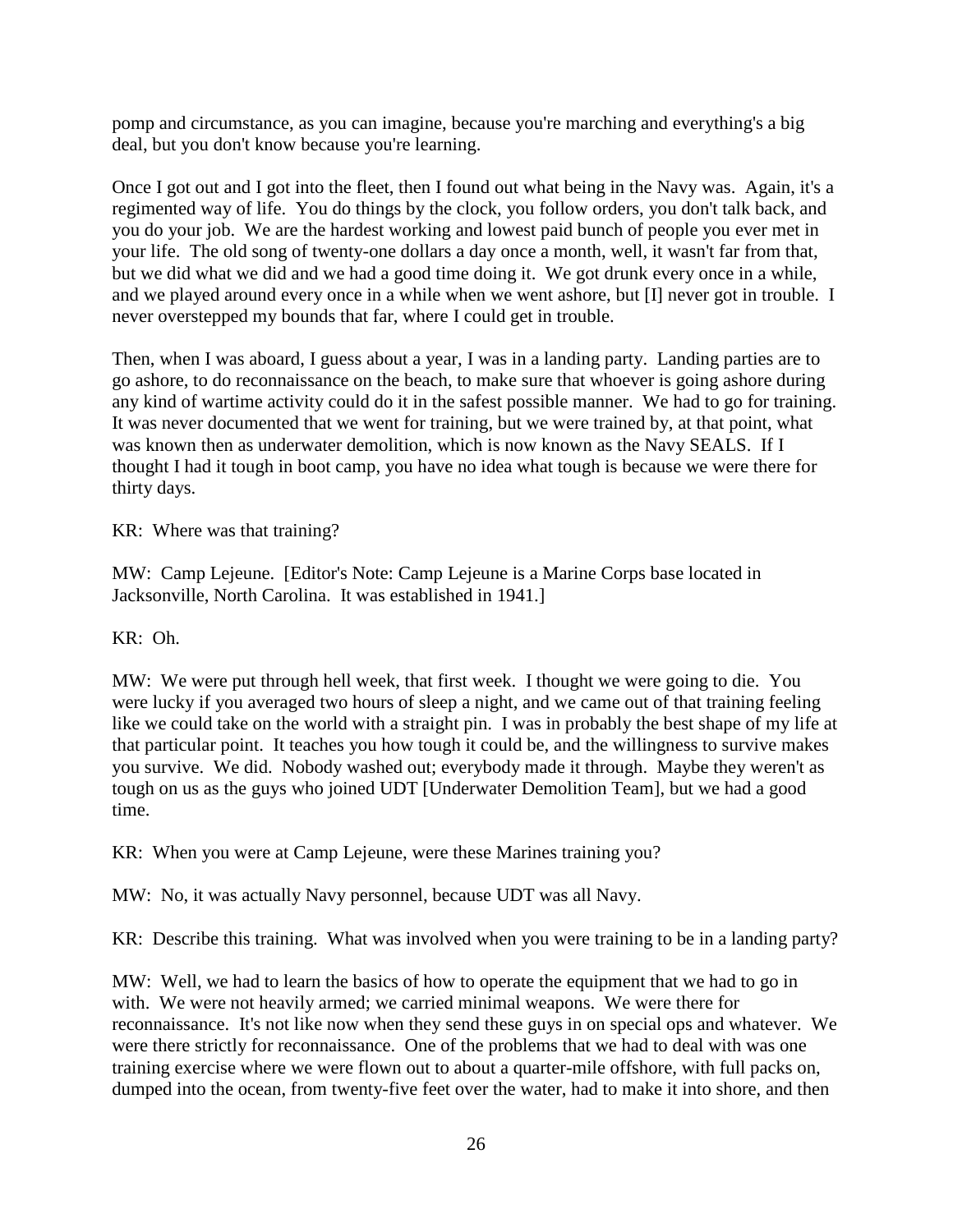pomp and circumstance, as you can imagine, because you're marching and everything's a big deal, but you don't know because you're learning.

Once I got out and I got into the fleet, then I found out what being in the Navy was. Again, it's a regimented way of life. You do things by the clock, you follow orders, you don't talk back, and you do your job. We are the hardest working and lowest paid bunch of people you ever met in your life. The old song of twenty-one dollars a day once a month, well, it wasn't far from that, but we did what we did and we had a good time doing it. We got drunk every once in a while, and we played around every once in a while when we went ashore, but [I] never got in trouble. I never overstepped my bounds that far, where I could get in trouble.

Then, when I was aboard, I guess about a year, I was in a landing party. Landing parties are to go ashore, to do reconnaissance on the beach, to make sure that whoever is going ashore during any kind of wartime activity could do it in the safest possible manner. We had to go for training. It was never documented that we went for training, but we were trained by, at that point, what was known then as underwater demolition, which is now known as the Navy SEALS. If I thought I had it tough in boot camp, you have no idea what tough is because we were there for thirty days.

KR: Where was that training?

MW: Camp Lejeune. [Editor's Note: Camp Lejeune is a Marine Corps base located in Jacksonville, North Carolina. It was established in 1941.]

KR: Oh.

MW: We were put through hell week, that first week. I thought we were going to die. You were lucky if you averaged two hours of sleep a night, and we came out of that training feeling like we could take on the world with a straight pin. I was in probably the best shape of my life at that particular point. It teaches you how tough it could be, and the willingness to survive makes you survive. We did. Nobody washed out; everybody made it through. Maybe they weren't as tough on us as the guys who joined UDT [Underwater Demolition Team], but we had a good time.

KR: When you were at Camp Lejeune, were these Marines training you?

MW: No, it was actually Navy personnel, because UDT was all Navy.

KR: Describe this training. What was involved when you were training to be in a landing party?

MW: Well, we had to learn the basics of how to operate the equipment that we had to go in with. We were not heavily armed; we carried minimal weapons. We were there for reconnaissance. It's not like now when they send these guys in on special ops and whatever. We were there strictly for reconnaissance. One of the problems that we had to deal with was one training exercise where we were flown out to about a quarter-mile offshore, with full packs on, dumped into the ocean, from twenty-five feet over the water, had to make it into shore, and then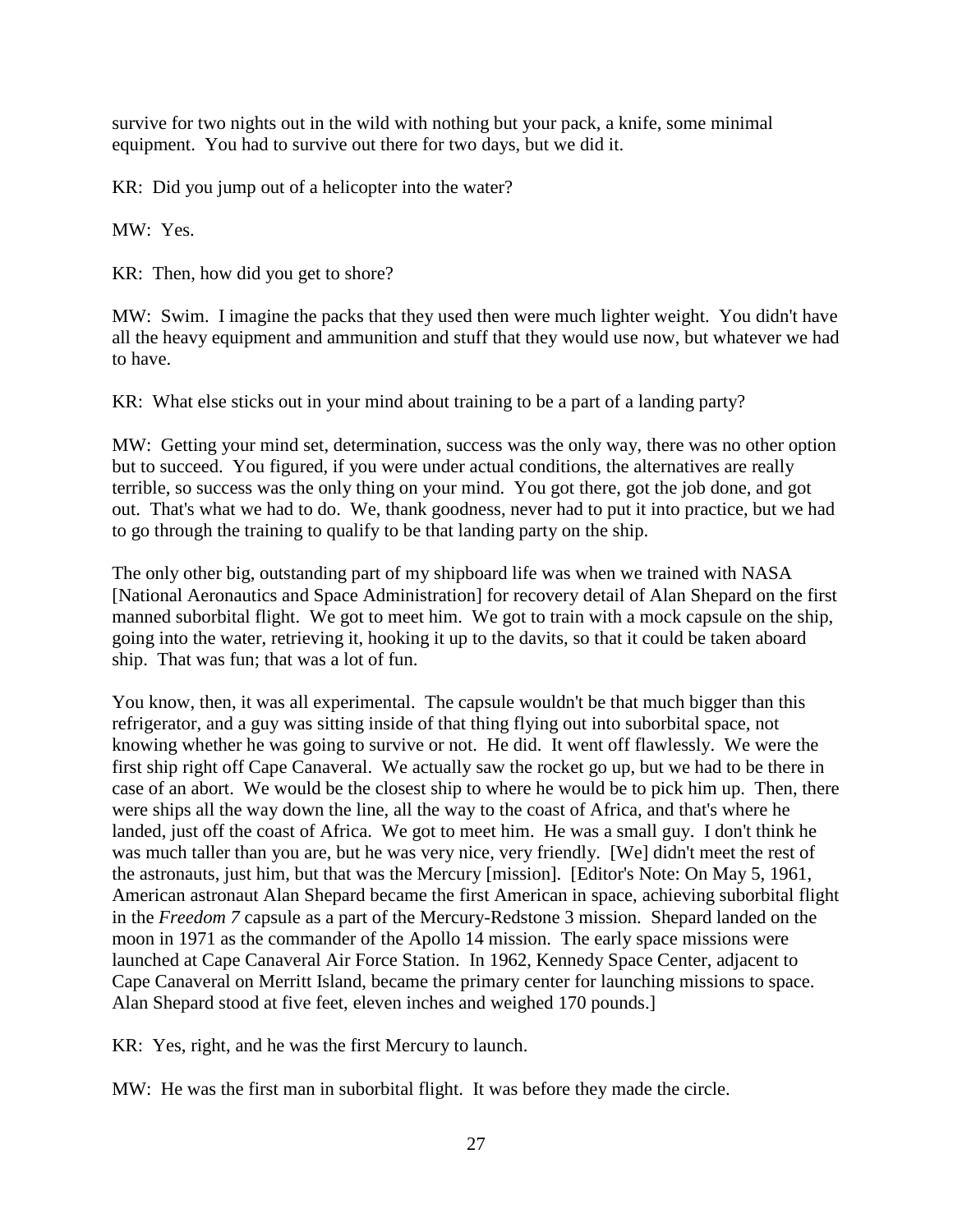survive for two nights out in the wild with nothing but your pack, a knife, some minimal equipment. You had to survive out there for two days, but we did it.

KR: Did you jump out of a helicopter into the water?

MW: Yes.

KR: Then, how did you get to shore?

MW: Swim. I imagine the packs that they used then were much lighter weight. You didn't have all the heavy equipment and ammunition and stuff that they would use now, but whatever we had to have.

KR: What else sticks out in your mind about training to be a part of a landing party?

MW: Getting your mind set, determination, success was the only way, there was no other option but to succeed. You figured, if you were under actual conditions, the alternatives are really terrible, so success was the only thing on your mind. You got there, got the job done, and got out. That's what we had to do. We, thank goodness, never had to put it into practice, but we had to go through the training to qualify to be that landing party on the ship.

The only other big, outstanding part of my shipboard life was when we trained with NASA [National Aeronautics and Space Administration] for recovery detail of Alan Shepard on the first manned suborbital flight. We got to meet him. We got to train with a mock capsule on the ship, going into the water, retrieving it, hooking it up to the davits, so that it could be taken aboard ship. That was fun; that was a lot of fun.

You know, then, it was all experimental. The capsule wouldn't be that much bigger than this refrigerator, and a guy was sitting inside of that thing flying out into suborbital space, not knowing whether he was going to survive or not. He did. It went off flawlessly. We were the first ship right off Cape Canaveral. We actually saw the rocket go up, but we had to be there in case of an abort. We would be the closest ship to where he would be to pick him up. Then, there were ships all the way down the line, all the way to the coast of Africa, and that's where he landed, just off the coast of Africa. We got to meet him. He was a small guy. I don't think he was much taller than you are, but he was very nice, very friendly. [We] didn't meet the rest of the astronauts, just him, but that was the Mercury [mission]. [Editor's Note: On May 5, 1961, American astronaut Alan Shepard became the first American in space, achieving suborbital flight in the *Freedom 7* capsule as a part of the Mercury-Redstone 3 mission. Shepard landed on the moon in 1971 as the commander of the Apollo 14 mission. The early space missions were launched at Cape Canaveral Air Force Station. In 1962, Kennedy Space Center, adjacent to Cape Canaveral on Merritt Island, became the primary center for launching missions to space. Alan Shepard stood at five feet, eleven inches and weighed 170 pounds.]

KR: Yes, right, and he was the first Mercury to launch.

MW: He was the first man in suborbital flight. It was before they made the circle.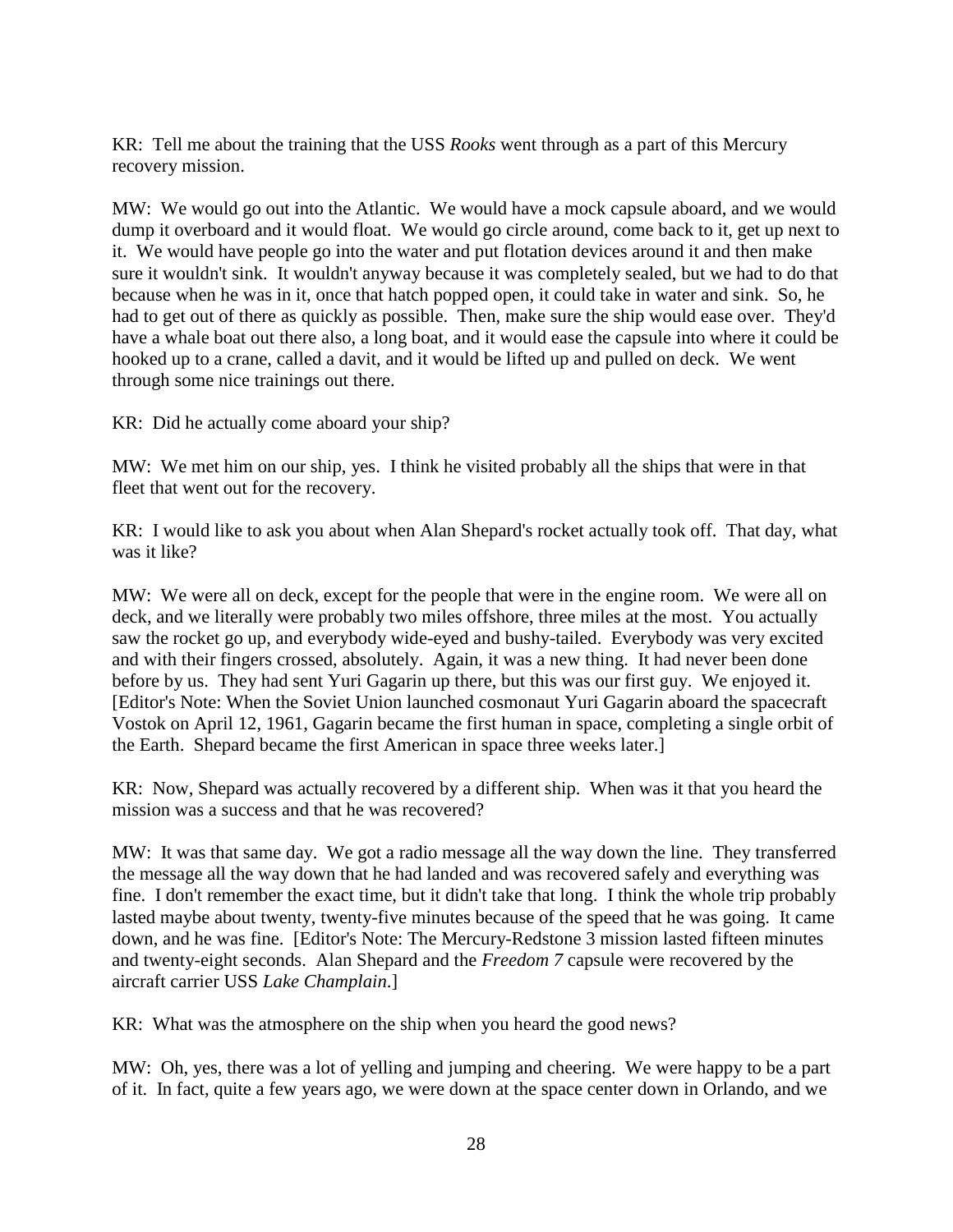KR: Tell me about the training that the USS *Rooks* went through as a part of this Mercury recovery mission.

MW: We would go out into the Atlantic. We would have a mock capsule aboard, and we would dump it overboard and it would float. We would go circle around, come back to it, get up next to it. We would have people go into the water and put flotation devices around it and then make sure it wouldn't sink. It wouldn't anyway because it was completely sealed, but we had to do that because when he was in it, once that hatch popped open, it could take in water and sink. So, he had to get out of there as quickly as possible. Then, make sure the ship would ease over. They'd have a whale boat out there also, a long boat, and it would ease the capsule into where it could be hooked up to a crane, called a davit, and it would be lifted up and pulled on deck. We went through some nice trainings out there.

KR: Did he actually come aboard your ship?

MW: We met him on our ship, yes. I think he visited probably all the ships that were in that fleet that went out for the recovery.

KR: I would like to ask you about when Alan Shepard's rocket actually took off. That day, what was it like?

MW: We were all on deck, except for the people that were in the engine room. We were all on deck, and we literally were probably two miles offshore, three miles at the most. You actually saw the rocket go up, and everybody wide-eyed and bushy-tailed. Everybody was very excited and with their fingers crossed, absolutely. Again, it was a new thing. It had never been done before by us. They had sent Yuri Gagarin up there, but this was our first guy. We enjoyed it. [Editor's Note: When the Soviet Union launched cosmonaut Yuri Gagarin aboard the spacecraft Vostok on April 12, 1961, Gagarin became the first human in space, completing a single orbit of the Earth. Shepard became the first American in space three weeks later.]

KR: Now, Shepard was actually recovered by a different ship. When was it that you heard the mission was a success and that he was recovered?

MW: It was that same day. We got a radio message all the way down the line. They transferred the message all the way down that he had landed and was recovered safely and everything was fine. I don't remember the exact time, but it didn't take that long. I think the whole trip probably lasted maybe about twenty, twenty-five minutes because of the speed that he was going. It came down, and he was fine. [Editor's Note: The Mercury-Redstone 3 mission lasted fifteen minutes and twenty-eight seconds. Alan Shepard and the *Freedom 7* capsule were recovered by the aircraft carrier USS *Lake Champlain*.]

KR: What was the atmosphere on the ship when you heard the good news?

MW: Oh, yes, there was a lot of yelling and jumping and cheering. We were happy to be a part of it. In fact, quite a few years ago, we were down at the space center down in Orlando, and we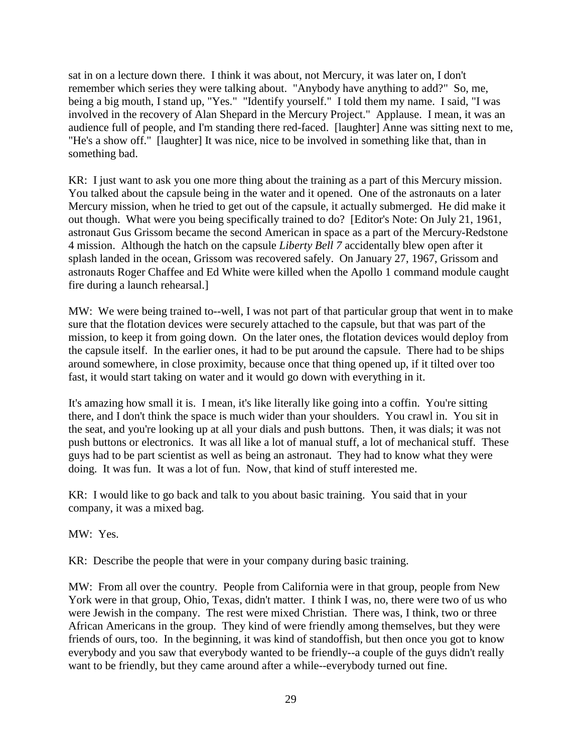sat in on a lecture down there. I think it was about, not Mercury, it was later on, I don't remember which series they were talking about. "Anybody have anything to add?" So, me, being a big mouth, I stand up, "Yes." "Identify yourself." I told them my name. I said, "I was involved in the recovery of Alan Shepard in the Mercury Project." Applause. I mean, it was an audience full of people, and I'm standing there red-faced. [laughter] Anne was sitting next to me, "He's a show off." [laughter] It was nice, nice to be involved in something like that, than in something bad.

KR: I just want to ask you one more thing about the training as a part of this Mercury mission. You talked about the capsule being in the water and it opened. One of the astronauts on a later Mercury mission, when he tried to get out of the capsule, it actually submerged. He did make it out though. What were you being specifically trained to do? [Editor's Note: On July 21, 1961, astronaut Gus Grissom became the second American in space as a part of the Mercury-Redstone 4 mission. Although the hatch on the capsule *Liberty Bell 7* accidentally blew open after it splash landed in the ocean, Grissom was recovered safely. On January 27, 1967, Grissom and astronauts Roger Chaffee and Ed White were killed when the Apollo 1 command module caught fire during a launch rehearsal.]

MW: We were being trained to--well, I was not part of that particular group that went in to make sure that the flotation devices were securely attached to the capsule, but that was part of the mission, to keep it from going down. On the later ones, the flotation devices would deploy from the capsule itself. In the earlier ones, it had to be put around the capsule. There had to be ships around somewhere, in close proximity, because once that thing opened up, if it tilted over too fast, it would start taking on water and it would go down with everything in it.

It's amazing how small it is. I mean, it's like literally like going into a coffin. You're sitting there, and I don't think the space is much wider than your shoulders. You crawl in. You sit in the seat, and you're looking up at all your dials and push buttons. Then, it was dials; it was not push buttons or electronics. It was all like a lot of manual stuff, a lot of mechanical stuff. These guys had to be part scientist as well as being an astronaut. They had to know what they were doing. It was fun. It was a lot of fun. Now, that kind of stuff interested me.

KR: I would like to go back and talk to you about basic training. You said that in your company, it was a mixed bag.

MW: Yes.

KR: Describe the people that were in your company during basic training.

MW: From all over the country. People from California were in that group, people from New York were in that group, Ohio, Texas, didn't matter. I think I was, no, there were two of us who were Jewish in the company. The rest were mixed Christian. There was, I think, two or three African Americans in the group. They kind of were friendly among themselves, but they were friends of ours, too. In the beginning, it was kind of standoffish, but then once you got to know everybody and you saw that everybody wanted to be friendly--a couple of the guys didn't really want to be friendly, but they came around after a while--everybody turned out fine.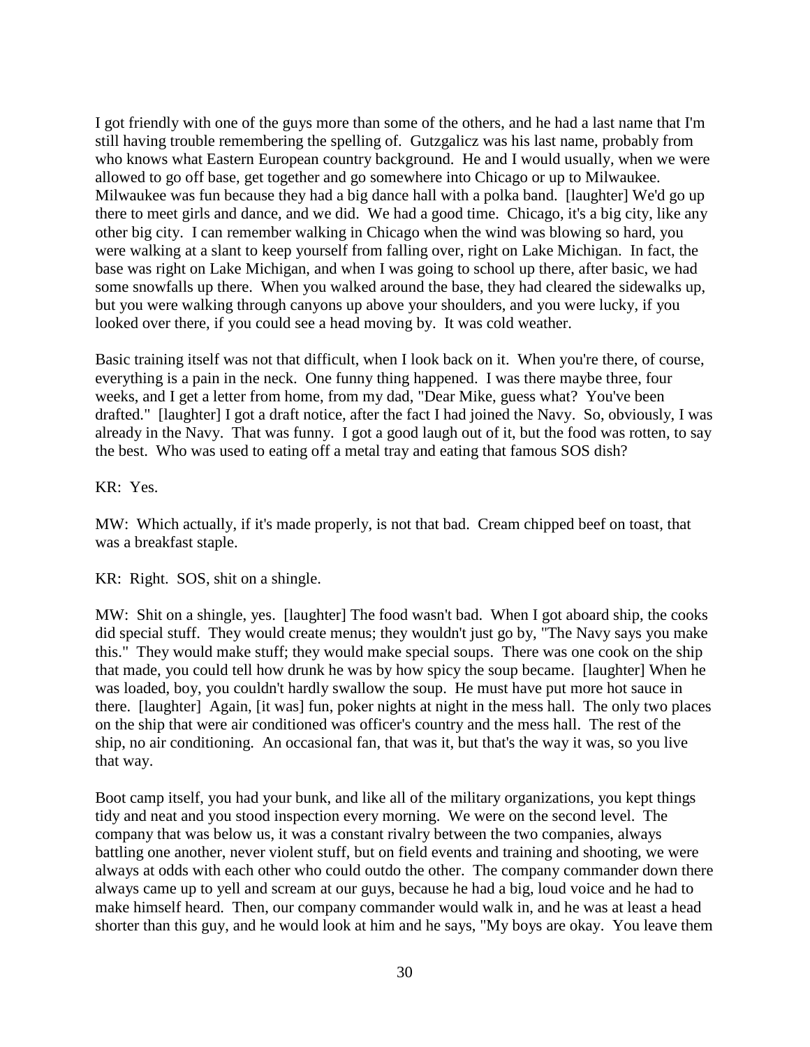I got friendly with one of the guys more than some of the others, and he had a last name that I'm still having trouble remembering the spelling of. Gutzgalicz was his last name, probably from who knows what Eastern European country background. He and I would usually, when we were allowed to go off base, get together and go somewhere into Chicago or up to Milwaukee. Milwaukee was fun because they had a big dance hall with a polka band. [laughter] We'd go up there to meet girls and dance, and we did. We had a good time. Chicago, it's a big city, like any other big city. I can remember walking in Chicago when the wind was blowing so hard, you were walking at a slant to keep yourself from falling over, right on Lake Michigan. In fact, the base was right on Lake Michigan, and when I was going to school up there, after basic, we had some snowfalls up there. When you walked around the base, they had cleared the sidewalks up, but you were walking through canyons up above your shoulders, and you were lucky, if you looked over there, if you could see a head moving by. It was cold weather.

Basic training itself was not that difficult, when I look back on it. When you're there, of course, everything is a pain in the neck. One funny thing happened. I was there maybe three, four weeks, and I get a letter from home, from my dad, "Dear Mike, guess what? You've been drafted." [laughter] I got a draft notice, after the fact I had joined the Navy. So, obviously, I was already in the Navy. That was funny. I got a good laugh out of it, but the food was rotten, to say the best. Who was used to eating off a metal tray and eating that famous SOS dish?

KR: Yes.

MW: Which actually, if it's made properly, is not that bad. Cream chipped beef on toast, that was a breakfast staple.

KR: Right. SOS, shit on a shingle.

MW: Shit on a shingle, yes. [laughter] The food wasn't bad. When I got aboard ship, the cooks did special stuff. They would create menus; they wouldn't just go by, "The Navy says you make this." They would make stuff; they would make special soups. There was one cook on the ship that made, you could tell how drunk he was by how spicy the soup became. [laughter] When he was loaded, boy, you couldn't hardly swallow the soup. He must have put more hot sauce in there. [laughter] Again, [it was] fun, poker nights at night in the mess hall. The only two places on the ship that were air conditioned was officer's country and the mess hall. The rest of the ship, no air conditioning. An occasional fan, that was it, but that's the way it was, so you live that way.

Boot camp itself, you had your bunk, and like all of the military organizations, you kept things tidy and neat and you stood inspection every morning. We were on the second level. The company that was below us, it was a constant rivalry between the two companies, always battling one another, never violent stuff, but on field events and training and shooting, we were always at odds with each other who could outdo the other. The company commander down there always came up to yell and scream at our guys, because he had a big, loud voice and he had to make himself heard. Then, our company commander would walk in, and he was at least a head shorter than this guy, and he would look at him and he says, "My boys are okay. You leave them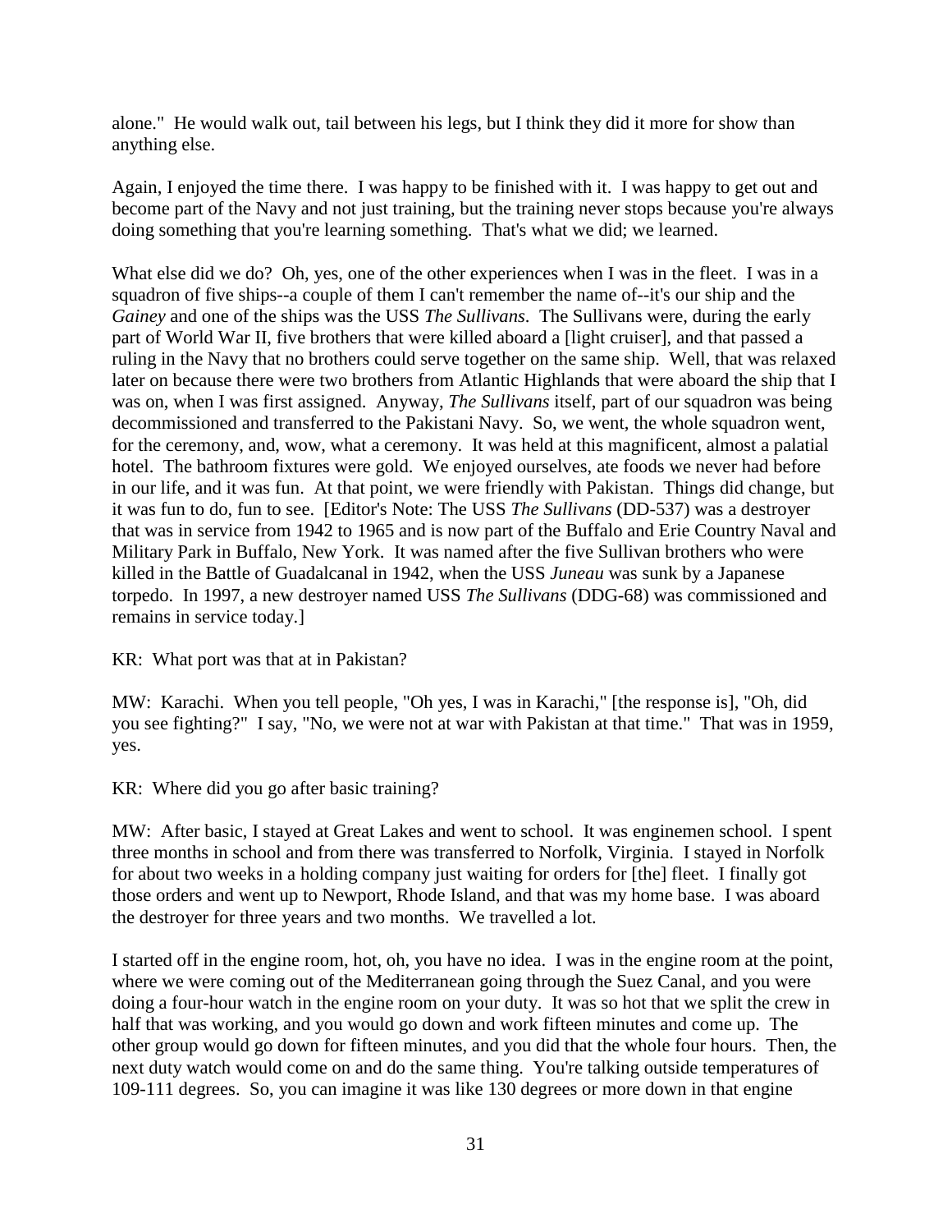alone." He would walk out, tail between his legs, but I think they did it more for show than anything else.

Again, I enjoyed the time there. I was happy to be finished with it. I was happy to get out and become part of the Navy and not just training, but the training never stops because you're always doing something that you're learning something. That's what we did; we learned.

What else did we do? Oh, yes, one of the other experiences when I was in the fleet. I was in a squadron of five ships--a couple of them I can't remember the name of--it's our ship and the *Gainey* and one of the ships was the USS *The Sullivans*. The Sullivans were, during the early part of World War II, five brothers that were killed aboard a [light cruiser], and that passed a ruling in the Navy that no brothers could serve together on the same ship. Well, that was relaxed later on because there were two brothers from Atlantic Highlands that were aboard the ship that I was on, when I was first assigned. Anyway, *The Sullivans* itself, part of our squadron was being decommissioned and transferred to the Pakistani Navy. So, we went, the whole squadron went, for the ceremony, and, wow, what a ceremony. It was held at this magnificent, almost a palatial hotel. The bathroom fixtures were gold. We enjoyed ourselves, ate foods we never had before in our life, and it was fun. At that point, we were friendly with Pakistan. Things did change, but it was fun to do, fun to see. [Editor's Note: The USS *The Sullivans* (DD-537) was a destroyer that was in service from 1942 to 1965 and is now part of the Buffalo and Erie Country Naval and Military Park in Buffalo, New York. It was named after the five Sullivan brothers who were killed in the Battle of Guadalcanal in 1942, when the USS *Juneau* was sunk by a Japanese torpedo. In 1997, a new destroyer named USS *The Sullivans* (DDG-68) was commissioned and remains in service today.]

KR: What port was that at in Pakistan?

MW: Karachi. When you tell people, "Oh yes, I was in Karachi," [the response is], "Oh, did you see fighting?" I say, "No, we were not at war with Pakistan at that time." That was in 1959, yes.

KR: Where did you go after basic training?

MW: After basic, I stayed at Great Lakes and went to school. It was enginemen school. I spent three months in school and from there was transferred to Norfolk, Virginia. I stayed in Norfolk for about two weeks in a holding company just waiting for orders for [the] fleet. I finally got those orders and went up to Newport, Rhode Island, and that was my home base. I was aboard the destroyer for three years and two months. We travelled a lot.

I started off in the engine room, hot, oh, you have no idea. I was in the engine room at the point, where we were coming out of the Mediterranean going through the Suez Canal, and you were doing a four-hour watch in the engine room on your duty. It was so hot that we split the crew in half that was working, and you would go down and work fifteen minutes and come up. The other group would go down for fifteen minutes, and you did that the whole four hours. Then, the next duty watch would come on and do the same thing. You're talking outside temperatures of 109-111 degrees. So, you can imagine it was like 130 degrees or more down in that engine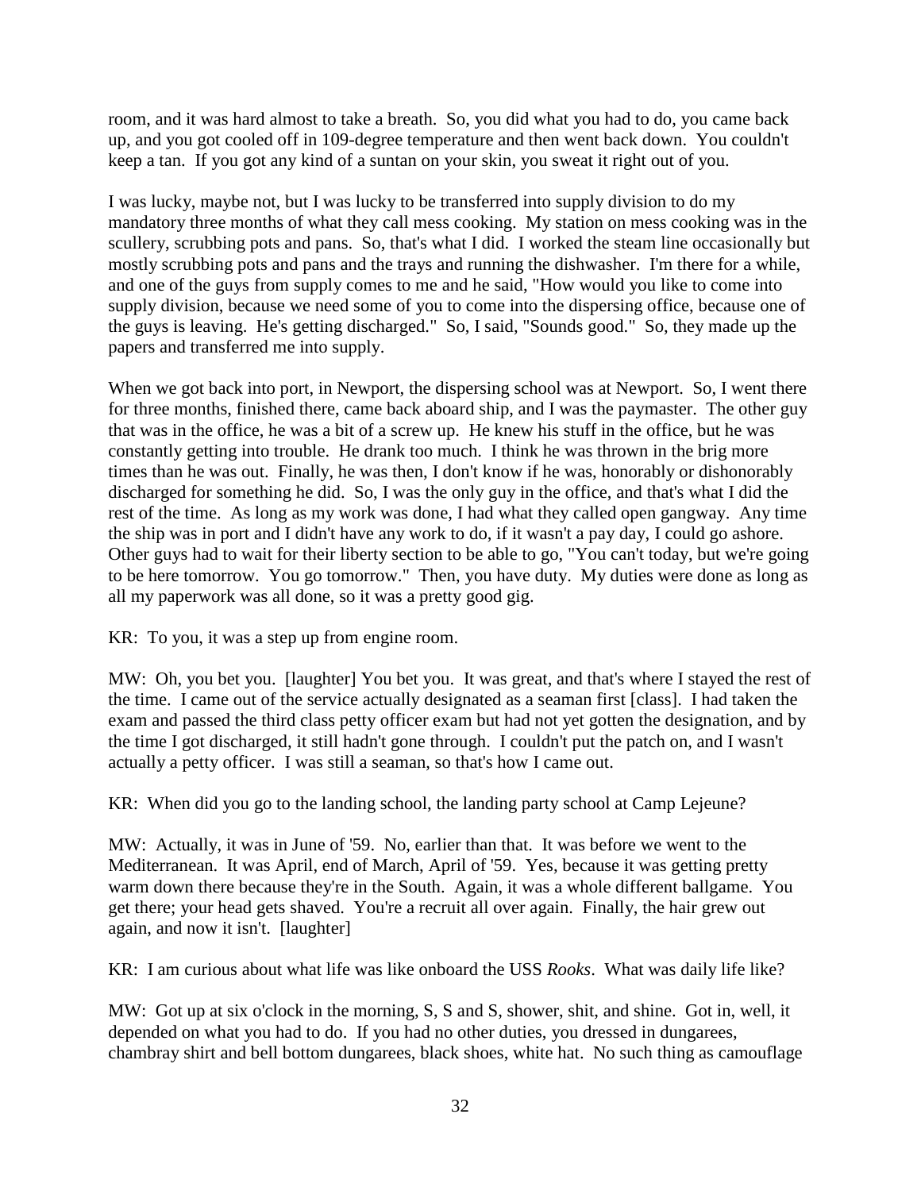room, and it was hard almost to take a breath. So, you did what you had to do, you came back up, and you got cooled off in 109-degree temperature and then went back down. You couldn't keep a tan. If you got any kind of a suntan on your skin, you sweat it right out of you.

I was lucky, maybe not, but I was lucky to be transferred into supply division to do my mandatory three months of what they call mess cooking. My station on mess cooking was in the scullery, scrubbing pots and pans. So, that's what I did. I worked the steam line occasionally but mostly scrubbing pots and pans and the trays and running the dishwasher. I'm there for a while, and one of the guys from supply comes to me and he said, "How would you like to come into supply division, because we need some of you to come into the dispersing office, because one of the guys is leaving. He's getting discharged." So, I said, "Sounds good." So, they made up the papers and transferred me into supply.

When we got back into port, in Newport, the dispersing school was at Newport. So, I went there for three months, finished there, came back aboard ship, and I was the paymaster. The other guy that was in the office, he was a bit of a screw up. He knew his stuff in the office, but he was constantly getting into trouble. He drank too much. I think he was thrown in the brig more times than he was out. Finally, he was then, I don't know if he was, honorably or dishonorably discharged for something he did. So, I was the only guy in the office, and that's what I did the rest of the time. As long as my work was done, I had what they called open gangway. Any time the ship was in port and I didn't have any work to do, if it wasn't a pay day, I could go ashore. Other guys had to wait for their liberty section to be able to go, "You can't today, but we're going to be here tomorrow. You go tomorrow." Then, you have duty. My duties were done as long as all my paperwork was all done, so it was a pretty good gig.

KR: To you, it was a step up from engine room.

MW: Oh, you bet you. [laughter] You bet you. It was great, and that's where I stayed the rest of the time. I came out of the service actually designated as a seaman first [class]. I had taken the exam and passed the third class petty officer exam but had not yet gotten the designation, and by the time I got discharged, it still hadn't gone through. I couldn't put the patch on, and I wasn't actually a petty officer. I was still a seaman, so that's how I came out.

KR: When did you go to the landing school, the landing party school at Camp Lejeune?

MW: Actually, it was in June of '59. No, earlier than that. It was before we went to the Mediterranean. It was April, end of March, April of '59. Yes, because it was getting pretty warm down there because they're in the South. Again, it was a whole different ballgame. You get there; your head gets shaved. You're a recruit all over again. Finally, the hair grew out again, and now it isn't. [laughter]

KR: I am curious about what life was like onboard the USS *Rooks*. What was daily life like?

MW: Got up at six o'clock in the morning, S, S and S, shower, shit, and shine. Got in, well, it depended on what you had to do. If you had no other duties, you dressed in dungarees, chambray shirt and bell bottom dungarees, black shoes, white hat. No such thing as camouflage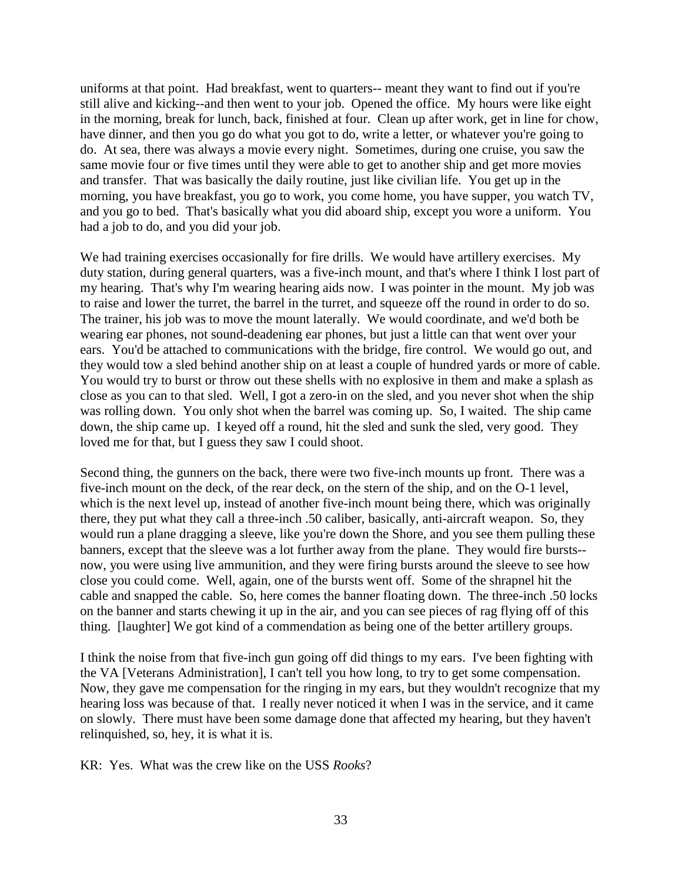uniforms at that point. Had breakfast, went to quarters-- meant they want to find out if you're still alive and kicking--and then went to your job. Opened the office. My hours were like eight in the morning, break for lunch, back, finished at four. Clean up after work, get in line for chow, have dinner, and then you go do what you got to do, write a letter, or whatever you're going to do. At sea, there was always a movie every night. Sometimes, during one cruise, you saw the same movie four or five times until they were able to get to another ship and get more movies and transfer. That was basically the daily routine, just like civilian life. You get up in the morning, you have breakfast, you go to work, you come home, you have supper, you watch TV, and you go to bed. That's basically what you did aboard ship, except you wore a uniform. You had a job to do, and you did your job.

We had training exercises occasionally for fire drills. We would have artillery exercises. My duty station, during general quarters, was a five-inch mount, and that's where I think I lost part of my hearing. That's why I'm wearing hearing aids now. I was pointer in the mount. My job was to raise and lower the turret, the barrel in the turret, and squeeze off the round in order to do so. The trainer, his job was to move the mount laterally. We would coordinate, and we'd both be wearing ear phones, not sound-deadening ear phones, but just a little can that went over your ears. You'd be attached to communications with the bridge, fire control. We would go out, and they would tow a sled behind another ship on at least a couple of hundred yards or more of cable. You would try to burst or throw out these shells with no explosive in them and make a splash as close as you can to that sled. Well, I got a zero-in on the sled, and you never shot when the ship was rolling down. You only shot when the barrel was coming up. So, I waited. The ship came down, the ship came up. I keyed off a round, hit the sled and sunk the sled, very good. They loved me for that, but I guess they saw I could shoot.

Second thing, the gunners on the back, there were two five-inch mounts up front. There was a five-inch mount on the deck, of the rear deck, on the stern of the ship, and on the O-1 level, which is the next level up, instead of another five-inch mount being there, which was originally there, they put what they call a three-inch .50 caliber, basically, anti-aircraft weapon. So, they would run a plane dragging a sleeve, like you're down the Shore, and you see them pulling these banners, except that the sleeve was a lot further away from the plane. They would fire bursts-- now, you were using live ammunition, and they were firing bursts around the sleeve to see how close you could come. Well, again, one of the bursts went off. Some of the shrapnel hit the cable and snapped the cable. So, here comes the banner floating down. The three-inch .50 locks on the banner and starts chewing it up in the air, and you can see pieces of rag flying off of this thing. [laughter] We got kind of a commendation as being one of the better artillery groups.

I think the noise from that five-inch gun going off did things to my ears. I've been fighting with the VA [Veterans Administration], I can't tell you how long, to try to get some compensation. Now, they gave me compensation for the ringing in my ears, but they wouldn't recognize that my hearing loss was because of that. I really never noticed it when I was in the service, and it came on slowly. There must have been some damage done that affected my hearing, but they haven't relinquished, so, hey, it is what it is.

KR: Yes. What was the crew like on the USS *Rooks*?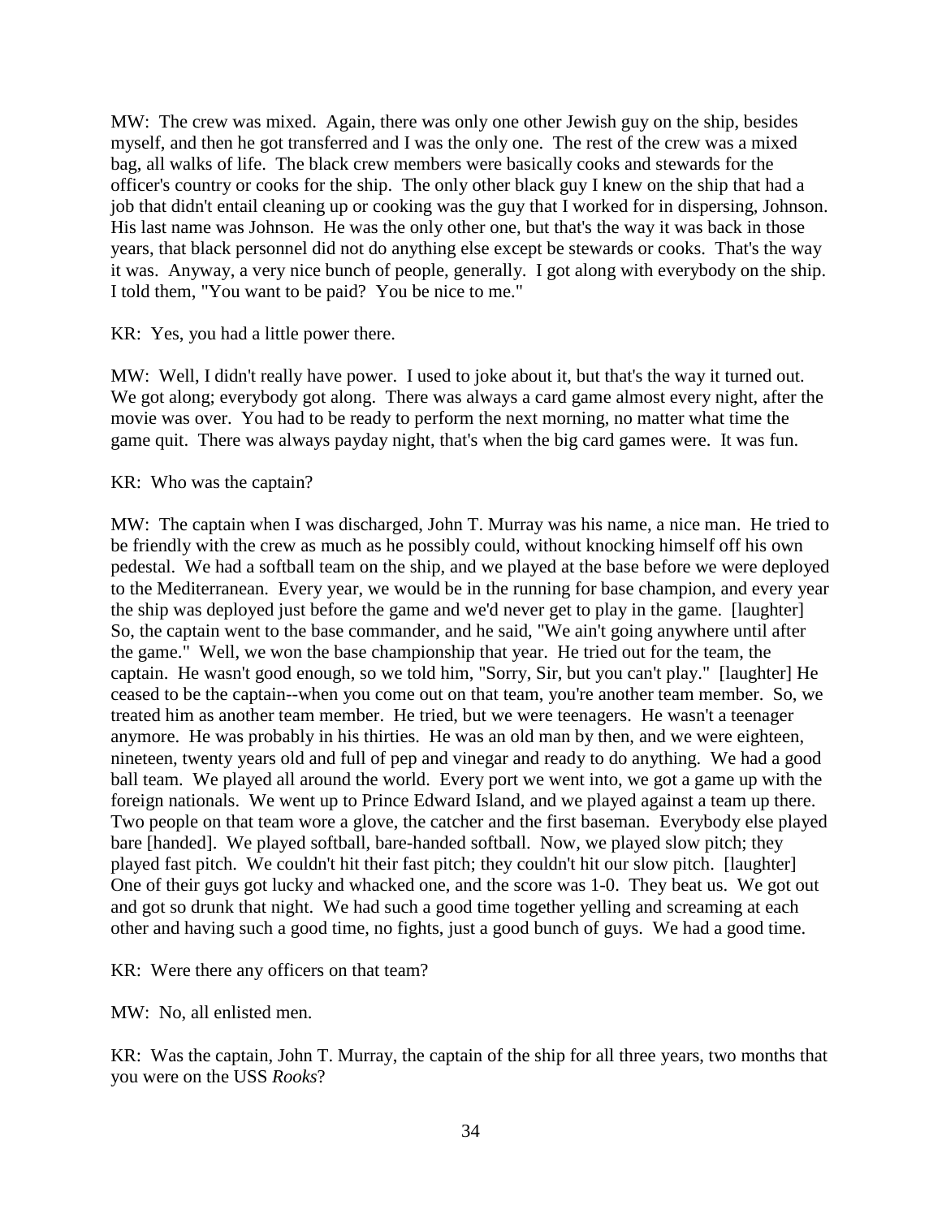MW: The crew was mixed. Again, there was only one other Jewish guy on the ship, besides myself, and then he got transferred and I was the only one. The rest of the crew was a mixed bag, all walks of life. The black crew members were basically cooks and stewards for the officer's country or cooks for the ship. The only other black guy I knew on the ship that had a job that didn't entail cleaning up or cooking was the guy that I worked for in dispersing, Johnson. His last name was Johnson. He was the only other one, but that's the way it was back in those years, that black personnel did not do anything else except be stewards or cooks. That's the way it was. Anyway, a very nice bunch of people, generally. I got along with everybody on the ship. I told them, "You want to be paid? You be nice to me."

KR: Yes, you had a little power there.

MW: Well, I didn't really have power. I used to joke about it, but that's the way it turned out. We got along; everybody got along. There was always a card game almost every night, after the movie was over. You had to be ready to perform the next morning, no matter what time the game quit. There was always payday night, that's when the big card games were. It was fun.

KR: Who was the captain?

MW: The captain when I was discharged, John T. Murray was his name, a nice man. He tried to be friendly with the crew as much as he possibly could, without knocking himself off his own pedestal. We had a softball team on the ship, and we played at the base before we were deployed to the Mediterranean. Every year, we would be in the running for base champion, and every year the ship was deployed just before the game and we'd never get to play in the game. [laughter] So, the captain went to the base commander, and he said, "We ain't going anywhere until after the game." Well, we won the base championship that year. He tried out for the team, the captain. He wasn't good enough, so we told him, "Sorry, Sir, but you can't play." [laughter] He ceased to be the captain--when you come out on that team, you're another team member. So, we treated him as another team member. He tried, but we were teenagers. He wasn't a teenager anymore. He was probably in his thirties. He was an old man by then, and we were eighteen, nineteen, twenty years old and full of pep and vinegar and ready to do anything. We had a good ball team. We played all around the world. Every port we went into, we got a game up with the foreign nationals. We went up to Prince Edward Island, and we played against a team up there. Two people on that team wore a glove, the catcher and the first baseman. Everybody else played bare [handed]. We played softball, bare-handed softball. Now, we played slow pitch; they played fast pitch. We couldn't hit their fast pitch; they couldn't hit our slow pitch. [laughter] One of their guys got lucky and whacked one, and the score was 1-0. They beat us. We got out and got so drunk that night. We had such a good time together yelling and screaming at each other and having such a good time, no fights, just a good bunch of guys. We had a good time.

KR: Were there any officers on that team?

MW: No, all enlisted men.

KR: Was the captain, John T. Murray, the captain of the ship for all three years, two months that you were on the USS *Rooks*?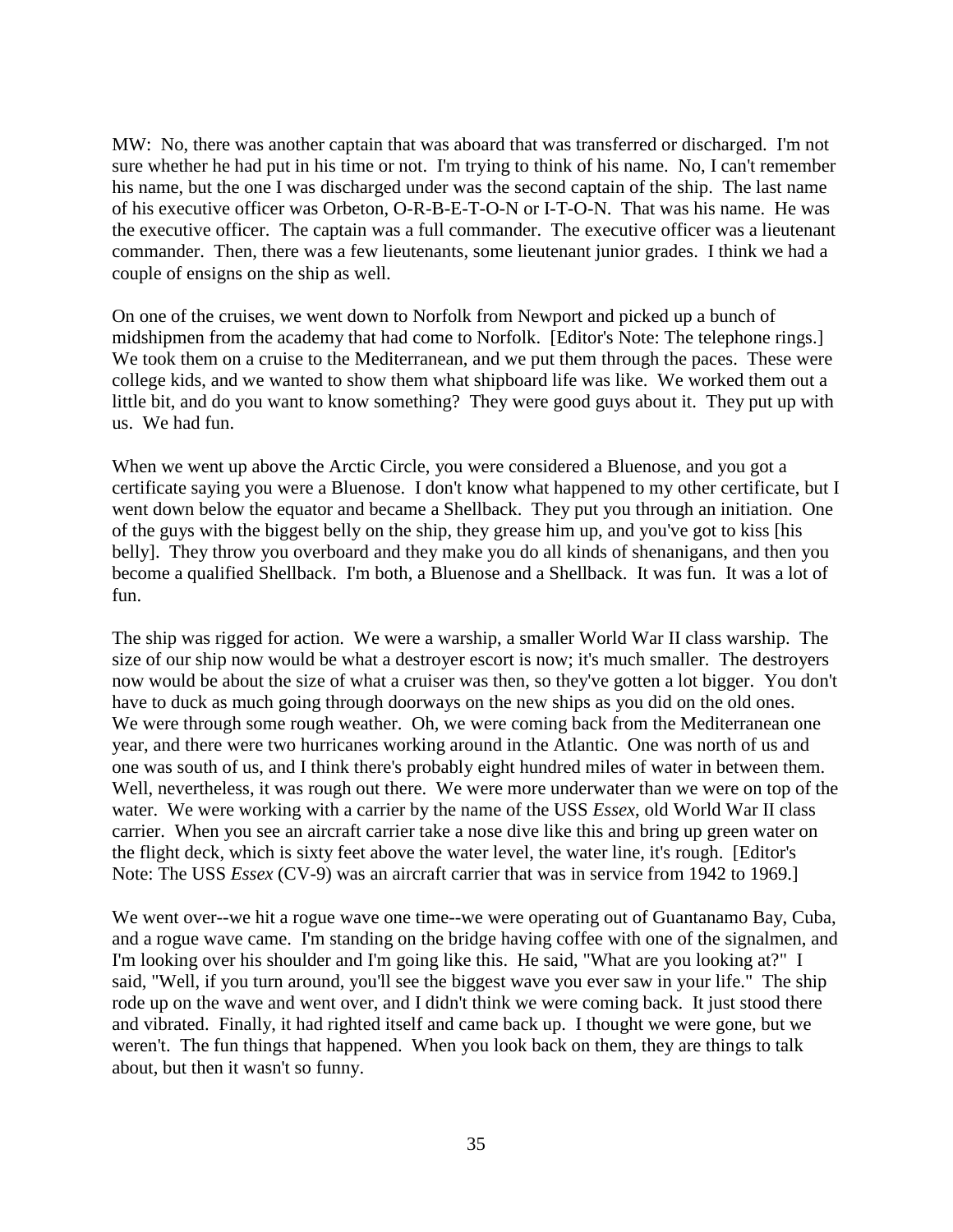MW: No, there was another captain that was aboard that was transferred or discharged. I'm not sure whether he had put in his time or not. I'm trying to think of his name. No, I can't remember his name, but the one I was discharged under was the second captain of the ship. The last name of his executive officer was Orbeton, O-R-B-E-T-O-N or I-T-O-N. That was his name. He was the executive officer. The captain was a full commander. The executive officer was a lieutenant commander. Then, there was a few lieutenants, some lieutenant junior grades. I think we had a couple of ensigns on the ship as well.

On one of the cruises, we went down to Norfolk from Newport and picked up a bunch of midshipmen from the academy that had come to Norfolk. [Editor's Note: The telephone rings.] We took them on a cruise to the Mediterranean, and we put them through the paces. These were college kids, and we wanted to show them what shipboard life was like. We worked them out a little bit, and do you want to know something? They were good guys about it. They put up with us. We had fun.

When we went up above the Arctic Circle, you were considered a Bluenose, and you got a certificate saying you were a Bluenose. I don't know what happened to my other certificate, but I went down below the equator and became a Shellback. They put you through an initiation. One of the guys with the biggest belly on the ship, they grease him up, and you've got to kiss [his belly]. They throw you overboard and they make you do all kinds of shenanigans, and then you become a qualified Shellback. I'm both, a Bluenose and a Shellback. It was fun. It was a lot of fun.

The ship was rigged for action. We were a warship, a smaller World War II class warship. The size of our ship now would be what a destroyer escort is now; it's much smaller. The destroyers now would be about the size of what a cruiser was then, so they've gotten a lot bigger. You don't have to duck as much going through doorways on the new ships as you did on the old ones. We were through some rough weather. Oh, we were coming back from the Mediterranean one year, and there were two hurricanes working around in the Atlantic. One was north of us and one was south of us, and I think there's probably eight hundred miles of water in between them. Well, nevertheless, it was rough out there. We were more underwater than we were on top of the water. We were working with a carrier by the name of the USS *Essex*, old World War II class carrier. When you see an aircraft carrier take a nose dive like this and bring up green water on the flight deck, which is sixty feet above the water level, the water line, it's rough. [Editor's Note: The USS *Essex* (CV-9) was an aircraft carrier that was in service from 1942 to 1969.]

We went over--we hit a rogue wave one time--we were operating out of Guantanamo Bay, Cuba, and a rogue wave came. I'm standing on the bridge having coffee with one of the signalmen, and I'm looking over his shoulder and I'm going like this. He said, "What are you looking at?" I said, "Well, if you turn around, you'll see the biggest wave you ever saw in your life." The ship rode up on the wave and went over, and I didn't think we were coming back. It just stood there and vibrated. Finally, it had righted itself and came back up. I thought we were gone, but we weren't. The fun things that happened. When you look back on them, they are things to talk about, but then it wasn't so funny.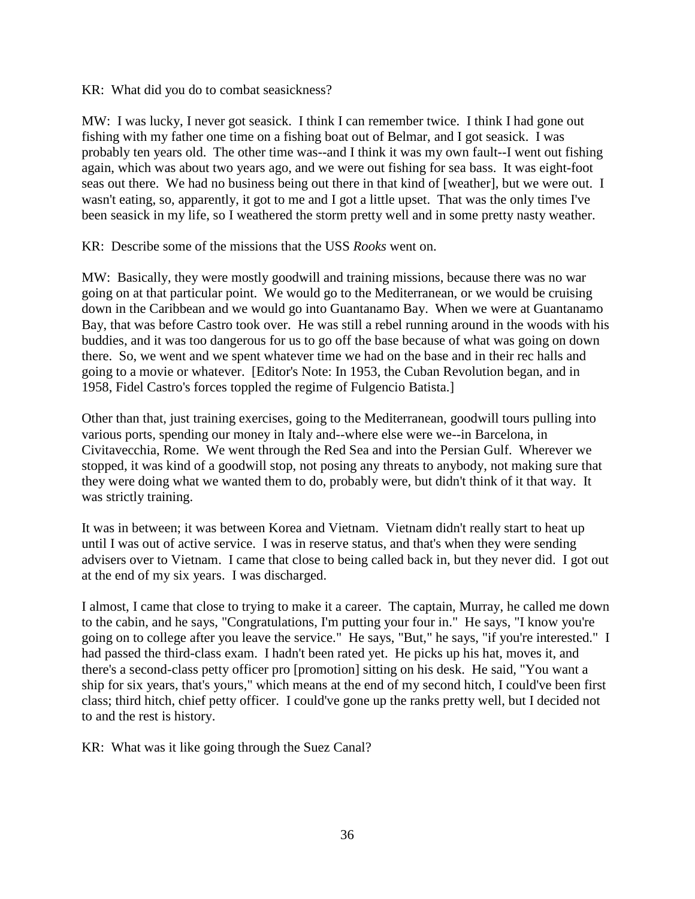KR: What did you do to combat seasickness?

MW: I was lucky, I never got seasick. I think I can remember twice. I think I had gone out fishing with my father one time on a fishing boat out of Belmar, and I got seasick. I was probably ten years old. The other time was--and I think it was my own fault--I went out fishing again, which was about two years ago, and we were out fishing for sea bass. It was eight-foot seas out there. We had no business being out there in that kind of [weather], but we were out. I wasn't eating, so, apparently, it got to me and I got a little upset. That was the only times I've been seasick in my life, so I weathered the storm pretty well and in some pretty nasty weather.

KR: Describe some of the missions that the USS *Rooks* went on.

MW: Basically, they were mostly goodwill and training missions, because there was no war going on at that particular point. We would go to the Mediterranean, or we would be cruising down in the Caribbean and we would go into Guantanamo Bay. When we were at Guantanamo Bay, that was before Castro took over. He was still a rebel running around in the woods with his buddies, and it was too dangerous for us to go off the base because of what was going on down there. So, we went and we spent whatever time we had on the base and in their rec halls and going to a movie or whatever. [Editor's Note: In 1953, the Cuban Revolution began, and in 1958, Fidel Castro's forces toppled the regime of Fulgencio Batista.]

Other than that, just training exercises, going to the Mediterranean, goodwill tours pulling into various ports, spending our money in Italy and--where else were we--in Barcelona, in Civitavecchia, Rome. We went through the Red Sea and into the Persian Gulf. Wherever we stopped, it was kind of a goodwill stop, not posing any threats to anybody, not making sure that they were doing what we wanted them to do, probably were, but didn't think of it that way. It was strictly training.

It was in between; it was between Korea and Vietnam. Vietnam didn't really start to heat up until I was out of active service. I was in reserve status, and that's when they were sending advisers over to Vietnam. I came that close to being called back in, but they never did. I got out at the end of my six years. I was discharged.

I almost, I came that close to trying to make it a career. The captain, Murray, he called me down to the cabin, and he says, "Congratulations, I'm putting your four in." He says, "I know you're going on to college after you leave the service." He says, "But," he says, "if you're interested." I had passed the third-class exam. I hadn't been rated yet. He picks up his hat, moves it, and there's a second-class petty officer pro [promotion] sitting on his desk. He said, "You want a ship for six years, that's yours," which means at the end of my second hitch, I could've been first class; third hitch, chief petty officer. I could've gone up the ranks pretty well, but I decided not to and the rest is history.

KR: What was it like going through the Suez Canal?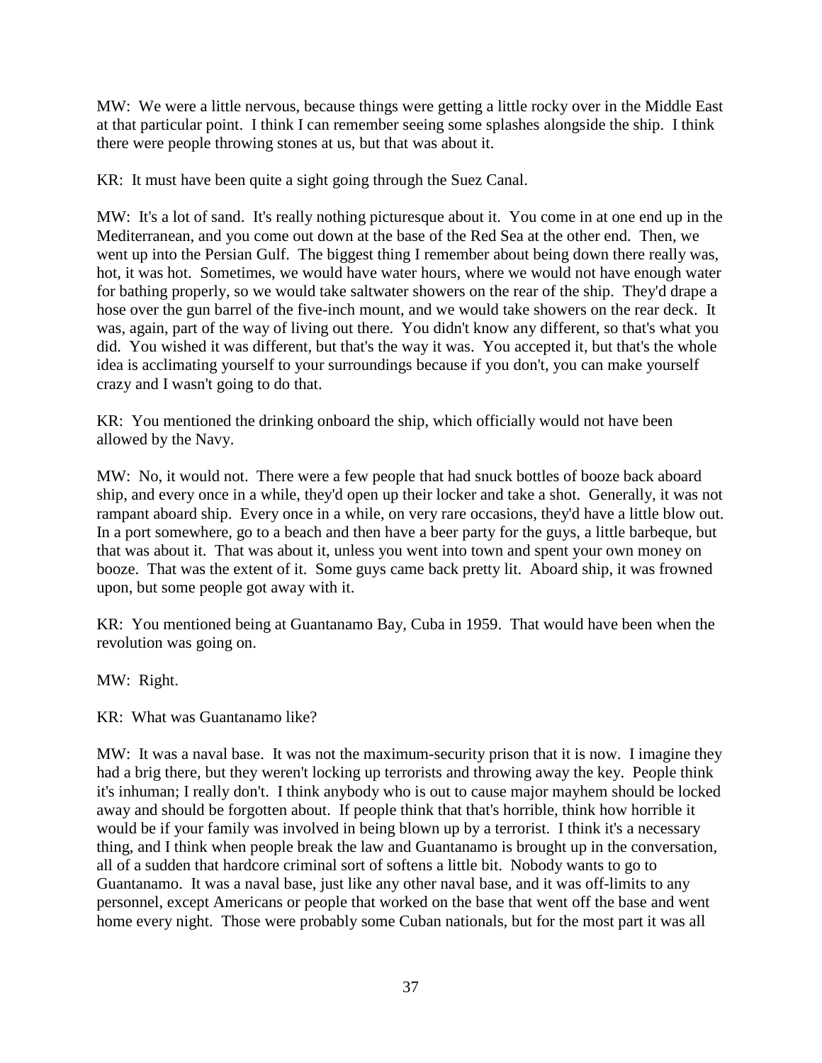MW: We were a little nervous, because things were getting a little rocky over in the Middle East at that particular point. I think I can remember seeing some splashes alongside the ship. I think there were people throwing stones at us, but that was about it.

KR: It must have been quite a sight going through the Suez Canal.

MW: It's a lot of sand. It's really nothing picturesque about it. You come in at one end up in the Mediterranean, and you come out down at the base of the Red Sea at the other end. Then, we went up into the Persian Gulf. The biggest thing I remember about being down there really was, hot, it was hot. Sometimes, we would have water hours, where we would not have enough water for bathing properly, so we would take saltwater showers on the rear of the ship. They'd drape a hose over the gun barrel of the five-inch mount, and we would take showers on the rear deck. It was, again, part of the way of living out there. You didn't know any different, so that's what you did. You wished it was different, but that's the way it was. You accepted it, but that's the whole idea is acclimating yourself to your surroundings because if you don't, you can make yourself crazy and I wasn't going to do that.

KR: You mentioned the drinking onboard the ship, which officially would not have been allowed by the Navy.

MW: No, it would not. There were a few people that had snuck bottles of booze back aboard ship, and every once in a while, they'd open up their locker and take a shot. Generally, it was not rampant aboard ship. Every once in a while, on very rare occasions, they'd have a little blow out. In a port somewhere, go to a beach and then have a beer party for the guys, a little barbeque, but that was about it. That was about it, unless you went into town and spent your own money on booze. That was the extent of it. Some guys came back pretty lit. Aboard ship, it was frowned upon, but some people got away with it.

KR: You mentioned being at Guantanamo Bay, Cuba in 1959. That would have been when the revolution was going on.

MW: Right.

KR: What was Guantanamo like?

MW: It was a naval base. It was not the maximum-security prison that it is now. I imagine they had a brig there, but they weren't locking up terrorists and throwing away the key. People think it's inhuman; I really don't. I think anybody who is out to cause major mayhem should be locked away and should be forgotten about. If people think that that's horrible, think how horrible it would be if your family was involved in being blown up by a terrorist. I think it's a necessary thing, and I think when people break the law and Guantanamo is brought up in the conversation, all of a sudden that hardcore criminal sort of softens a little bit. Nobody wants to go to Guantanamo. It was a naval base, just like any other naval base, and it was off-limits to any personnel, except Americans or people that worked on the base that went off the base and went home every night. Those were probably some Cuban nationals, but for the most part it was all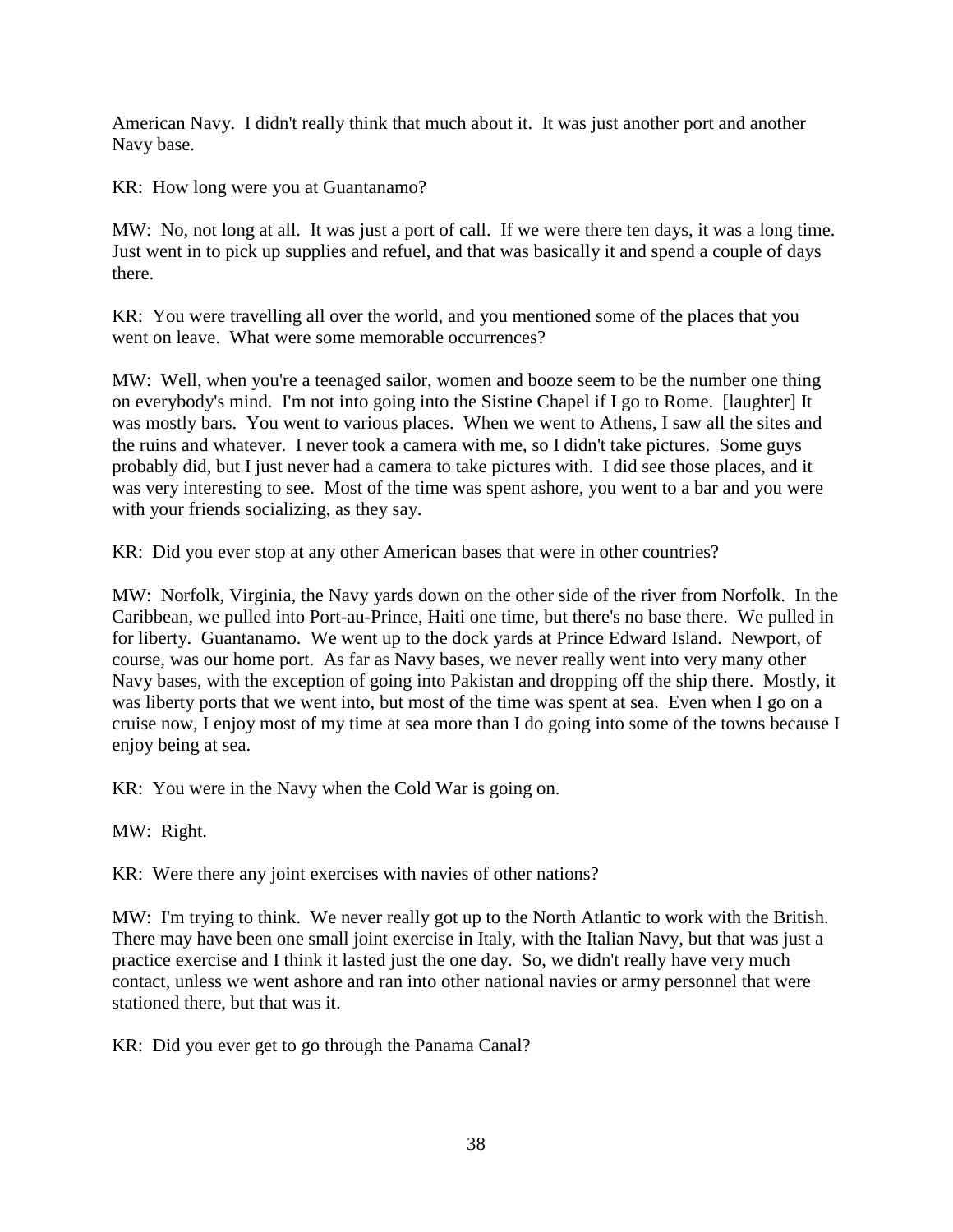American Navy. I didn't really think that much about it. It was just another port and another Navy base.

KR: How long were you at Guantanamo?

MW: No, not long at all. It was just a port of call. If we were there ten days, it was a long time. Just went in to pick up supplies and refuel, and that was basically it and spend a couple of days there.

KR: You were travelling all over the world, and you mentioned some of the places that you went on leave. What were some memorable occurrences?

MW: Well, when you're a teenaged sailor, women and booze seem to be the number one thing on everybody's mind. I'm not into going into the Sistine Chapel if I go to Rome. [laughter] It was mostly bars. You went to various places. When we went to Athens, I saw all the sites and the ruins and whatever. I never took a camera with me, so I didn't take pictures. Some guys probably did, but I just never had a camera to take pictures with. I did see those places, and it was very interesting to see. Most of the time was spent ashore, you went to a bar and you were with your friends socializing, as they say.

KR: Did you ever stop at any other American bases that were in other countries?

MW: Norfolk, Virginia, the Navy yards down on the other side of the river from Norfolk. In the Caribbean, we pulled into Port-au-Prince, Haiti one time, but there's no base there. We pulled in for liberty. Guantanamo. We went up to the dock yards at Prince Edward Island. Newport, of course, was our home port. As far as Navy bases, we never really went into very many other Navy bases, with the exception of going into Pakistan and dropping off the ship there. Mostly, it was liberty ports that we went into, but most of the time was spent at sea. Even when I go on a cruise now, I enjoy most of my time at sea more than I do going into some of the towns because I enjoy being at sea.

KR: You were in the Navy when the Cold War is going on.

MW: Right.

KR: Were there any joint exercises with navies of other nations?

MW: I'm trying to think. We never really got up to the North Atlantic to work with the British. There may have been one small joint exercise in Italy, with the Italian Navy, but that was just a practice exercise and I think it lasted just the one day. So, we didn't really have very much contact, unless we went ashore and ran into other national navies or army personnel that were stationed there, but that was it.

KR: Did you ever get to go through the Panama Canal?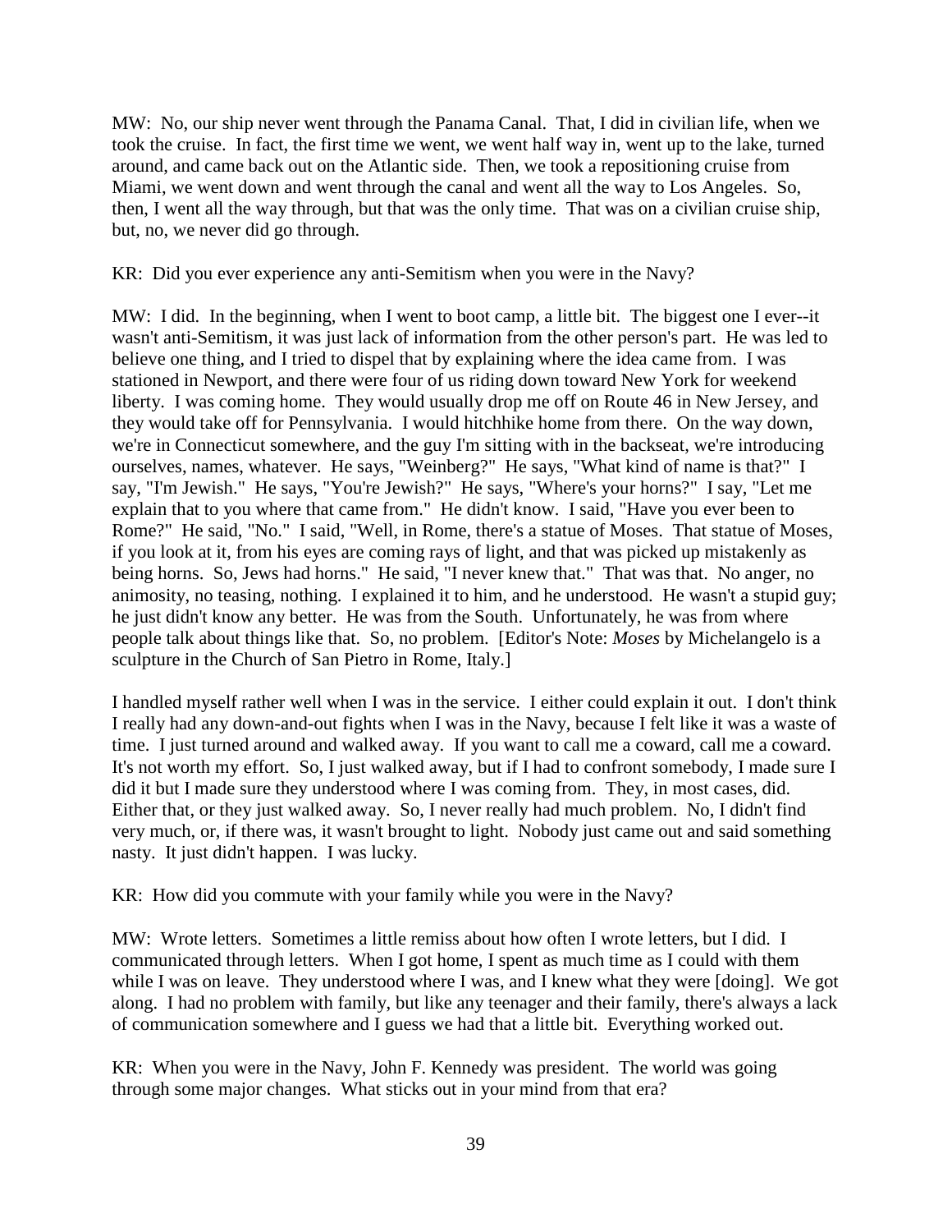MW: No, our ship never went through the Panama Canal. That, I did in civilian life, when we took the cruise. In fact, the first time we went, we went half way in, went up to the lake, turned around, and came back out on the Atlantic side. Then, we took a repositioning cruise from Miami, we went down and went through the canal and went all the way to Los Angeles. So, then, I went all the way through, but that was the only time. That was on a civilian cruise ship, but, no, we never did go through.

KR: Did you ever experience any anti-Semitism when you were in the Navy?

MW: I did. In the beginning, when I went to boot camp, a little bit. The biggest one I ever--it wasn't anti-Semitism, it was just lack of information from the other person's part. He was led to believe one thing, and I tried to dispel that by explaining where the idea came from. I was stationed in Newport, and there were four of us riding down toward New York for weekend liberty. I was coming home. They would usually drop me off on Route 46 in New Jersey, and they would take off for Pennsylvania. I would hitchhike home from there. On the way down, we're in Connecticut somewhere, and the guy I'm sitting with in the backseat, we're introducing ourselves, names, whatever. He says, "Weinberg?" He says, "What kind of name is that?" I say, "I'm Jewish." He says, "You're Jewish?" He says, "Where's your horns?" I say, "Let me explain that to you where that came from." He didn't know. I said, "Have you ever been to Rome?" He said, "No." I said, "Well, in Rome, there's a statue of Moses. That statue of Moses, if you look at it, from his eyes are coming rays of light, and that was picked up mistakenly as being horns. So, Jews had horns." He said, "I never knew that." That was that. No anger, no animosity, no teasing, nothing. I explained it to him, and he understood. He wasn't a stupid guy; he just didn't know any better. He was from the South. Unfortunately, he was from where people talk about things like that. So, no problem. [Editor's Note: *Moses* by Michelangelo is a sculpture in the Church of San Pietro in Rome, Italy.]

I handled myself rather well when I was in the service. I either could explain it out. I don't think I really had any down-and-out fights when I was in the Navy, because I felt like it was a waste of time. I just turned around and walked away. If you want to call me a coward, call me a coward. It's not worth my effort. So, I just walked away, but if I had to confront somebody, I made sure I did it but I made sure they understood where I was coming from. They, in most cases, did. Either that, or they just walked away. So, I never really had much problem. No, I didn't find very much, or, if there was, it wasn't brought to light. Nobody just came out and said something nasty. It just didn't happen. I was lucky.

KR: How did you commute with your family while you were in the Navy?

MW: Wrote letters. Sometimes a little remiss about how often I wrote letters, but I did. I communicated through letters. When I got home, I spent as much time as I could with them while I was on leave. They understood where I was, and I knew what they were [doing]. We got along. I had no problem with family, but like any teenager and their family, there's always a lack of communication somewhere and I guess we had that a little bit. Everything worked out.

KR: When you were in the Navy, John F. Kennedy was president. The world was going through some major changes. What sticks out in your mind from that era?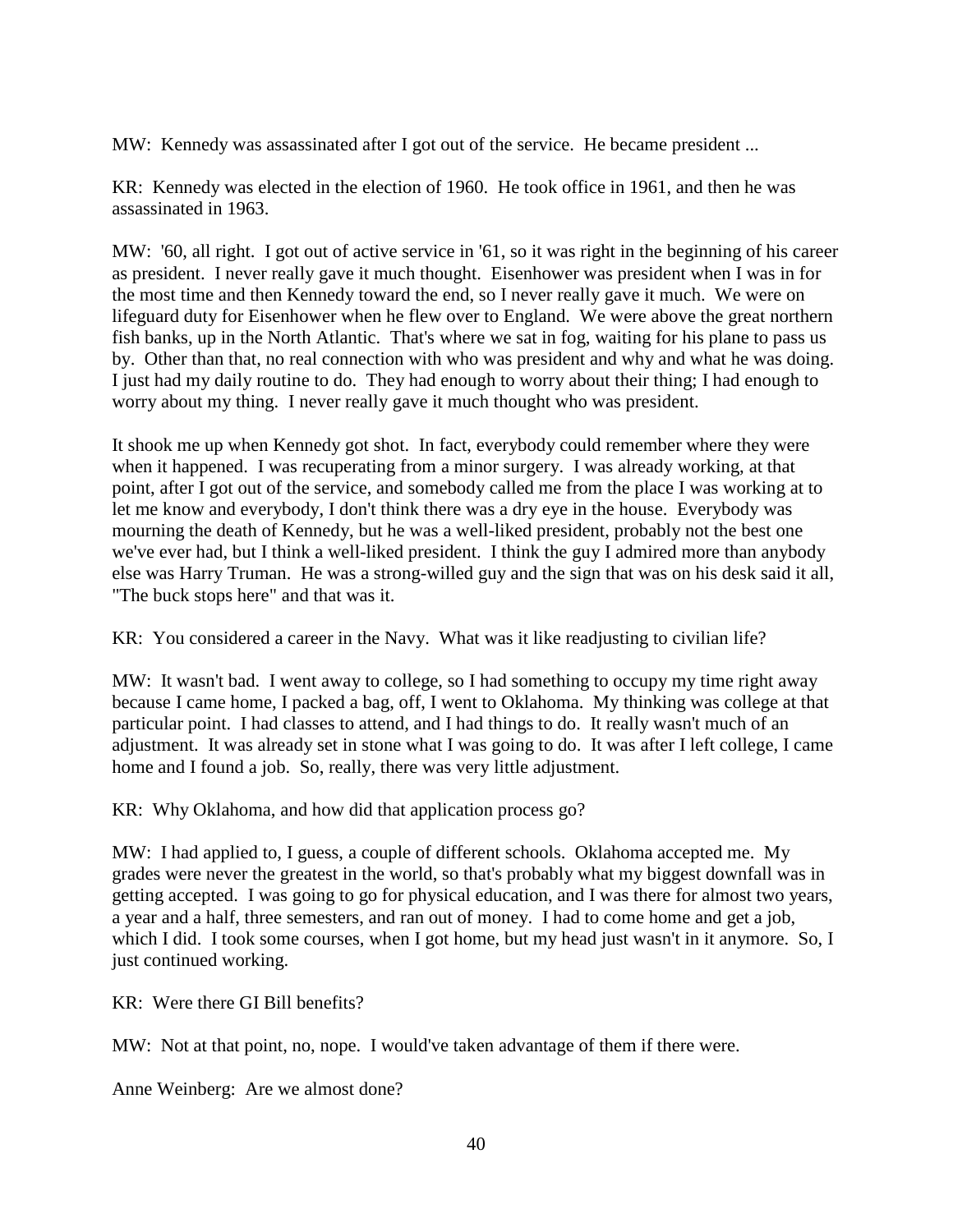MW: Kennedy was assassinated after I got out of the service. He became president ...

KR: Kennedy was elected in the election of 1960. He took office in 1961, and then he was assassinated in 1963.

MW: '60, all right. I got out of active service in '61, so it was right in the beginning of his career as president. I never really gave it much thought. Eisenhower was president when I was in for the most time and then Kennedy toward the end, so I never really gave it much. We were on lifeguard duty for Eisenhower when he flew over to England. We were above the great northern fish banks, up in the North Atlantic. That's where we sat in fog, waiting for his plane to pass us by. Other than that, no real connection with who was president and why and what he was doing. I just had my daily routine to do. They had enough to worry about their thing; I had enough to worry about my thing. I never really gave it much thought who was president.

It shook me up when Kennedy got shot. In fact, everybody could remember where they were when it happened. I was recuperating from a minor surgery. I was already working, at that point, after I got out of the service, and somebody called me from the place I was working at to let me know and everybody, I don't think there was a dry eye in the house. Everybody was mourning the death of Kennedy, but he was a well-liked president, probably not the best one we've ever had, but I think a well-liked president. I think the guy I admired more than anybody else was Harry Truman. He was a strong-willed guy and the sign that was on his desk said it all, "The buck stops here" and that was it.

KR: You considered a career in the Navy. What was it like readjusting to civilian life?

MW: It wasn't bad. I went away to college, so I had something to occupy my time right away because I came home, I packed a bag, off, I went to Oklahoma. My thinking was college at that particular point. I had classes to attend, and I had things to do. It really wasn't much of an adjustment. It was already set in stone what I was going to do. It was after I left college, I came home and I found a job. So, really, there was very little adjustment.

KR: Why Oklahoma, and how did that application process go?

MW: I had applied to, I guess, a couple of different schools. Oklahoma accepted me. My grades were never the greatest in the world, so that's probably what my biggest downfall was in getting accepted. I was going to go for physical education, and I was there for almost two years, a year and a half, three semesters, and ran out of money. I had to come home and get a job, which I did. I took some courses, when I got home, but my head just wasn't in it anymore. So, I just continued working.

KR: Were there GI Bill benefits?

MW: Not at that point, no, nope. I would've taken advantage of them if there were.

Anne Weinberg: Are we almost done?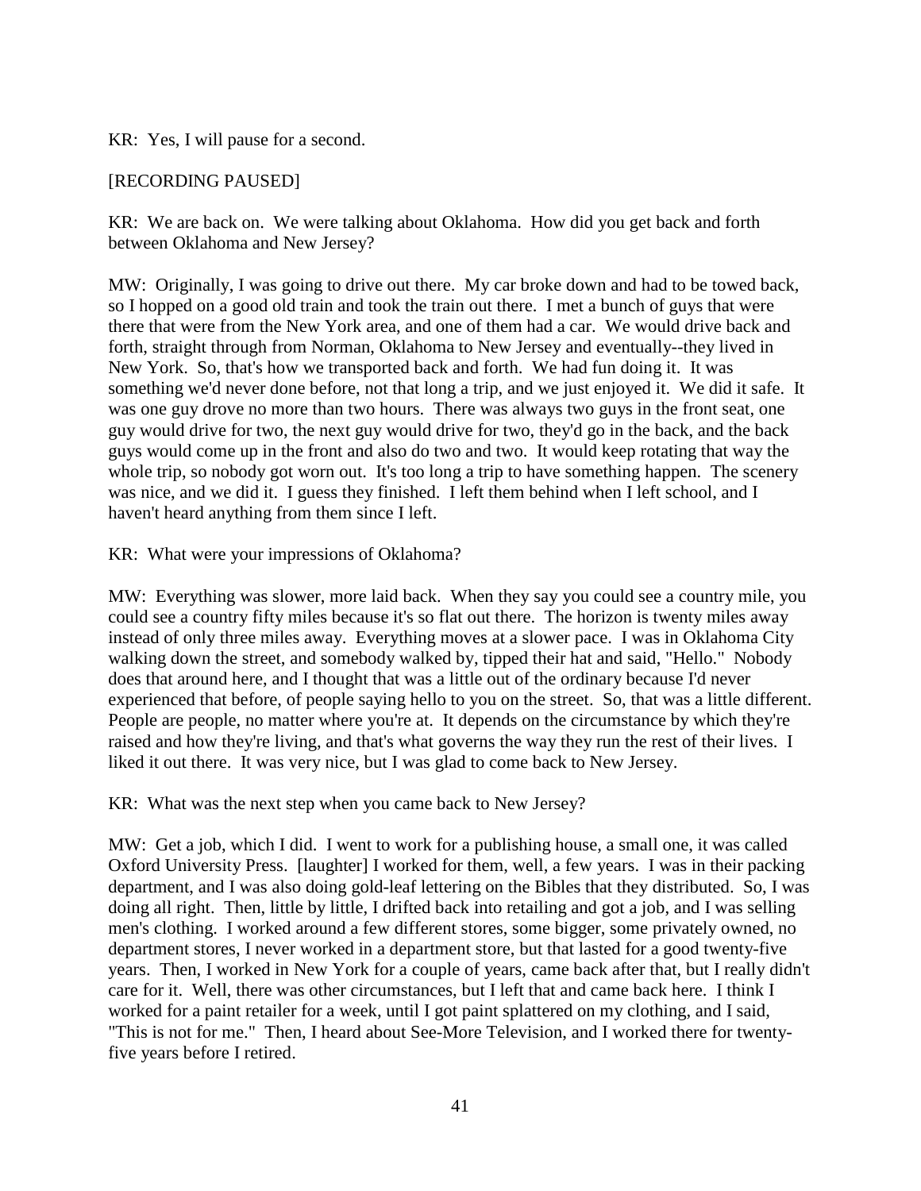KR: Yes, I will pause for a second.

[RECORDING PAUSED]

KR: We are back on. We were talking about Oklahoma. How did you get back and forth between Oklahoma and New Jersey?

MW: Originally, I was going to drive out there. My car broke down and had to be towed back, so I hopped on a good old train and took the train out there. I met a bunch of guys that were there that were from the New York area, and one of them had a car. We would drive back and forth, straight through from Norman, Oklahoma to New Jersey and eventually--they lived in New York. So, that's how we transported back and forth. We had fun doing it. It was something we'd never done before, not that long a trip, and we just enjoyed it. We did it safe. It was one guy drove no more than two hours. There was always two guys in the front seat, one guy would drive for two, the next guy would drive for two, they'd go in the back, and the back guys would come up in the front and also do two and two. It would keep rotating that way the whole trip, so nobody got worn out. It's too long a trip to have something happen. The scenery was nice, and we did it. I guess they finished. I left them behind when I left school, and I haven't heard anything from them since I left.

KR: What were your impressions of Oklahoma?

MW: Everything was slower, more laid back. When they say you could see a country mile, you could see a country fifty miles because it's so flat out there. The horizon is twenty miles away instead of only three miles away. Everything moves at a slower pace. I was in Oklahoma City walking down the street, and somebody walked by, tipped their hat and said, "Hello." Nobody does that around here, and I thought that was a little out of the ordinary because I'd never experienced that before, of people saying hello to you on the street. So, that was a little different. People are people, no matter where you're at. It depends on the circumstance by which they're raised and how they're living, and that's what governs the way they run the rest of their lives. I liked it out there. It was very nice, but I was glad to come back to New Jersey.

KR: What was the next step when you came back to New Jersey?

MW: Get a job, which I did. I went to work for a publishing house, a small one, it was called Oxford University Press. [laughter] I worked for them, well, a few years. I was in their packing department, and I was also doing gold-leaf lettering on the Bibles that they distributed. So, I was doing all right. Then, little by little, I drifted back into retailing and got a job, and I was selling men's clothing. I worked around a few different stores, some bigger, some privately owned, no department stores, I never worked in a department store, but that lasted for a good twenty-five years. Then, I worked in New York for a couple of years, came back after that, but I really didn't care for it. Well, there was other circumstances, but I left that and came back here. I think I worked for a paint retailer for a week, until I got paint splattered on my clothing, and I said, "This is not for me." Then, I heard about See-More Television, and I worked there for twenty-five years before I retired.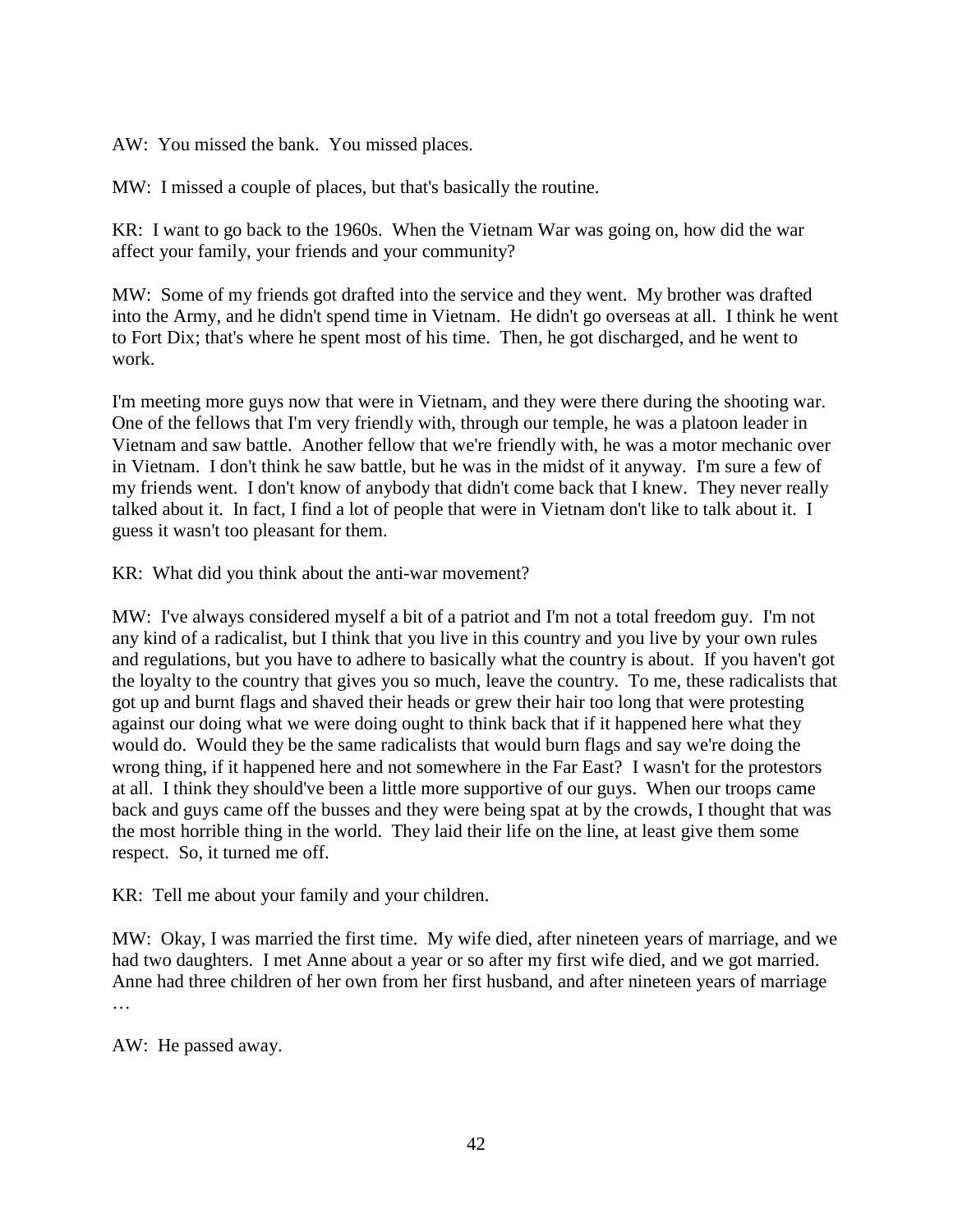AW: You missed the bank. You missed places.

MW: I missed a couple of places, but that's basically the routine.

KR: I want to go back to the 1960s. When the Vietnam War was going on, how did the war affect your family, your friends and your community?

MW: Some of my friends got drafted into the service and they went. My brother was drafted into the Army, and he didn't spend time in Vietnam. He didn't go overseas at all. I think he went to Fort Dix; that's where he spent most of his time. Then, he got discharged, and he went to work.

I'm meeting more guys now that were in Vietnam, and they were there during the shooting war. One of the fellows that I'm very friendly with, through our temple, he was a platoon leader in Vietnam and saw battle. Another fellow that we're friendly with, he was a motor mechanic over in Vietnam. I don't think he saw battle, but he was in the midst of it anyway. I'm sure a few of my friends went. I don't know of anybody that didn't come back that I knew. They never really talked about it. In fact, I find a lot of people that were in Vietnam don't like to talk about it. I guess it wasn't too pleasant for them.

KR: What did you think about the anti-war movement?

MW: I've always considered myself a bit of a patriot and I'm not a total freedom guy. I'm not any kind of a radicalist, but I think that you live in this country and you live by your own rules and regulations, but you have to adhere to basically what the country is about. If you haven't got the loyalty to the country that gives you so much, leave the country. To me, these radicalists that got up and burnt flags and shaved their heads or grew their hair too long that were protesting against our doing what we were doing ought to think back that if it happened here what they would do. Would they be the same radicalists that would burn flags and say we're doing the wrong thing, if it happened here and not somewhere in the Far East? I wasn't for the protestors at all. I think they should've been a little more supportive of our guys. When our troops came back and guys came off the busses and they were being spat at by the crowds, I thought that was the most horrible thing in the world. They laid their life on the line, at least give them some respect. So, it turned me off.

KR: Tell me about your family and your children.

MW: Okay, I was married the first time. My wife died, after nineteen years of marriage, and we had two daughters. I met Anne about a year or so after my first wife died, and we got married. Anne had three children of her own from her first husband, and after nineteen years of marriage …

AW: He passed away.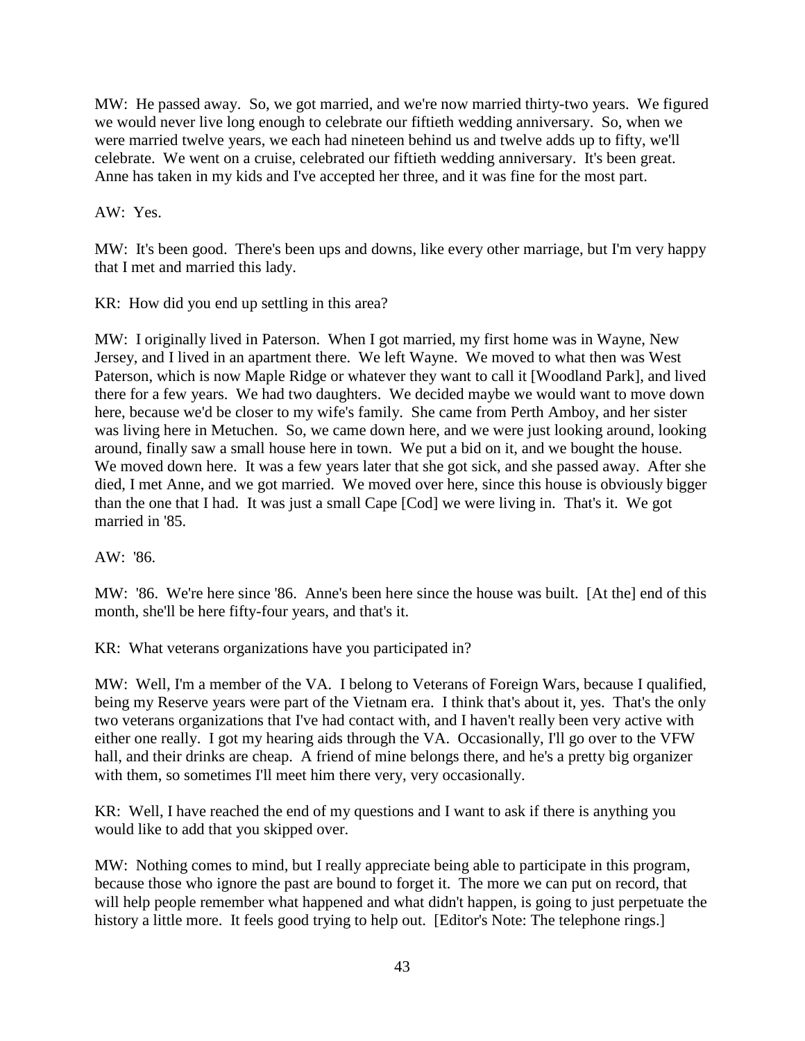MW: He passed away. So, we got married, and we're now married thirty-two years. We figured we would never live long enough to celebrate our fiftieth wedding anniversary. So, when we were married twelve years, we each had nineteen behind us and twelve adds up to fifty, we'll celebrate. We went on a cruise, celebrated our fiftieth wedding anniversary. It's been great. Anne has taken in my kids and I've accepted her three, and it was fine for the most part.

AW: Yes.

MW: It's been good. There's been ups and downs, like every other marriage, but I'm very happy that I met and married this lady.

KR: How did you end up settling in this area?

MW: I originally lived in Paterson. When I got married, my first home was in Wayne, New Jersey, and I lived in an apartment there. We left Wayne. We moved to what then was West Paterson, which is now Maple Ridge or whatever they want to call it [Woodland Park], and lived there for a few years. We had two daughters. We decided maybe we would want to move down here, because we'd be closer to my wife's family. She came from Perth Amboy, and her sister was living here in Metuchen. So, we came down here, and we were just looking around, looking around, finally saw a small house here in town. We put a bid on it, and we bought the house. We moved down here. It was a few years later that she got sick, and she passed away. After she died, I met Anne, and we got married. We moved over here, since this house is obviously bigger than the one that I had. It was just a small Cape [Cod] we were living in. That's it. We got married in '85.

AW: '86.

MW: '86. We're here since '86. Anne's been here since the house was built. [At the] end of this month, she'll be here fifty-four years, and that's it.

KR: What veterans organizations have you participated in?

MW: Well, I'm a member of the VA. I belong to Veterans of Foreign Wars, because I qualified, being my Reserve years were part of the Vietnam era. I think that's about it, yes. That's the only two veterans organizations that I've had contact with, and I haven't really been very active with either one really. I got my hearing aids through the VA. Occasionally, I'll go over to the VFW hall, and their drinks are cheap. A friend of mine belongs there, and he's a pretty big organizer with them, so sometimes I'll meet him there very, very occasionally.

KR: Well, I have reached the end of my questions and I want to ask if there is anything you would like to add that you skipped over.

MW: Nothing comes to mind, but I really appreciate being able to participate in this program, because those who ignore the past are bound to forget it. The more we can put on record, that will help people remember what happened and what didn't happen, is going to just perpetuate the history a little more. It feels good trying to help out. [Editor's Note: The telephone rings.]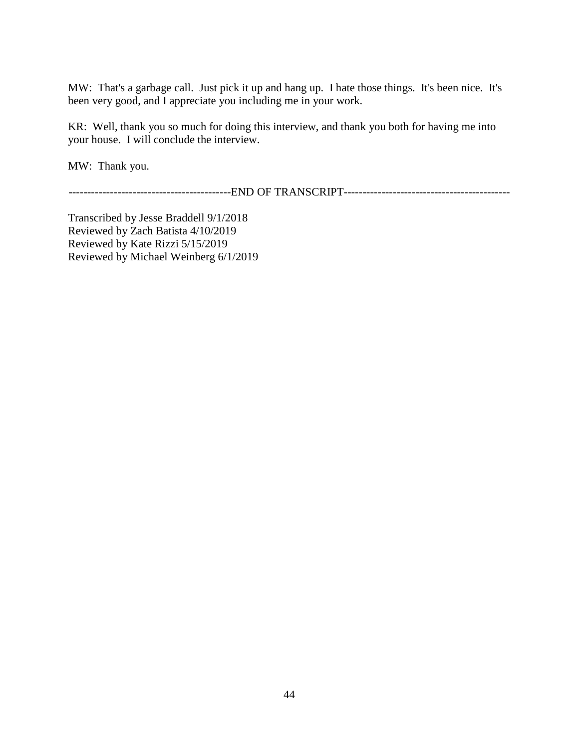MW: That's a garbage call. Just pick it up and hang up. I hate those things. It's been nice. It's been very good, and I appreciate you including me in your work.

KR: Well, thank you so much for doing this interview, and thank you both for having me into your house. I will conclude the interview.

MW: Thank you.

------------------------------------------END OF TRANSCRIPT------------------------------------------

Transcribed by Jesse Braddell 9/1/2018
Reviewed by Zach Batista 4/10/2019
Reviewed by Kate Rizzi 5/15/2019
Reviewed by Michael Weinberg 6/1/2019